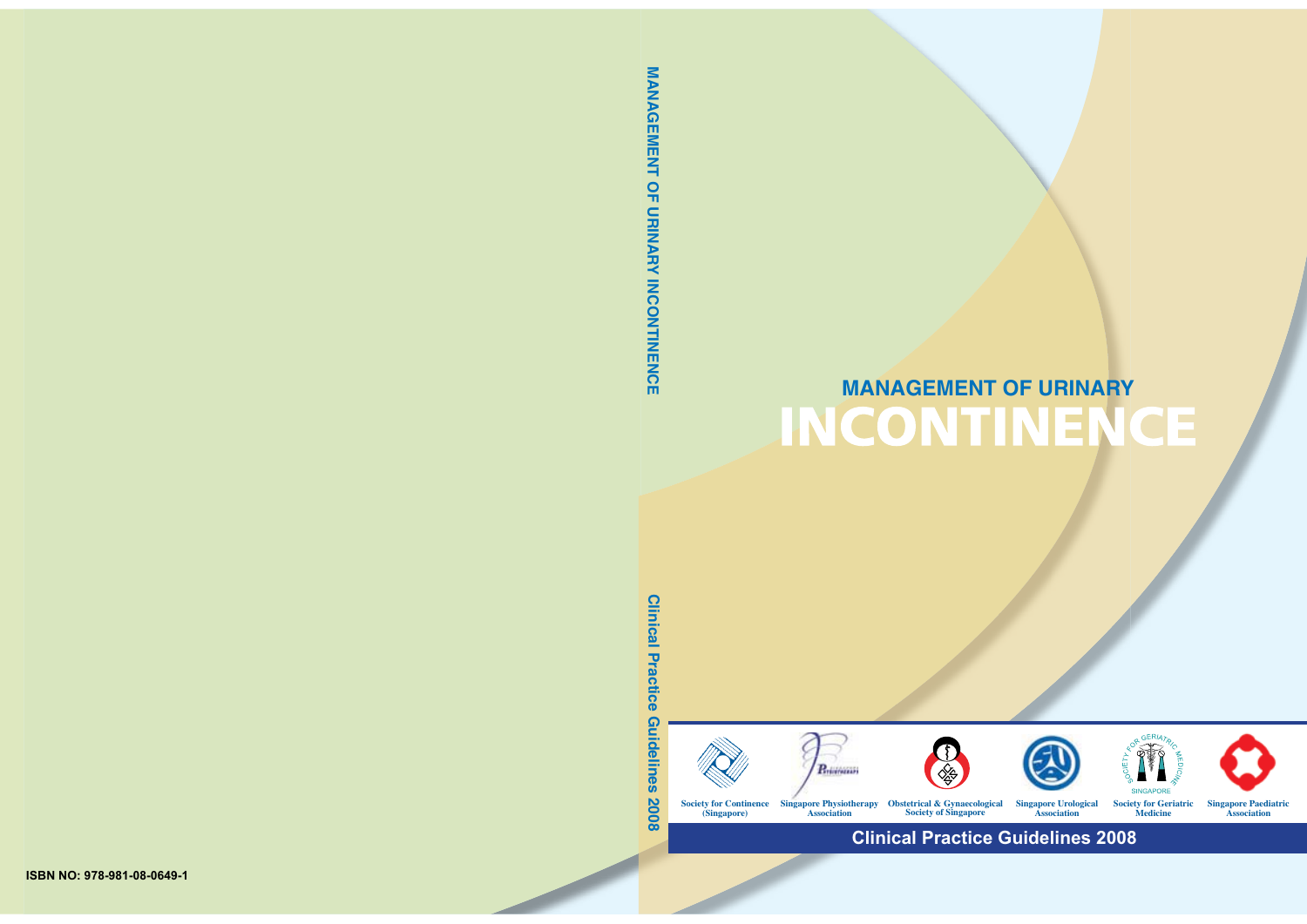ISBN NO: 978-981-08-0649-1

MANAGEMENT OF URINARY INCONTINENCE

Clinical Practice Guidelines 2008

# MANAGEMENT OF URINARY INCONTINENCE

Society for Continence (Singapore)

Singapore Physiotherapy Association

Obstetrical & Gynaecological Society of Singapore

Singapore Urological Association

Society for Geriatric Medicine

Singapore Paediatric Association

**Clinical Practice Guidelines 2008**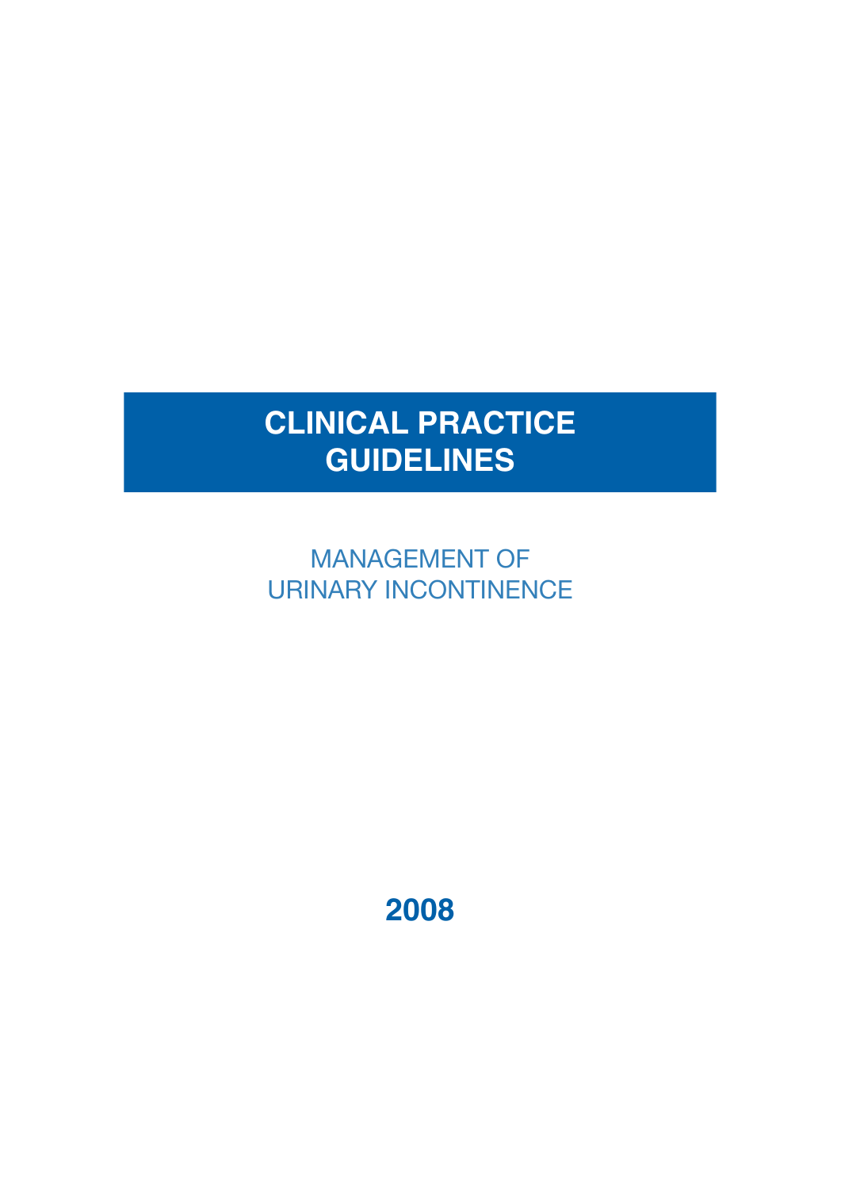# CLINICAL PRACTICE GUIDELINES

## MANAGEMENT OF URINARY INCONTINENCE

2008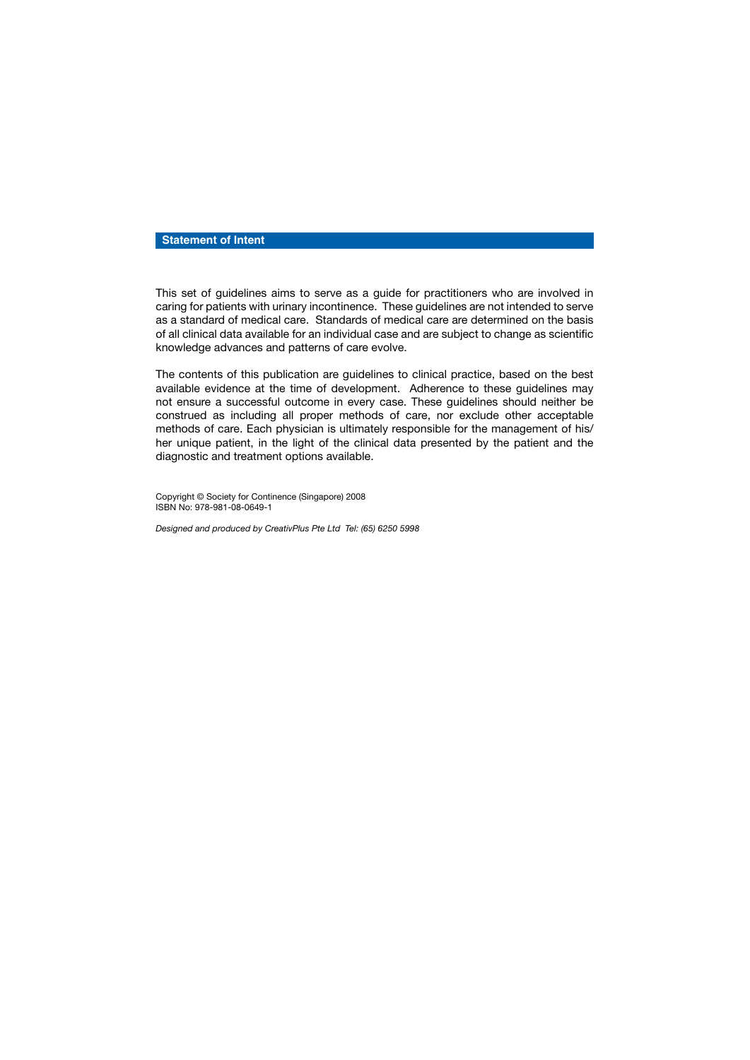## Statement of Intent

This set of guidelines aims to serve as a guide for practitioners who are involved in caring for patients with urinary incontinence. These guidelines are not intended to serve as a standard of medical care. Standards of medical care are determined on the basis of all clinical data available for an individual case and are subject to change as scientific knowledge advances and patterns of care evolve.

The contents of this publication are guidelines to clinical practice, based on the best available evidence at the time of development. Adherence to these guidelines may not ensure a successful outcome in every case. These guidelines should neither be construed as including all proper methods of care, nor exclude other acceptable methods of care. Each physician is ultimately responsible for the management of his/her unique patient, in the light of the clinical data presented by the patient and the diagnostic and treatment options available.

Copyright © Society for Continence (Singapore) 2008
ISBN No: 978-981-08-0649-1

*Designed and produced by CreativPlus Pte Ltd Tel: (65) 6250 5998*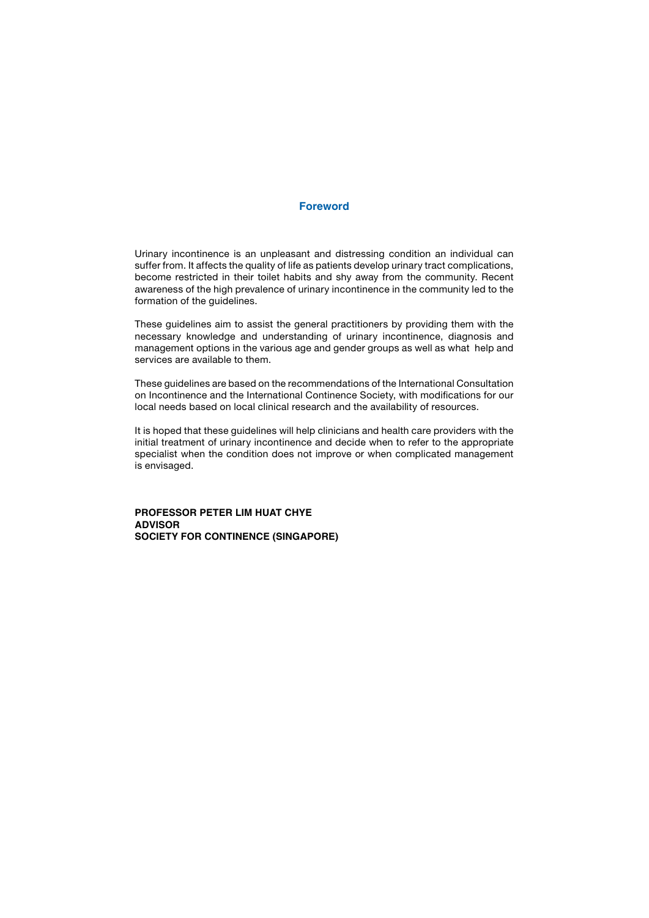# Foreword

Urinary incontinence is an unpleasant and distressing condition an individual can suffer from. It affects the quality of life as patients develop urinary tract complications, become restricted in their toilet habits and shy away from the community. Recent awareness of the high prevalence of urinary incontinence in the community led to the formation of the guidelines.

These guidelines aim to assist the general practitioners by providing them with the necessary knowledge and understanding of urinary incontinence, diagnosis and management options in the various age and gender groups as well as what help and services are available to them.

These guidelines are based on the recommendations of the International Consultation on Incontinence and the International Continence Society, with modifications for our local needs based on local clinical research and the availability of resources.

It is hoped that these guidelines will help clinicians and health care providers with the initial treatment of urinary incontinence and decide when to refer to the appropriate specialist when the condition does not improve or when complicated management is envisaged.

**PROFESSOR PETER LIM HUAT CHYE**
**ADVISOR**
**SOCIETY FOR CONTINENCE (SINGAPORE)**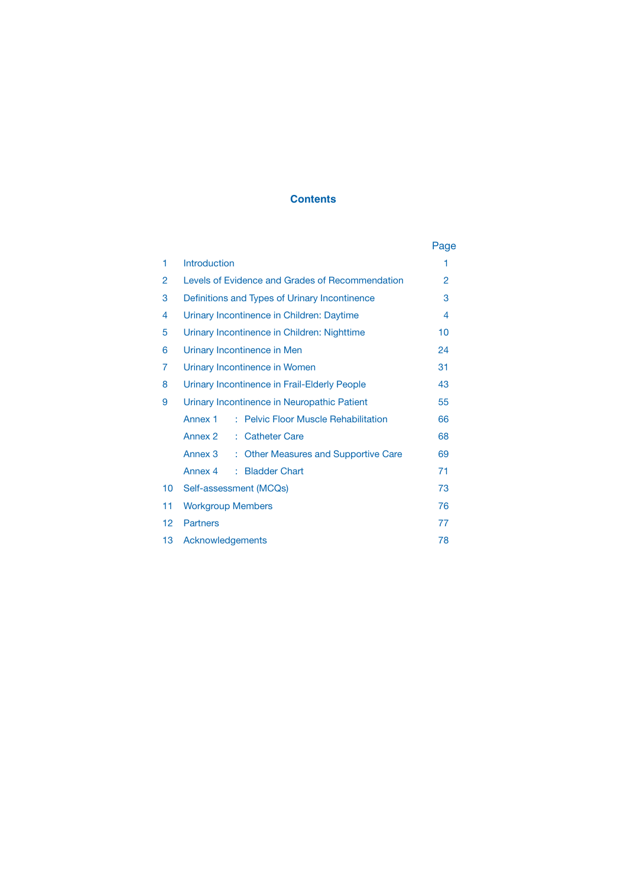# Contents

| | | Page |
|---|---|---|
| 1 | Introduction | 1 |
| 2 | Levels of Evidence and Grades of Recommendation | 2 |
| 3 | Definitions and Types of Urinary Incontinence | 3 |
| 4 | Urinary Incontinence in Children: Daytime | 4 |
| 5 | Urinary Incontinence in Children: Nighttime | 10 |
| 6 | Urinary Incontinence in Men | 24 |
| 7 | Urinary Incontinence in Women | 31 |
| 8 | Urinary Incontinence in Frail-Elderly People | 43 |
| 9 | Urinary Incontinence in Neuropathic Patient | 55 |
| | Annex 1 : Pelvic Floor Muscle Rehabilitation | 66 |
| | Annex 2 : Catheter Care | 68 |
| | Annex 3 : Other Measures and Supportive Care | 69 |
| | Annex 4 : Bladder Chart | 71 |
| 10 | Self-assessment (MCQs) | 73 |
| 11 | Workgroup Members | 76 |
| 12 | Partners | 77 |
| 13 | Acknowledgements | 78 |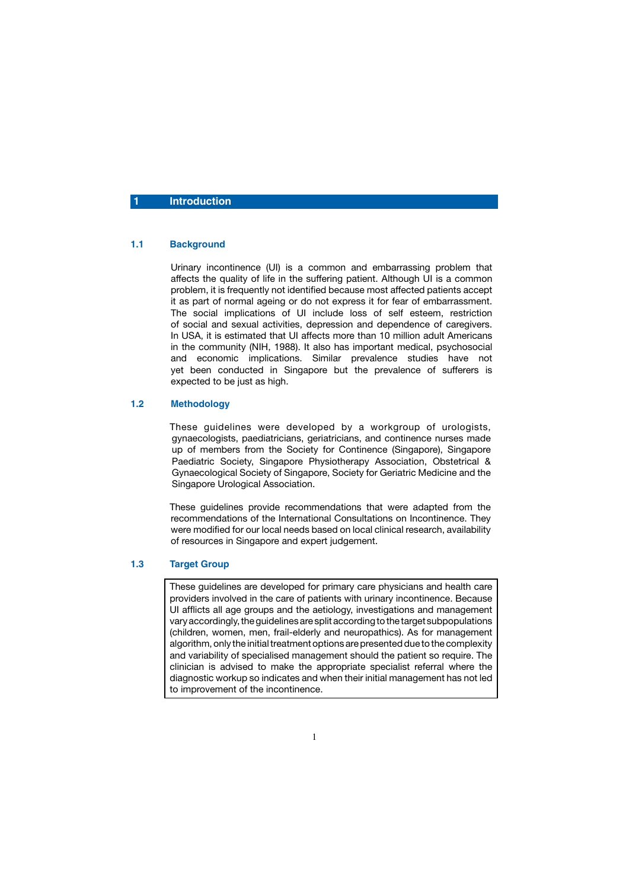# 1 Introduction

## 1.1 Background

Urinary incontinence (UI) is a common and embarrassing problem that affects the quality of life in the suffering patient. Although UI is a common problem, it is frequently not identified because most affected patients accept it as part of normal ageing or do not express it for fear of embarrassment. The social implications of UI include loss of self esteem, restriction of social and sexual activities, depression and dependence of caregivers. In USA, it is estimated that UI affects more than 10 million adult Americans in the community (NIH, 1988). It also has important medical, psychosocial and economic implications. Similar prevalence studies have not yet been conducted in Singapore but the prevalence of sufferers is expected to be just as high.

## 1.2 Methodology

These guidelines were developed by a workgroup of urologists, gynaecologists, paediatricians, geriatricians, and continence nurses made up of members from the Society for Continence (Singapore), Singapore Paediatric Society, Singapore Physiotherapy Association, Obstetrical & Gynaecological Society of Singapore, Society for Geriatric Medicine and the Singapore Urological Association.

These guidelines provide recommendations that were adapted from the recommendations of the International Consultations on Incontinence. They were modified for our local needs based on local clinical research, availability of resources in Singapore and expert judgement.

## 1.3 Target Group

These guidelines are developed for primary care physicians and health care providers involved in the care of patients with urinary incontinence. Because UI afflicts all age groups and the aetiology, investigations and management vary accordingly, the guidelines are split according to the target subpopulations (children, women, men, frail-elderly and neuropathics). As for management algorithm, only the initial treatment options are presented due to the complexity and variability of specialised management should the patient so require. The clinician is advised to make the appropriate specialist referral where the diagnostic workup so indicates and when their initial management has not led to improvement of the incontinence.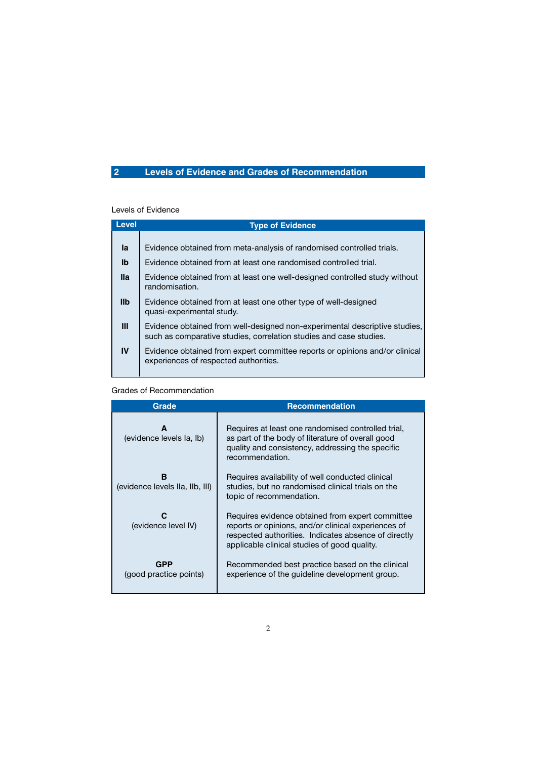## 2 Levels of Evidence and Grades of Recommendation

Levels of Evidence

| Level | Type of Evidence |
|---|---|
| Ia | Evidence obtained from meta-analysis of randomised controlled trials. |
| Ib | Evidence obtained from at least one randomised controlled trial. |
| IIa | Evidence obtained from at least one well-designed controlled study without randomisation. |
| IIb | Evidence obtained from at least one other type of well-designed quasi-experimental study. |
| III | Evidence obtained from well-designed non-experimental descriptive studies, such as comparative studies, correlation studies and case studies. |
| IV | Evidence obtained from expert committee reports or opinions and/or clinical experiences of respected authorities. |

Grades of Recommendation

| Grade | Recommendation |
|---|---|
| **A** (evidence levels Ia, Ib) | Requires at least one randomised controlled trial, as part of the body of literature of overall good quality and consistency, addressing the specific recommendation. |
| **B** (evidence levels IIa, IIb, III) | Requires availability of well conducted clinical studies, but no randomised clinical trials on the topic of recommendation. |
| **C** (evidence level IV) | Requires evidence obtained from expert committee reports or opinions, and/or clinical experiences of respected authorities. Indicates absence of directly applicable clinical studies of good quality. |
| **GPP** (good practice points) | Recommended best practice based on the clinical experience of the guideline development group. |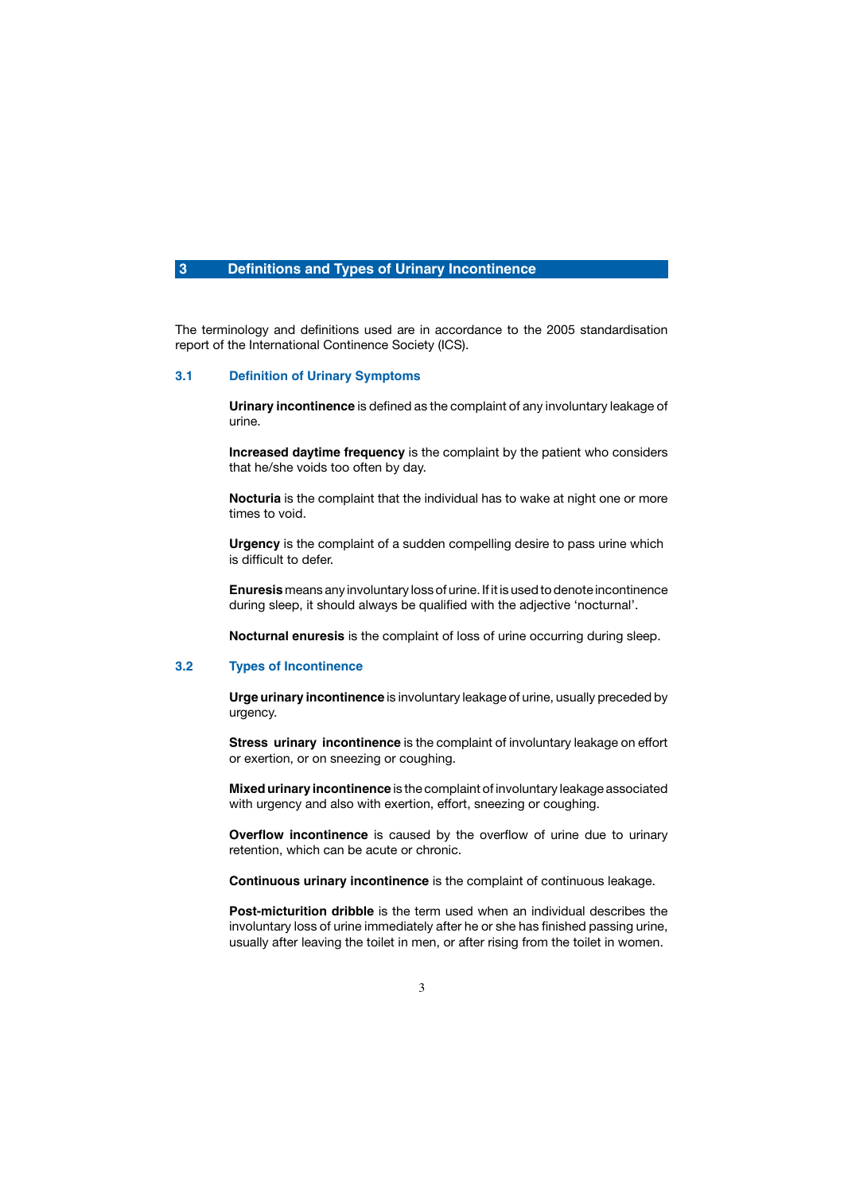## 3 Definitions and Types of Urinary Incontinence

The terminology and definitions used are in accordance to the 2005 standardisation report of the International Continence Society (ICS).

### 3.1 Definition of Urinary Symptoms

**Urinary incontinence** is defined as the complaint of any involuntary leakage of urine.

**Increased daytime frequency** is the complaint by the patient who considers that he/she voids too often by day.

**Nocturia** is the complaint that the individual has to wake at night one or more times to void.

**Urgency** is the complaint of a sudden compelling desire to pass urine which is difficult to defer.

**Enuresis** means any involuntary loss of urine. If it is used to denote incontinence during sleep, it should always be qualified with the adjective 'nocturnal'.

**Nocturnal enuresis** is the complaint of loss of urine occurring during sleep.

### 3.2 Types of Incontinence

**Urge urinary incontinence** is involuntary leakage of urine, usually preceded by urgency.

**Stress urinary incontinence** is the complaint of involuntary leakage on effort or exertion, or on sneezing or coughing.

**Mixed urinary incontinence** is the complaint of involuntary leakage associated with urgency and also with exertion, effort, sneezing or coughing.

**Overflow incontinence** is caused by the overflow of urine due to urinary retention, which can be acute or chronic.

**Continuous urinary incontinence** is the complaint of continuous leakage.

**Post-micturition dribble** is the term used when an individual describes the involuntary loss of urine immediately after he or she has finished passing urine, usually after leaving the toilet in men, or after rising from the toilet in women.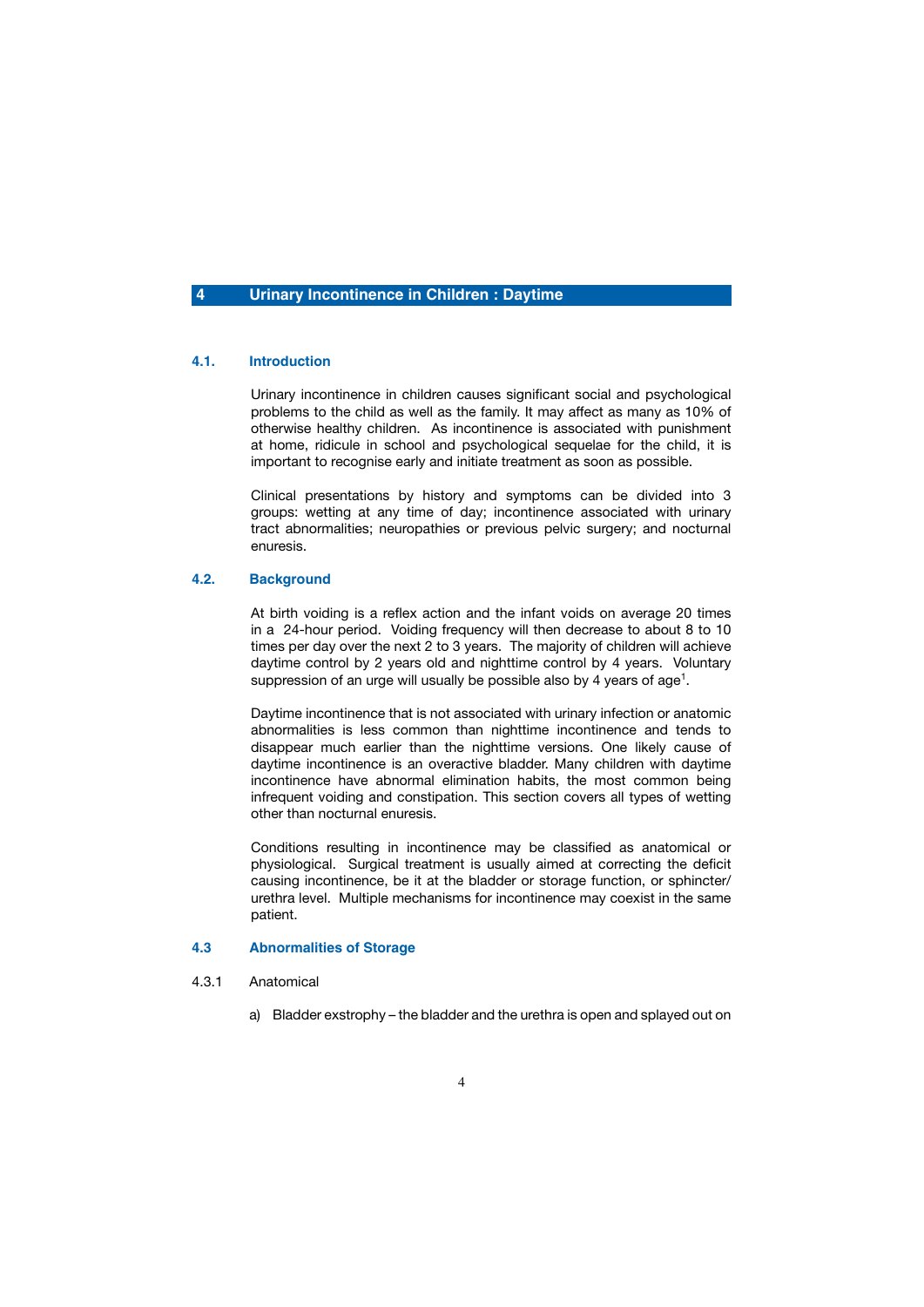# 4 Urinary Incontinence in Children : Daytime

## 4.1. Introduction

Urinary incontinence in children causes significant social and psychological problems to the child as well as the family. It may affect as many as 10% of otherwise healthy children. As incontinence is associated with punishment at home, ridicule in school and psychological sequelae for the child, it is important to recognise early and initiate treatment as soon as possible.

Clinical presentations by history and symptoms can be divided into 3 groups: wetting at any time of day; incontinence associated with urinary tract abnormalities; neuropathies or previous pelvic surgery; and nocturnal enuresis.

## 4.2. Background

At birth voiding is a reflex action and the infant voids on average 20 times in a 24-hour period. Voiding frequency will then decrease to about 8 to 10 times per day over the next 2 to 3 years. The majority of children will achieve daytime control by 2 years old and nighttime control by 4 years. Voluntary suppression of an urge will usually be possible also by 4 years of age[1].

Daytime incontinence that is not associated with urinary infection or anatomic abnormalities is less common than nighttime incontinence and tends to disappear much earlier than the nighttime versions. One likely cause of daytime incontinence is an overactive bladder. Many children with daytime incontinence have abnormal elimination habits, the most common being infrequent voiding and constipation. This section covers all types of wetting other than nocturnal enuresis.

Conditions resulting in incontinence may be classified as anatomical or physiological. Surgical treatment is usually aimed at correcting the deficit causing incontinence, be it at the bladder or storage function, or sphincter/urethra level. Multiple mechanisms for incontinence may coexist in the same patient.

## 4.3 Abnormalities of Storage

### 4.3.1 Anatomical

a) Bladder exstrophy – the bladder and the urethra is open and splayed out on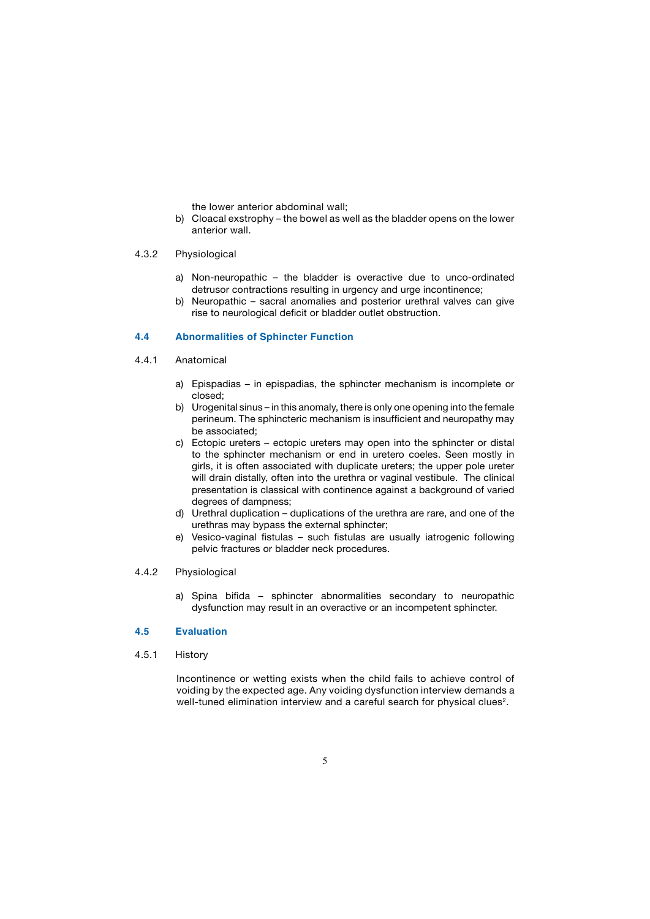the lower anterior abdominal wall;

b) Cloacal exstrophy – the bowel as well as the bladder opens on the lower anterior wall.

4.3.2 Physiological

a) Non-neuropathic – the bladder is overactive due to unco-ordinated detrusor contractions resulting in urgency and urge incontinence;
b) Neuropathic – sacral anomalies and posterior urethral valves can give rise to neurological deficit or bladder outlet obstruction.

## 4.4 Abnormalities of Sphincter Function

4.4.1 Anatomical

a) Epispadias – in epispadias, the sphincter mechanism is incomplete or closed;
b) Urogenital sinus – in this anomaly, there is only one opening into the female perineum. The sphincteric mechanism is insufficient and neuropathy may be associated;
c) Ectopic ureters – ectopic ureters may open into the sphincter or distal to the sphincter mechanism or end in uretero coeles. Seen mostly in girls, it is often associated with duplicate ureters; the upper pole ureter will drain distally, often into the urethra or vaginal vestibule. The clinical presentation is classical with continence against a background of varied degrees of dampness;
d) Urethral duplication – duplications of the urethra are rare, and one of the urethras may bypass the external sphincter;
e) Vesico-vaginal fistulas – such fistulas are usually iatrogenic following pelvic fractures or bladder neck procedures.

4.4.2 Physiological

a) Spina bifida – sphincter abnormalities secondary to neuropathic dysfunction may result in an overactive or an incompetent sphincter.

## 4.5 Evaluation

4.5.1 History

Incontinence or wetting exists when the child fails to achieve control of voiding by the expected age. Any voiding dysfunction interview demands a well-tuned elimination interview and a careful search for physical clues[2].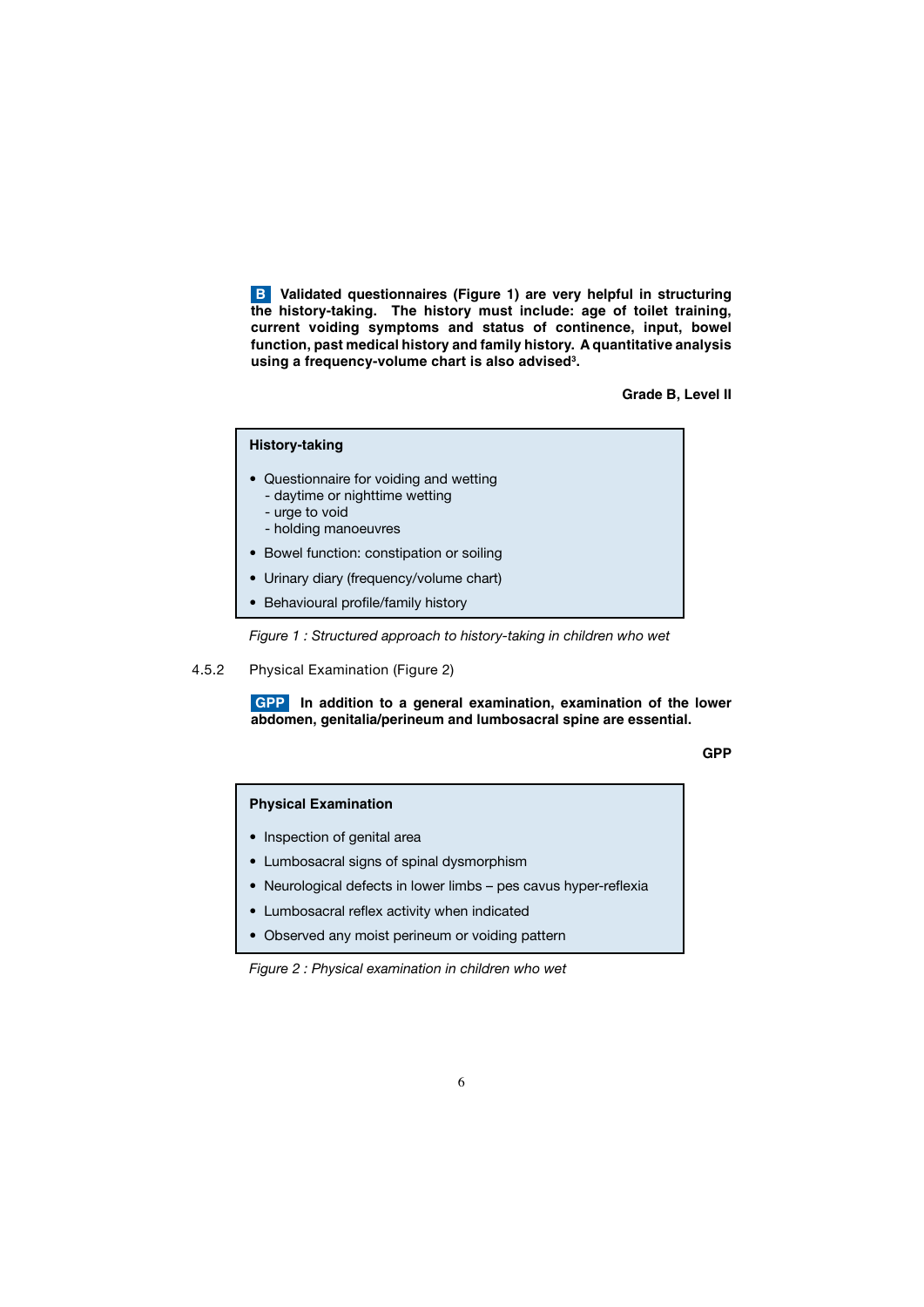**B** **Validated questionnaires (Figure 1) are very helpful in structuring the history-taking. The history must include: age of toilet training, current voiding symptoms and status of continence, input, bowel function, past medical history and family history. A quantitative analysis using a frequency-volume chart is also advised[3].**

**Grade B, Level II**

**History-taking**

- Questionnaire for voiding and wetting
  - daytime or nighttime wetting
  - urge to void
  - holding manoeuvres
- Bowel function: constipation or soiling
- Urinary diary (frequency/volume chart)
- Behavioural profile/family history

*Figure 1 : Structured approach to history-taking in children who wet*

### 4.5.2 Physical Examination (Figure 2)

**GPP** **In addition to a general examination, examination of the lower abdomen, genitalia/perineum and lumbosacral spine are essential.**

**GPP**

**Physical Examination**

- Inspection of genital area
- Lumbosacral signs of spinal dysmorphism
- Neurological defects in lower limbs – pes cavus hyper-reflexia
- Lumbosacral reflex activity when indicated
- Observed any moist perineum or voiding pattern

*Figure 2 : Physical examination in children who wet*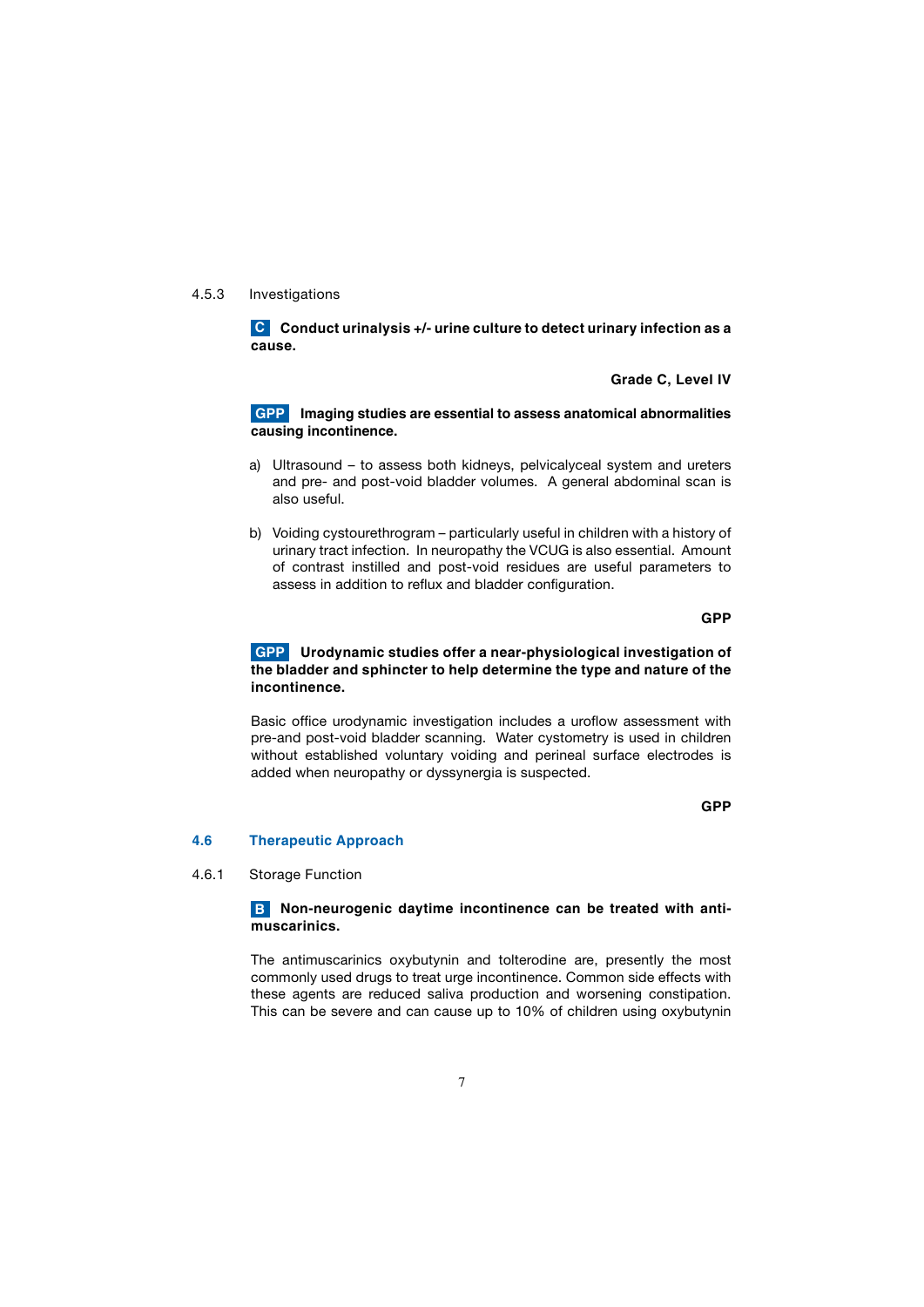#### 4.5.3 Investigations

**C Conduct urinalysis +/- urine culture to detect urinary infection as a cause.**

**Grade C, Level IV**

**GPP Imaging studies are essential to assess anatomical abnormalities causing incontinence.**

a) Ultrasound – to assess both kidneys, pelvicalyceal system and ureters and pre- and post-void bladder volumes. A general abdominal scan is also useful.

b) Voiding cystourethrogram – particularly useful in children with a history of urinary tract infection. In neuropathy the VCUG is also essential. Amount of contrast instilled and post-void residues are useful parameters to assess in addition to reflux and bladder configuration.

**GPP**

**GPP Urodynamic studies offer a near-physiological investigation of the bladder and sphincter to help determine the type and nature of the incontinence.**

Basic office urodynamic investigation includes a uroflow assessment with pre-and post-void bladder scanning. Water cystometry is used in children without established voluntary voiding and perineal surface electrodes is added when neuropathy or dyssynergia is suspected.

**GPP**

## 4.6 Therapeutic Approach

#### 4.6.1 Storage Function

**B Non-neurogenic daytime incontinence can be treated with anti-muscarinics.**

The antimuscarinics oxybutynin and tolterodine are, presently the most commonly used drugs to treat urge incontinence. Common side effects with these agents are reduced saliva production and worsening constipation. This can be severe and can cause up to 10% of children using oxybutynin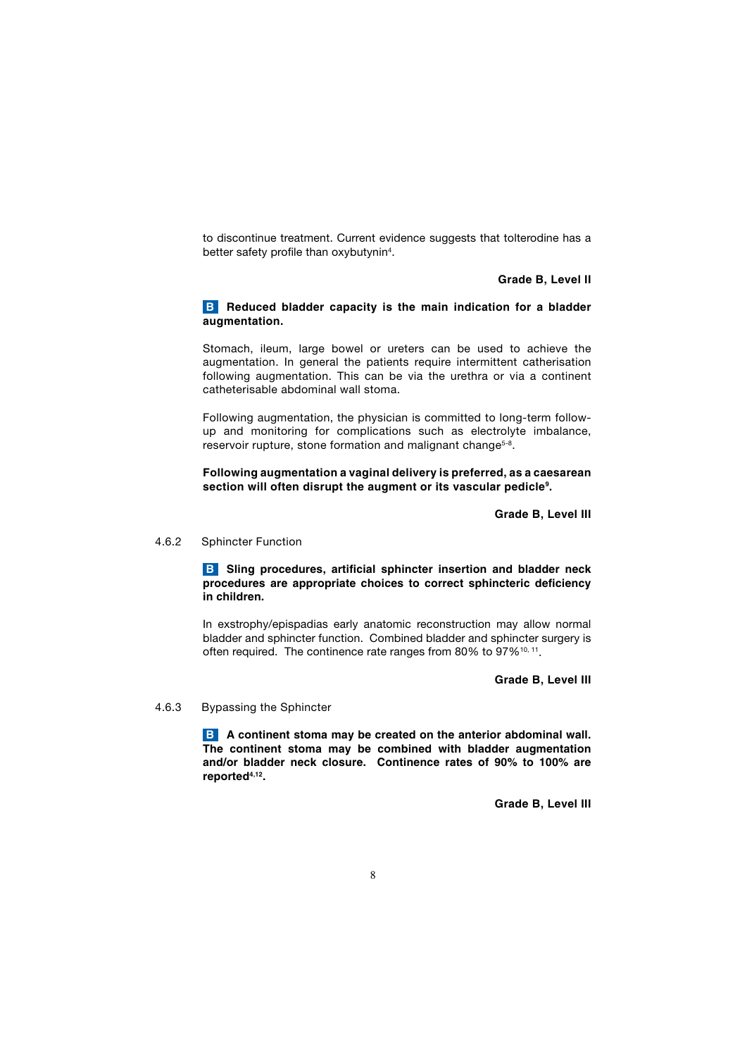to discontinue treatment. Current evidence suggests that tolterodine has a better safety profile than oxybutynin[4].

**Grade B, Level II**

**B Reduced bladder capacity is the main indication for a bladder augmentation.**

Stomach, ileum, large bowel or ureters can be used to achieve the augmentation. In general the patients require intermittent catherisation following augmentation. This can be via the urethra or via a continent catheterisable abdominal wall stoma.

Following augmentation, the physician is committed to long-term follow-up and monitoring for complications such as electrolyte imbalance, reservoir rupture, stone formation and malignant change[5-8].

**Following augmentation a vaginal delivery is preferred, as a caesarean section will often disrupt the augment or its vascular pedicle[9].**

**Grade B, Level III**

4.6.2 Sphincter Function

**B Sling procedures, artificial sphincter insertion and bladder neck procedures are appropriate choices to correct sphincteric deficiency in children.**

In exstrophy/epispadias early anatomic reconstruction may allow normal bladder and sphincter function. Combined bladder and sphincter surgery is often required. The continence rate ranges from 80% to 97%[10, 11].

**Grade B, Level III**

4.6.3 Bypassing the Sphincter

**B A continent stoma may be created on the anterior abdominal wall. The continent stoma may be combined with bladder augmentation and/or bladder neck closure. Continence rates of 90% to 100% are reported[4,12].**

**Grade B, Level III**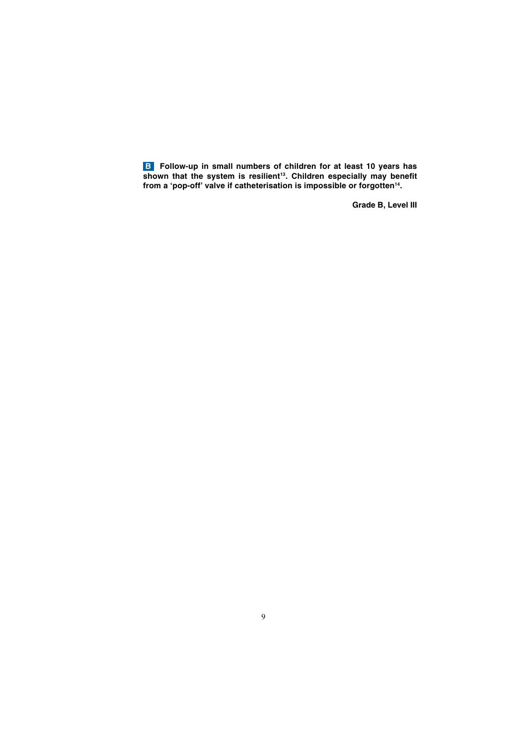**B Follow-up in small numbers of children for at least 10 years has shown that the system is resilient[13]. Children especially may benefit from a 'pop-off' valve if catheterisation is impossible or forgotten[14].**

**Grade B, Level III**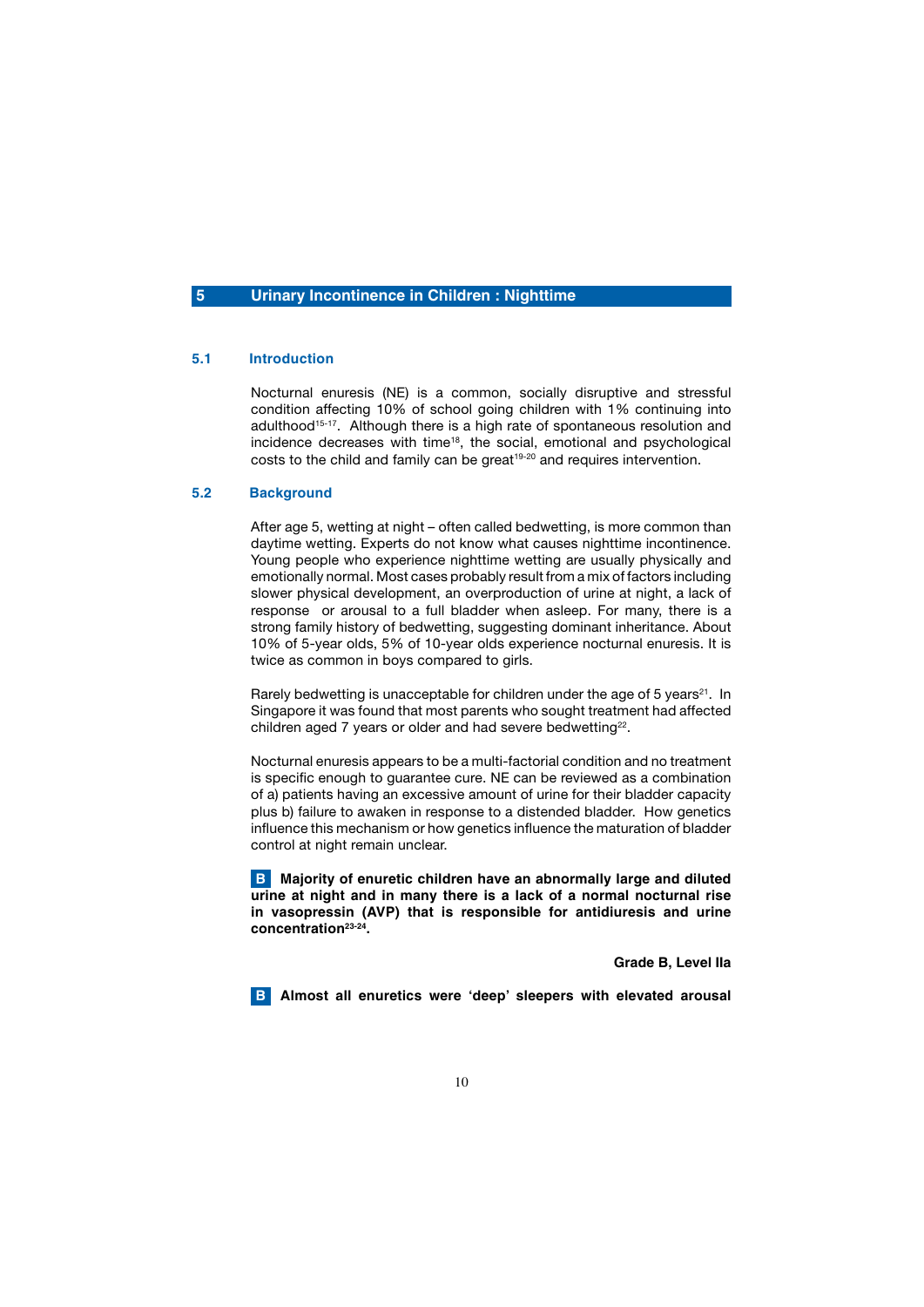# 5 Urinary Incontinence in Children : Nighttime

## 5.1 Introduction

Nocturnal enuresis (NE) is a common, socially disruptive and stressful condition affecting 10% of school going children with 1% continuing into adulthood[15-17]. Although there is a high rate of spontaneous resolution and incidence decreases with time[18], the social, emotional and psychological costs to the child and family can be great[19-20] and requires intervention.

## 5.2 Background

After age 5, wetting at night – often called bedwetting, is more common than daytime wetting. Experts do not know what causes nighttime incontinence. Young people who experience nighttime wetting are usually physically and emotionally normal. Most cases probably result from a mix of factors including slower physical development, an overproduction of urine at night, a lack of response or arousal to a full bladder when asleep. For many, there is a strong family history of bedwetting, suggesting dominant inheritance. About 10% of 5-year olds, 5% of 10-year olds experience nocturnal enuresis. It is twice as common in boys compared to girls.

Rarely bedwetting is unacceptable for children under the age of 5 years[21]. In Singapore it was found that most parents who sought treatment had affected children aged 7 years or older and had severe bedwetting[22].

Nocturnal enuresis appears to be a multi-factorial condition and no treatment is specific enough to guarantee cure. NE can be reviewed as a combination of a) patients having an excessive amount of urine for their bladder capacity plus b) failure to awaken in response to a distended bladder. How genetics influence this mechanism or how genetics influence the maturation of bladder control at night remain unclear.

**B** **Majority of enuretic children have an abnormally large and diluted urine at night and in many there is a lack of a normal nocturnal rise in vasopressin (AVP) that is responsible for antidiuresis and urine concentration[23-24].**

**Grade B, Level IIa**

**B** **Almost all enuretics were 'deep' sleepers with elevated arousal**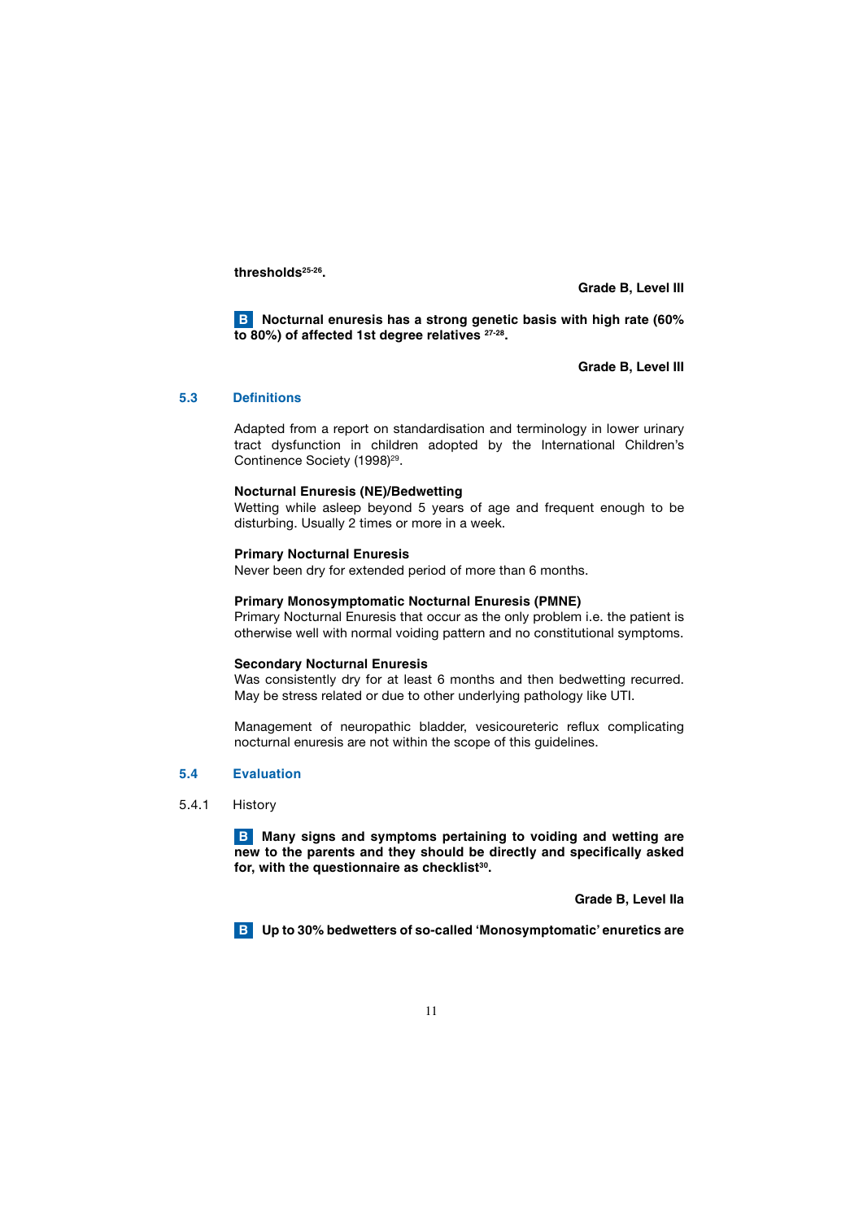**thresholds[25-26].**

**Grade B, Level III**

**B** **Nocturnal enuresis has a strong genetic basis with high rate (60% to 80%) of affected 1st degree relatives [27-28].**

**Grade B, Level III**

## 5.3 Definitions

Adapted from a report on standardisation and terminology in lower urinary tract dysfunction in children adopted by the International Children's Continence Society (1998)[29].

**Nocturnal Enuresis (NE)/Bedwetting**
Wetting while asleep beyond 5 years of age and frequent enough to be disturbing. Usually 2 times or more in a week.

**Primary Nocturnal Enuresis**
Never been dry for extended period of more than 6 months.

**Primary Monosymptomatic Nocturnal Enuresis (PMNE)**
Primary Nocturnal Enuresis that occur as the only problem i.e. the patient is otherwise well with normal voiding pattern and no constitutional symptoms.

**Secondary Nocturnal Enuresis**
Was consistently dry for at least 6 months and then bedwetting recurred. May be stress related or due to other underlying pathology like UTI.

Management of neuropathic bladder, vesicoureteric reflux complicating nocturnal enuresis are not within the scope of this guidelines.

## 5.4 Evaluation

### 5.4.1 History

**B** **Many signs and symptoms pertaining to voiding and wetting are new to the parents and they should be directly and specifically asked for, with the questionnaire as checklist[30].**

**Grade B, Level IIa**

**B** **Up to 30% bedwetters of so-called 'Monosymptomatic' enuretics are**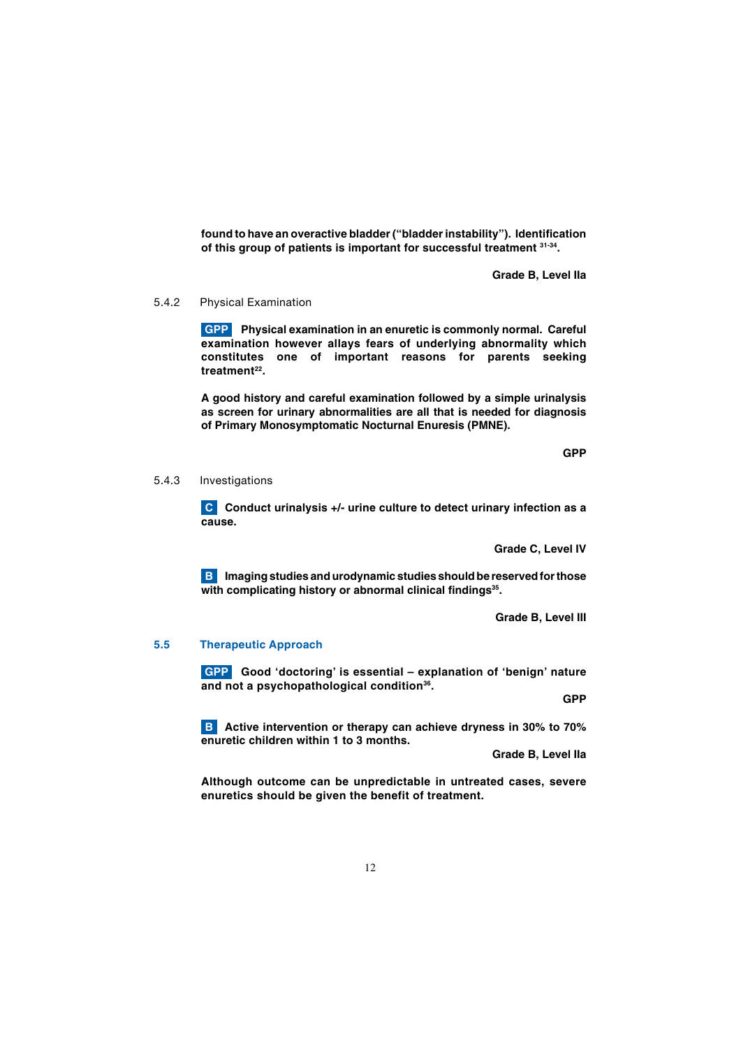**found to have an overactive bladder ("bladder instability"). Identification of this group of patients is important for successful treatment [31-34].**

**Grade B, Level IIa**

### 5.4.2 Physical Examination

**GPP Physical examination in an enuretic is commonly normal. Careful examination however allays fears of underlying abnormality which constitutes one of important reasons for parents seeking treatment[22].**

**A good history and careful examination followed by a simple urinalysis as screen for urinary abnormalities are all that is needed for diagnosis of Primary Monosymptomatic Nocturnal Enuresis (PMNE).**

**GPP**

### 5.4.3 Investigations

**C Conduct urinalysis +/- urine culture to detect urinary infection as a cause.**

**Grade C, Level IV**

**B Imaging studies and urodynamic studies should be reserved for those with complicating history or abnormal clinical findings[35].**

**Grade B, Level III**

## 5.5 Therapeutic Approach

**GPP Good 'doctoring' is essential – explanation of 'benign' nature and not a psychopathological condition[36].**

**GPP**

**B Active intervention or therapy can achieve dryness in 30% to 70% enuretic children within 1 to 3 months.**

**Grade B, Level IIa**

**Although outcome can be unpredictable in untreated cases, severe enuretics should be given the benefit of treatment.**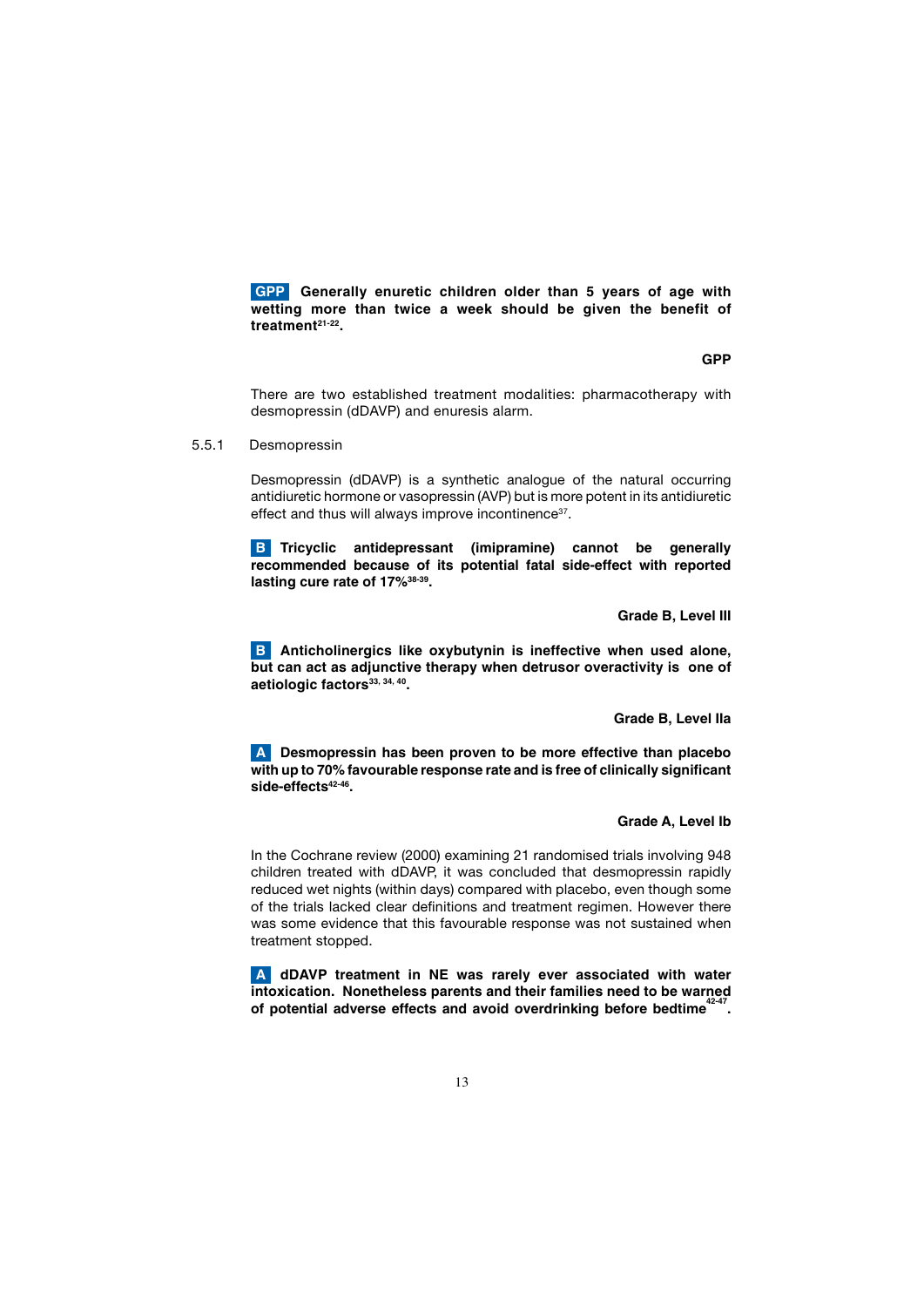**GPP** **Generally enuretic children older than 5 years of age with wetting more than twice a week should be given the benefit of treatment[21-22].**

**GPP**

There are two established treatment modalities: pharmacotherapy with desmopressin (dDAVP) and enuresis alarm.

### 5.5.1 Desmopressin

Desmopressin (dDAVP) is a synthetic analogue of the natural occurring antidiuretic hormone or vasopressin (AVP) but is more potent in its antidiuretic effect and thus will always improve incontinence[37].

**B** **Tricyclic antidepressant (imipramine) cannot be generally recommended because of its potential fatal side-effect with reported lasting cure rate of 17%[38-39].**

**Grade B, Level III**

**B** **Anticholinergics like oxybutynin is ineffective when used alone, but can act as adjunctive therapy when detrusor overactivity is one of aetiologic factors[33, 34, 40].**

**Grade B, Level IIa**

**A** **Desmopressin has been proven to be more effective than placebo with up to 70% favourable response rate and is free of clinically significant side-effects[42-46].**

**Grade A, Level Ib**

In the Cochrane review (2000) examining 21 randomised trials involving 948 children treated with dDAVP, it was concluded that desmopressin rapidly reduced wet nights (within days) compared with placebo, even though some of the trials lacked clear definitions and treatment regimen. However there was some evidence that this favourable response was not sustained when treatment stopped.

**A** **dDAVP treatment in NE was rarely ever associated with water intoxication. Nonetheless parents and their families need to be warned of potential adverse effects and avoid overdrinking before bedtime[42-47].**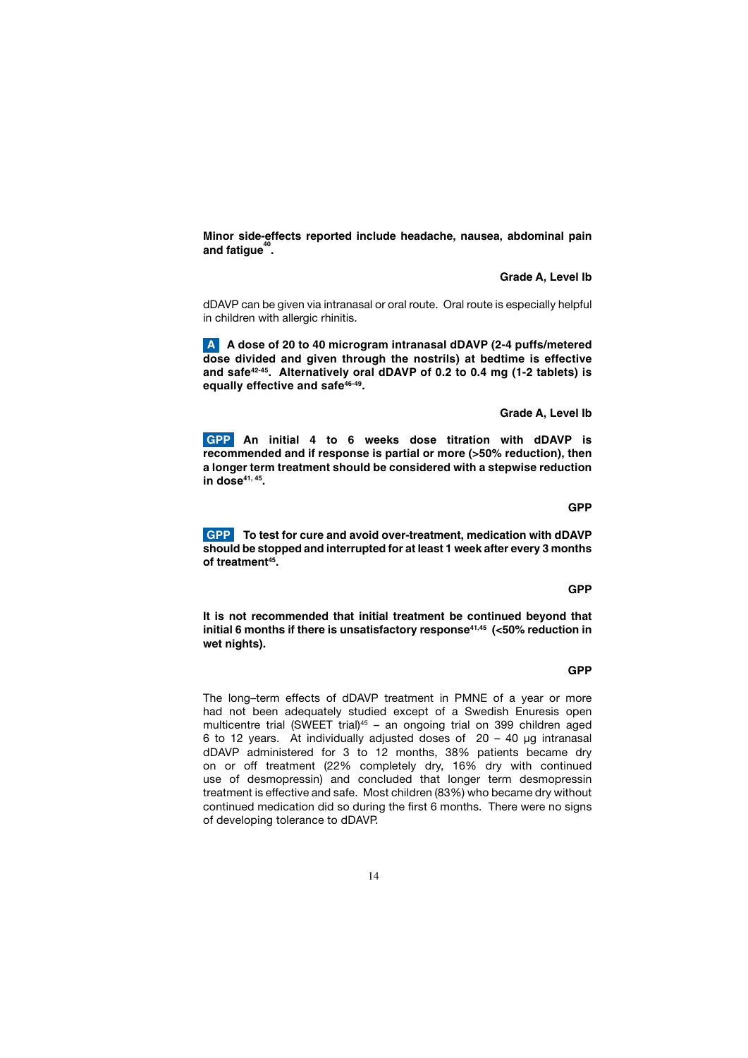**Minor side-effects reported include headache, nausea, abdominal pain and fatigue[40].**

**Grade A, Level Ib**

dDAVP can be given via intranasal or oral route. Oral route is especially helpful in children with allergic rhinitis.

**A** **A dose of 20 to 40 microgram intranasal dDAVP (2-4 puffs/metered dose divided and given through the nostrils) at bedtime is effective and safe[42-45]. Alternatively oral dDAVP of 0.2 to 0.4 mg (1-2 tablets) is equally effective and safe[46-49].**

**Grade A, Level Ib**

**GPP** **An initial 4 to 6 weeks dose titration with dDAVP is recommended and if response is partial or more (>50% reduction), then a longer term treatment should be considered with a stepwise reduction in dose[41, 45].**

**GPP**

**GPP** **To test for cure and avoid over-treatment, medication with dDAVP should be stopped and interrupted for at least 1 week after every 3 months of treatment[45].**

**GPP**

**It is not recommended that initial treatment be continued beyond that initial 6 months if there is unsatisfactory response[41,45] (<50% reduction in wet nights).**

**GPP**

The long–term effects of dDAVP treatment in PMNE of a year or more had not been adequately studied except of a Swedish Enuresis open multicentre trial (SWEET trial)[45] – an ongoing trial on 399 children aged 6 to 12 years. At individually adjusted doses of 20 – 40 µg intranasal dDAVP administered for 3 to 12 months, 38% patients became dry on or off treatment (22% completely dry, 16% dry with continued use of desmopressin) and concluded that longer term desmopressin treatment is effective and safe. Most children (83%) who became dry without continued medication did so during the first 6 months. There were no signs of developing tolerance to dDAVP.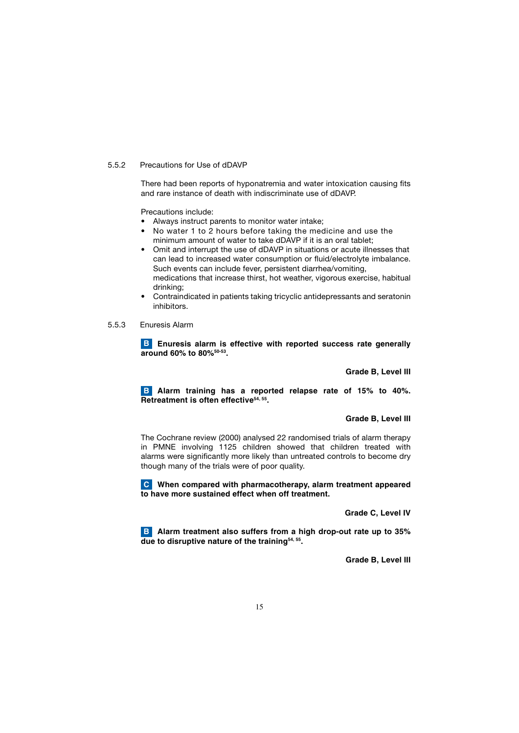### 5.5.2 Precautions for Use of dDAVP

There had been reports of hyponatremia and water intoxication causing fits and rare instance of death with indiscriminate use of dDAVP.

Precautions include:

- Always instruct parents to monitor water intake;
- No water 1 to 2 hours before taking the medicine and use the minimum amount of water to take dDAVP if it is an oral tablet;
- Omit and interrupt the use of dDAVP in situations or acute illnesses that can lead to increased water consumption or fluid/electrolyte imbalance. Such events can include fever, persistent diarrhea/vomiting, medications that increase thirst, hot weather, vigorous exercise, habitual drinking;
- Contraindicated in patients taking tricyclic antidepressants and seratonin inhibitors.

### 5.5.3 Enuresis Alarm

**B Enuresis alarm is effective with reported success rate generally around 60% to 80%[50-53].**

**Grade B, Level III**

**B Alarm training has a reported relapse rate of 15% to 40%. Retreatment is often effective[54, 55].**

**Grade B, Level III**

The Cochrane review (2000) analysed 22 randomised trials of alarm therapy in PMNE involving 1125 children showed that children treated with alarms were significantly more likely than untreated controls to become dry though many of the trials were of poor quality.

**C When compared with pharmacotherapy, alarm treatment appeared to have more sustained effect when off treatment.**

**Grade C, Level IV**

**B Alarm treatment also suffers from a high drop-out rate up to 35% due to disruptive nature of the training[54, 55].**

**Grade B, Level III**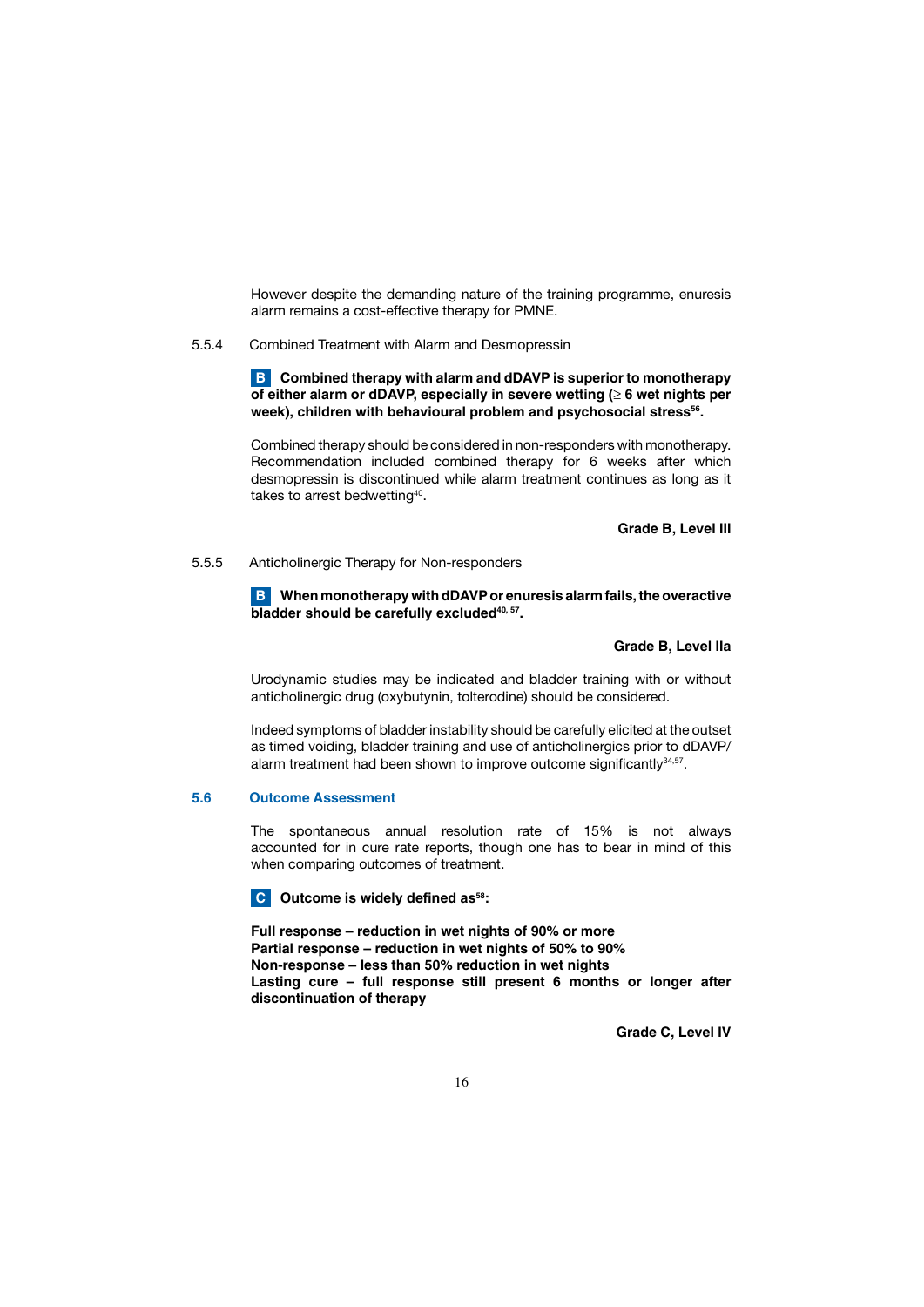However despite the demanding nature of the training programme, enuresis alarm remains a cost-effective therapy for PMNE.

5.5.4 Combined Treatment with Alarm and Desmopressin

**B Combined therapy with alarm and dDAVP is superior to monotherapy of either alarm or dDAVP, especially in severe wetting (≥ 6 wet nights per week), children with behavioural problem and psychosocial stress[56].**

Combined therapy should be considered in non-responders with monotherapy. Recommendation included combined therapy for 6 weeks after which desmopressin is discontinued while alarm treatment continues as long as it takes to arrest bedwetting[40].

**Grade B, Level III**

5.5.5 Anticholinergic Therapy for Non-responders

**B When monotherapy with dDAVP or enuresis alarm fails, the overactive bladder should be carefully excluded[40, 57].**

**Grade B, Level IIa**

Urodynamic studies may be indicated and bladder training with or without anticholinergic drug (oxybutynin, tolterodine) should be considered.

Indeed symptoms of bladder instability should be carefully elicited at the outset as timed voiding, bladder training and use of anticholinergics prior to dDAVP/alarm treatment had been shown to improve outcome significantly[34,57].

## 5.6 Outcome Assessment

The spontaneous annual resolution rate of 15% is not always accounted for in cure rate reports, though one has to bear in mind of this when comparing outcomes of treatment.

**C Outcome is widely defined as[58]:**

**Full response – reduction in wet nights of 90% or more**
**Partial response – reduction in wet nights of 50% to 90%**
**Non-response – less than 50% reduction in wet nights**
**Lasting cure – full response still present 6 months or longer after discontinuation of therapy**

**Grade C, Level IV**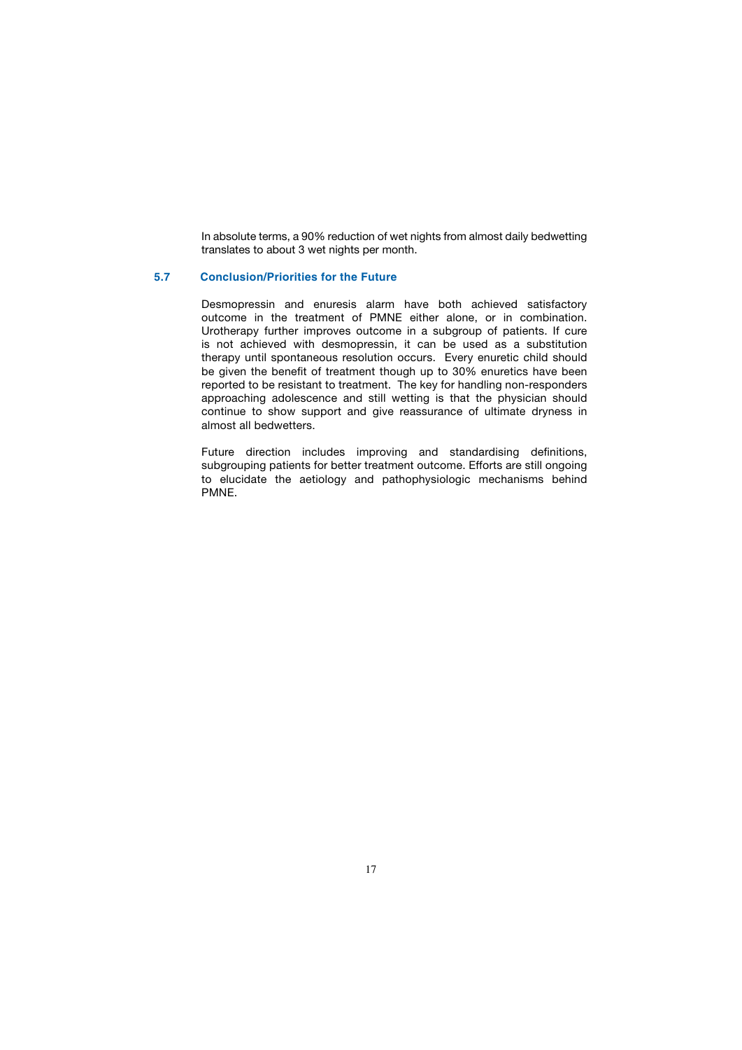In absolute terms, a 90% reduction of wet nights from almost daily bedwetting translates to about 3 wet nights per month.

## 5.7 Conclusion/Priorities for the Future

Desmopressin and enuresis alarm have both achieved satisfactory outcome in the treatment of PMNE either alone, or in combination. Urotherapy further improves outcome in a subgroup of patients. If cure is not achieved with desmopressin, it can be used as a substitution therapy until spontaneous resolution occurs. Every enuretic child should be given the benefit of treatment though up to 30% enuretics have been reported to be resistant to treatment. The key for handling non-responders approaching adolescence and still wetting is that the physician should continue to show support and give reassurance of ultimate dryness in almost all bedwetters.

Future direction includes improving and standardising definitions, subgrouping patients for better treatment outcome. Efforts are still ongoing to elucidate the aetiology and pathophysiologic mechanisms behind PMNE.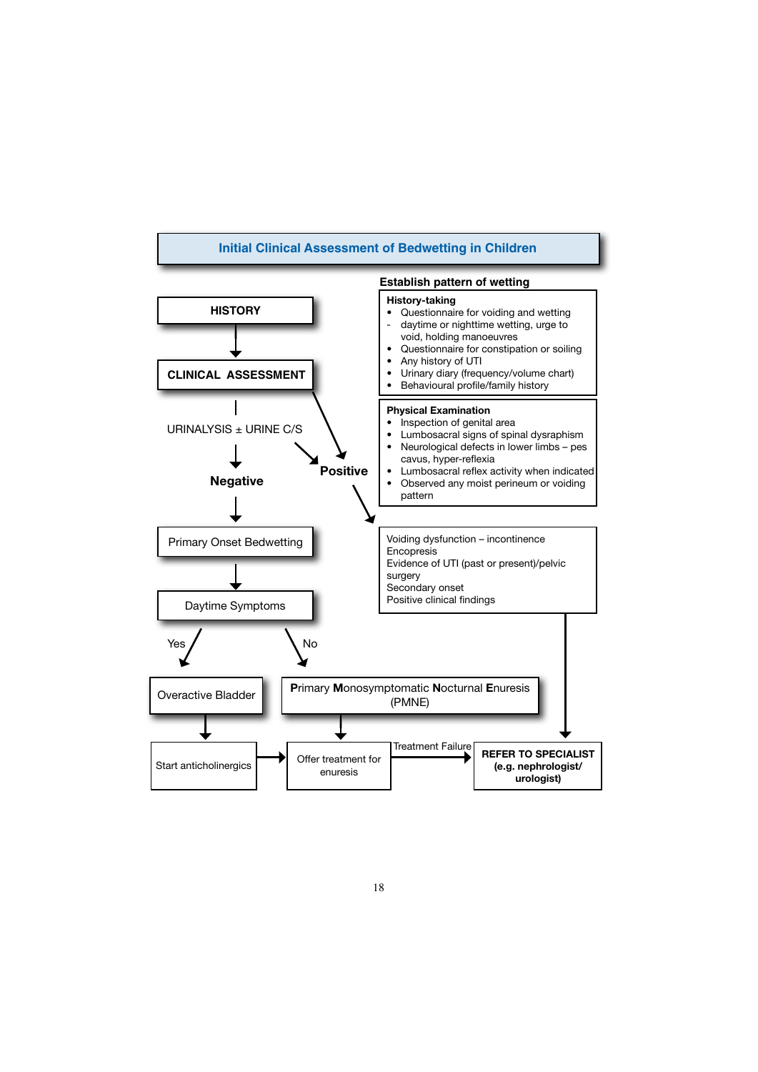## Initial Clinical Assessment of Bedwetting in Children

**HISTORY**

↓

**CLINICAL ASSESSMENT**

URINALYSIS ± URINE C/S

- **Negative** → Primary Onset Bedwetting → Daytime Symptoms
  - Yes → Overactive Bladder → Start anticholinergics → Offer treatment for enuresis
  - No → **P**rimary **M**onosymptomatic **N**octurnal **E**nuresis (PMNE) → Offer treatment for enuresis
  - Offer treatment for enuresis → Treatment Failure → **REFER TO SPECIALIST (e.g. nephrologist/ urologist)**
- **Positive** → Voiding dysfunction / positive findings (see below) → **REFER TO SPECIALIST (e.g. nephrologist/ urologist)**

**Establish pattern of wetting**

**History-taking**

- Questionnaire for voiding and wetting
  - daytime or nighttime wetting, urge to void, holding manoeuvres
- Questionnaire for constipation or soiling
- Any history of UTI
- Urinary diary (frequency/volume chart)
- Behavioural profile/family history

**Physical Examination**

- Inspection of genital area
- Lumbosacral signs of spinal dysraphism
- Neurological defects in lower limbs – pes cavus, hyper-reflexia
- Lumbosacral reflex activity when indicated
- Observed any moist perineum or voiding pattern

Voiding dysfunction – incontinence
Encopresis
Evidence of UTI (past or present)/pelvic surgery
Secondary onset
Positive clinical findings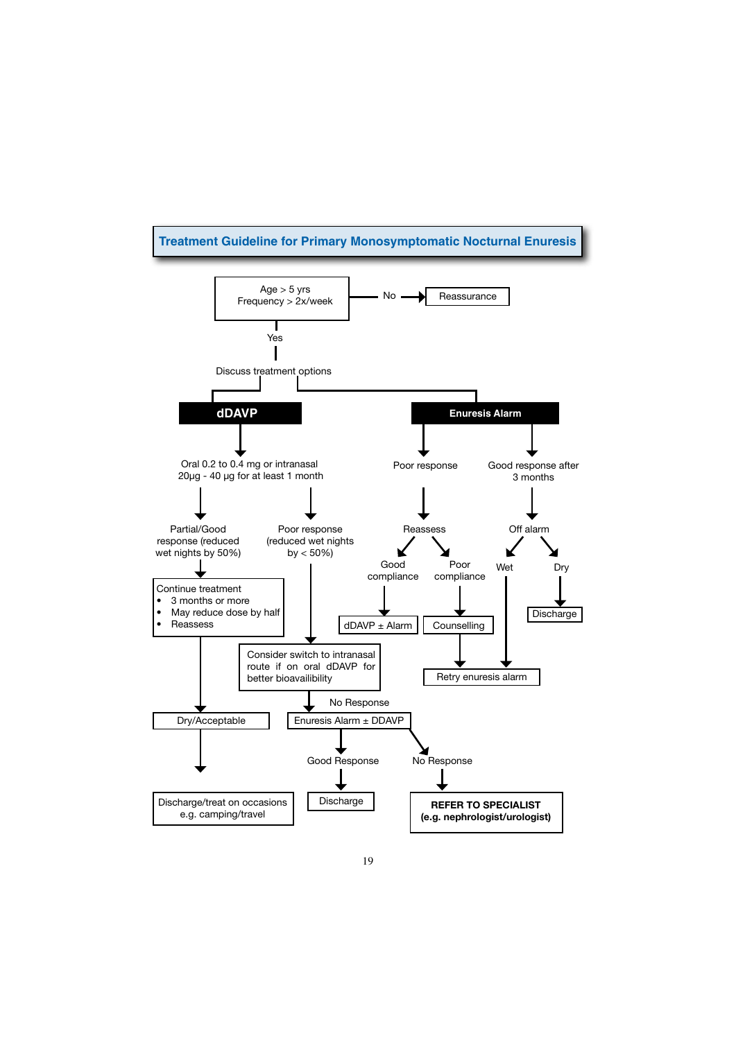## Treatment Guideline for Primary Monosymptomatic Nocturnal Enuresis

Age > 5 yrs
Frequency > 2x/week

- No → Reassurance
- Yes → Discuss treatment options

**dDAVP**

Oral 0.2 to 0.4 mg or intranasal 20µg - 40 µg for at least 1 month

- Partial/Good response (reduced wet nights by 50%)
  - Continue treatment
    - 3 months or more
    - May reduce dose by half
    - Reassess
  - → Dry/Acceptable → Discharge/treat on occasions e.g. camping/travel
- Poor response (reduced wet nights by < 50%)
  - → Consider switch to intranasal route if on oral dDAVP for better bioavailibility
  - No Response → Enuresis Alarm ± DDAVP
    - Good Response → Discharge
    - No Response → **REFER TO SPECIALIST (e.g. nephrologist/urologist)**

**Enuresis Alarm**

- Poor response → Reassess
  - Good compliance → dDAVP ± Alarm
  - Poor compliance → Counselling → Retry enuresis alarm
- Good response after 3 months → Off alarm
  - Wet → Retry enuresis alarm
  - Dry → Discharge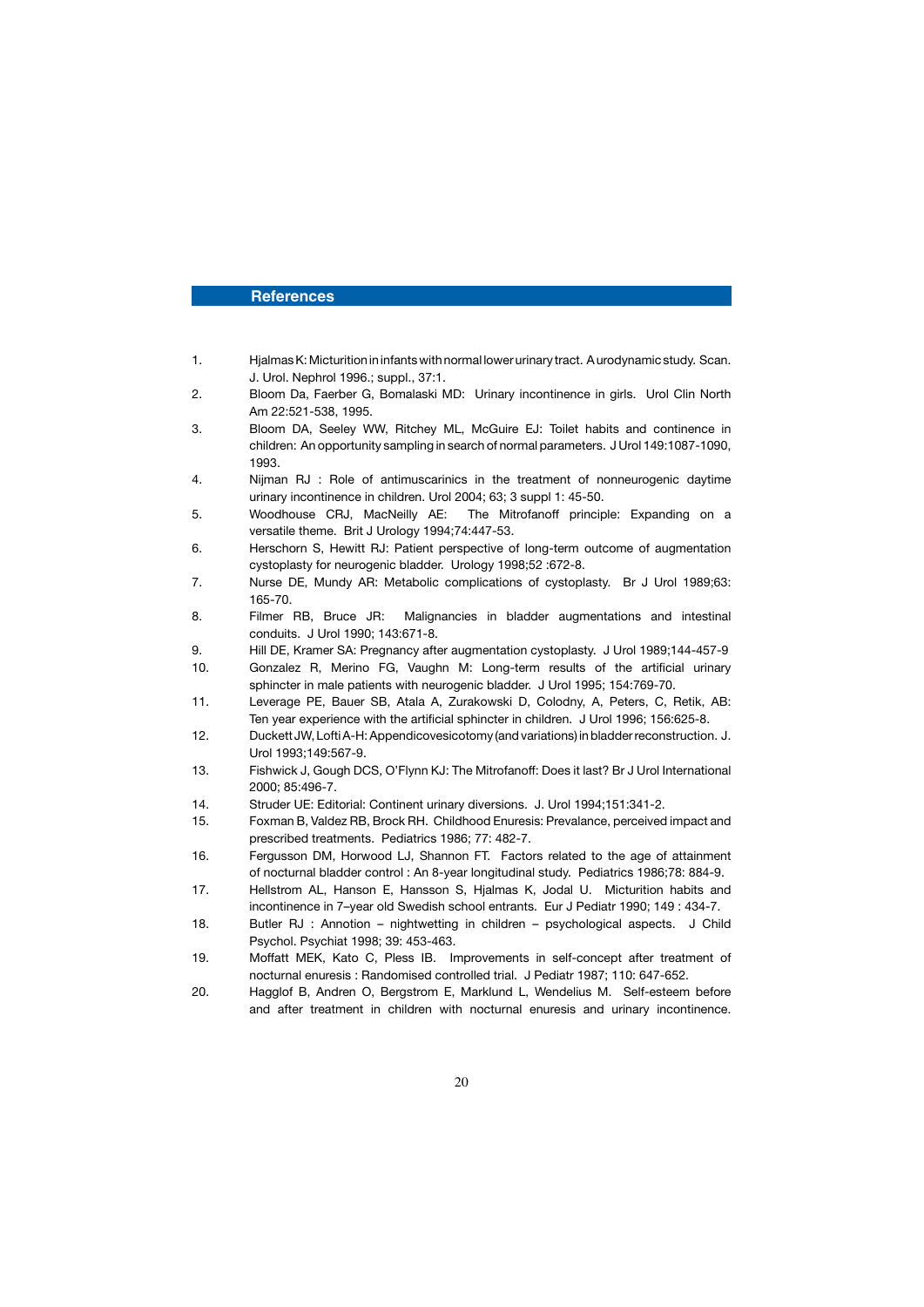## References

1. Hjalmas K: Micturition in infants with normal lower urinary tract. A urodynamic study. Scan. J. Urol. Nephrol 1996.; suppl., 37:1.
2. Bloom Da, Faerber G, Bomalaski MD: Urinary incontinence in girls. Urol Clin North Am 22:521-538, 1995.
3. Bloom DA, Seeley WW, Ritchey ML, McGuire EJ: Toilet habits and continence in children: An opportunity sampling in search of normal parameters. J Urol 149:1087-1090, 1993.
4. Nijman RJ : Role of antimuscarinics in the treatment of nonneurogenic daytime urinary incontinence in children. Urol 2004; 63; 3 suppl 1: 45-50.
5. Woodhouse CRJ, MacNeilly AE: The Mitrofanoff principle: Expanding on a versatile theme. Brit J Urology 1994;74:447-53.
6. Herschorn S, Hewitt RJ: Patient perspective of long-term outcome of augmentation cystoplasty for neurogenic bladder. Urology 1998;52 :672-8.
7. Nurse DE, Mundy AR: Metabolic complications of cystoplasty. Br J Urol 1989;63: 165-70.
8. Filmer RB, Bruce JR: Malignancies in bladder augmentations and intestinal conduits. J Urol 1990; 143:671-8.
9. Hill DE, Kramer SA: Pregnancy after augmentation cystoplasty. J Urol 1989;144-457-9
10. Gonzalez R, Merino FG, Vaughn M: Long-term results of the artificial urinary sphincter in male patients with neurogenic bladder. J Urol 1995; 154:769-70.
11. Leverage PE, Bauer SB, Atala A, Zurakowski D, Colodny, A, Peters, C, Retik, AB: Ten year experience with the artificial sphincter in children. J Urol 1996; 156:625-8.
12. Duckett JW, Lofti A-H: Appendicovesicotomy (and variations) in bladder reconstruction. J. Urol 1993;149:567-9.
13. Fishwick J, Gough DCS, O'Flynn KJ: The Mitrofanoff: Does it last? Br J Urol International 2000; 85:496-7.
14. Struder UE: Editorial: Continent urinary diversions. J. Urol 1994;151:341-2.
15. Foxman B, Valdez RB, Brock RH. Childhood Enuresis: Prevalance, perceived impact and prescribed treatments. Pediatrics 1986; 77: 482-7.
16. Fergusson DM, Horwood LJ, Shannon FT. Factors related to the age of attainment of nocturnal bladder control : An 8-year longitudinal study. Pediatrics 1986;78: 884-9.
17. Hellstrom AL, Hanson E, Hansson S, Hjalmas K, Jodal U. Micturition habits and incontinence in 7–year old Swedish school entrants. Eur J Pediatr 1990; 149 : 434-7.
18. Butler RJ : Annotion – nightwetting in children – psychological aspects. J Child Psychol. Psychiat 1998; 39: 453-463.
19. Moffatt MEK, Kato C, Pless IB. Improvements in self-concept after treatment of nocturnal enuresis : Randomised controlled trial. J Pediatr 1987; 110: 647-652.
20. Hagglof B, Andren O, Bergstrom E, Marklund L, Wendelius M. Self-esteem before and after treatment in children with nocturnal enuresis and urinary incontinence.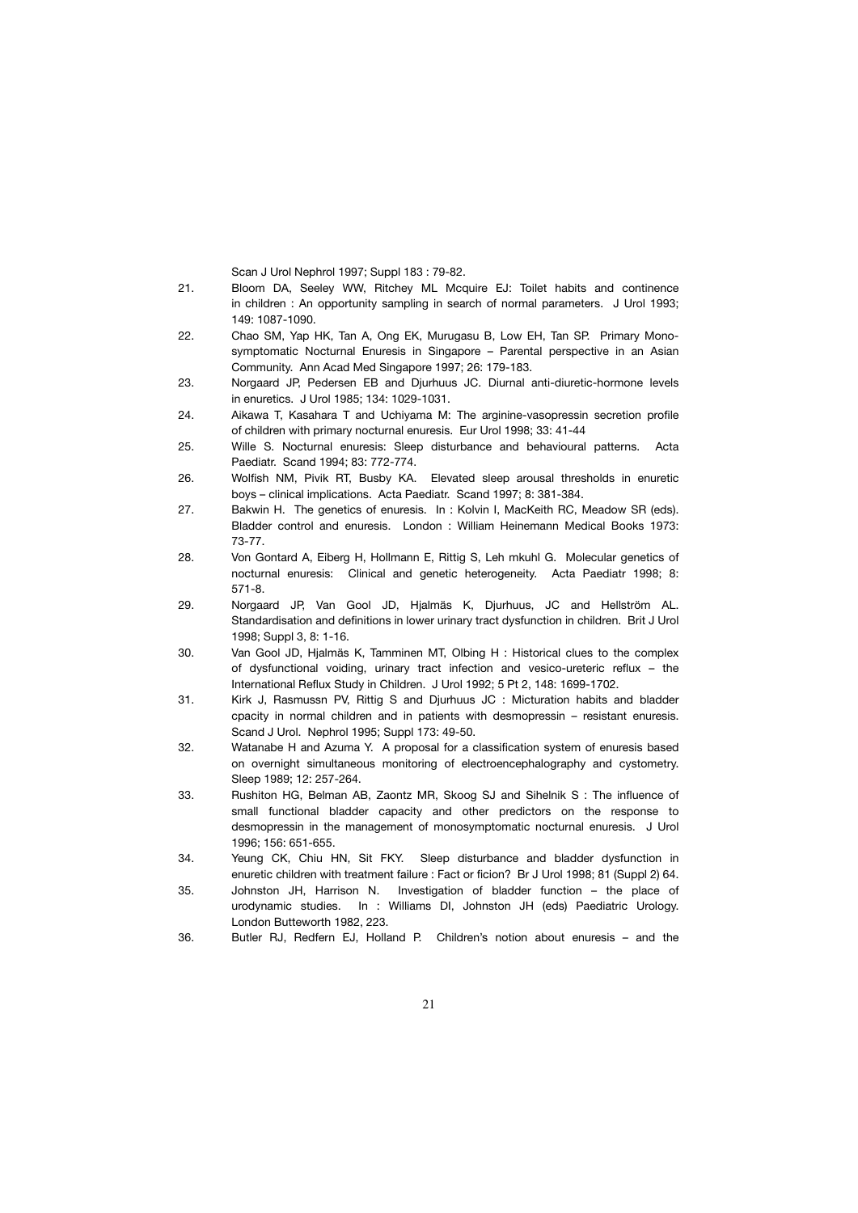Scan J Urol Nephrol 1997; Suppl 183 : 79-82.

21. Bloom DA, Seeley WW, Ritchey ML Mcquire EJ: Toilet habits and continence in children : An opportunity sampling in search of normal parameters. J Urol 1993; 149: 1087-1090.
22. Chao SM, Yap HK, Tan A, Ong EK, Murugasu B, Low EH, Tan SP. Primary Monosymptomatic Nocturnal Enuresis in Singapore – Parental perspective in an Asian Community. Ann Acad Med Singapore 1997; 26: 179-183.
23. Norgaard JP, Pedersen EB and Djurhuus JC. Diurnal anti-diuretic-hormone levels in enuretics. J Urol 1985; 134: 1029-1031.
24. Aikawa T, Kasahara T and Uchiyama M: The arginine-vasopressin secretion profile of children with primary nocturnal enuresis. Eur Urol 1998; 33: 41-44
25. Wille S. Nocturnal enuresis: Sleep disturbance and behavioural patterns. Acta Paediatr. Scand 1994; 83: 772-774.
26. Wolfish NM, Pivik RT, Busby KA. Elevated sleep arousal thresholds in enuretic boys – clinical implications. Acta Paediatr. Scand 1997; 8: 381-384.
27. Bakwin H. The genetics of enuresis. In : Kolvin I, MacKeith RC, Meadow SR (eds). Bladder control and enuresis. London : William Heinemann Medical Books 1973: 73-77.
28. Von Gontard A, Eiberg H, Hollmann E, Rittig S, Leh mkuhl G. Molecular genetics of nocturnal enuresis: Clinical and genetic heterogeneity. Acta Paediatr 1998; 8: 571-8.
29. Norgaard JP, Van Gool JD, Hjalmäs K, Djurhuus, JC and Hellström AL. Standardisation and definitions in lower urinary tract dysfunction in children. Brit J Urol 1998; Suppl 3, 8: 1-16.
30. Van Gool JD, Hjalmäs K, Tamminen MT, Olbing H : Historical clues to the complex of dysfunctional voiding, urinary tract infection and vesico-ureteric reflux – the International Reflux Study in Children. J Urol 1992; 5 Pt 2, 148: 1699-1702.
31. Kirk J, Rasmussn PV, Rittig S and Djurhuus JC : Micturation habits and bladder cpacity in normal children and in patients with desmopressin – resistant enuresis. Scand J Urol. Nephrol 1995; Suppl 173: 49-50.
32. Watanabe H and Azuma Y. A proposal for a classification system of enuresis based on overnight simultaneous monitoring of electroencephalography and cystometry. Sleep 1989; 12: 257-264.
33. Rushiton HG, Belman AB, Zaontz MR, Skoog SJ and Sihelnik S : The influence of small functional bladder capacity and other predictors on the response to desmopressin in the management of monosymptomatic nocturnal enuresis. J Urol 1996; 156: 651-655.
34. Yeung CK, Chiu HN, Sit FKY. Sleep disturbance and bladder dysfunction in enuretic children with treatment failure : Fact or ficion? Br J Urol 1998; 81 (Suppl 2) 64.
35. Johnston JH, Harrison N. Investigation of bladder function – the place of urodynamic studies. In : Williams DI, Johnston JH (eds) Paediatric Urology. London Butteworth 1982, 223.
36. Butler RJ, Redfern EJ, Holland P. Children's notion about enuresis – and the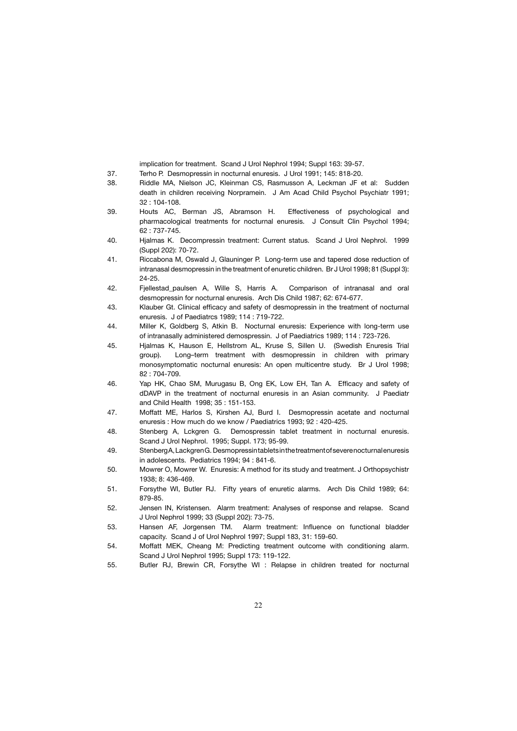implication for treatment. Scand J Urol Nephrol 1994; Suppl 163: 39-57.

37. Terho P. Desmopressin in nocturnal enuresis. J Urol 1991; 145: 818-20.

38. Riddle MA, Nielson JC, Kleinman CS, Rasmusson A, Leckman JF et al: Sudden death in children receiving Norpramein. J Am Acad Child Psychol Psychiatr 1991; 32 : 104-108.

39. Houts AC, Berman JS, Abramson H. Effectiveness of psychological and pharmacological treatments for nocturnal enuresis. J Consult Clin Psychol 1994; 62 : 737-745.

40. Hjalmas K. Decompressin treatment: Current status. Scand J Urol Nephrol. 1999 (Suppl 202): 70-72.

41. Riccabona M, Oswald J, Glauninger P. Long-term use and tapered dose reduction of intranasal desmopressin in the treatment of enuretic children. Br J Urol 1998; 81 (Suppl 3): 24-25.

42. Fjellestad_paulsen A, Wille S, Harris A. Comparison of intranasal and oral desmopressin for nocturnal enuresis. Arch Dis Child 1987; 62: 674-677.

43. Klauber Gt. Clinical efficacy and safety of desmopressin in the treatment of nocturnal enuresis. J of Paediatrcs 1989; 114 : 719-722.

44. Miller K, Goldberg S, Atkin B. Nocturnal enuresis: Experience with long-term use of intranasally administered demospressin. J of Paediatrics 1989; 114 : 723-726.

45. Hjalmas K, Hauson E, Hellstrom AL, Kruse S, Sillen U. (Swedish Enuresis Trial group). Long–term treatment with desmopressin in children with primary monosymptomatic nocturnal enuresis: An open multicentre study. Br J Urol 1998; 82 : 704-709.

46. Yap HK, Chao SM, Murugasu B, Ong EK, Low EH, Tan A. Efficacy and safety of dDAVP in the treatment of nocturnal enuresis in an Asian community. J Paediatr and Child Health 1998; 35 : 151-153.

47. Moffatt ME, Harlos S, Kirshen AJ, Burd I. Desmopressin acetate and nocturnal enuresis : How much do we know / Paediatrics 1993; 92 : 420-425.

48. Stenberg A, Lckgren G. Demospressin tablet treatment in nocturnal enuresis. Scand J Urol Nephrol. 1995; Suppl. 173; 95-99.

49. Stenberg A, Lackgren G. Desmopressin tablets in the treatment of severe nocturnal enuresis in adolescents. Pediatrics 1994; 94 : 841-6.

50. Mowrer O, Mowrer W. Enuresis: A method for its study and treatment. J Orthopsychistr 1938; 8: 436-469.

51. Forsythe WI, Butler RJ. Fifty years of enuretic alarms. Arch Dis Child 1989; 64: 879-85.

52. Jensen IN, Kristensen. Alarm treatment: Analyses of response and relapse. Scand J Urol Nephrol 1999; 33 (Suppl 202): 73-75.

53. Hansen AF, Jorgensen TM. Alarm treatment: Influence on functional bladder capacity. Scand J of Urol Nephrol 1997; Suppl 183, 31: 159-60.

54. Moffatt MEK, Cheang M: Predicting treatment outcome with conditioning alarm. Scand J Urol Nephrol 1995; Suppl 173: 119-122.

55. Butler RJ, Brewin CR, Forsythe WI : Relapse in children treated for nocturnal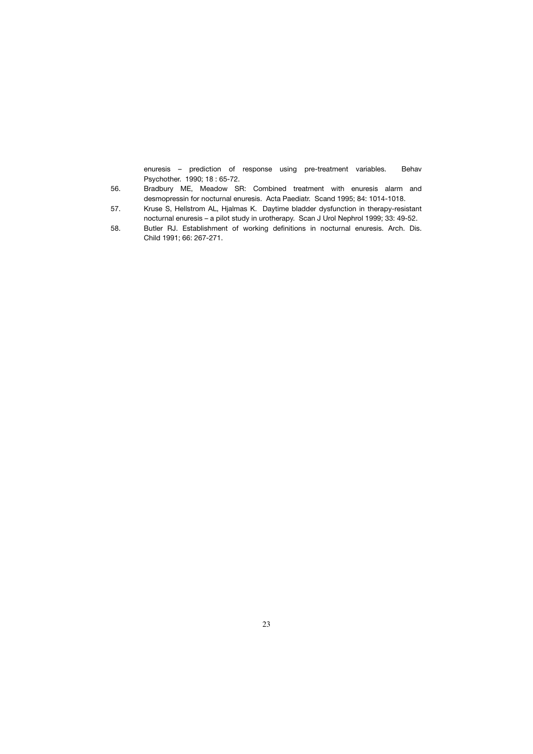enuresis – prediction of response using pre-treatment variables. Behav Psychother. 1990; 18 : 65-72.

56. Bradbury ME, Meadow SR: Combined treatment with enuresis alarm and desmopressin for nocturnal enuresis. Acta Paediatr. Scand 1995; 84: 1014-1018.
57. Kruse S, Hellstrom AL, Hjalmas K. Daytime bladder dysfunction in therapy-resistant nocturnal enuresis – a pilot study in urotherapy. Scan J Urol Nephrol 1999; 33: 49-52.
58. Butler RJ. Establishment of working definitions in nocturnal enuresis. Arch. Dis. Child 1991; 66: 267-271.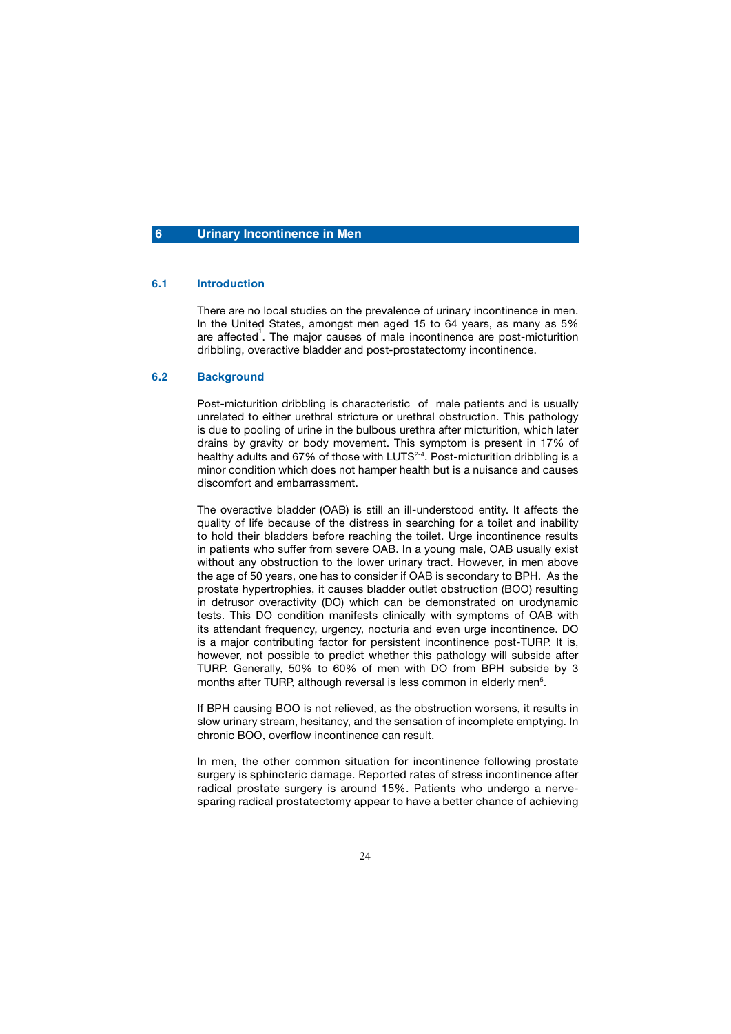# 6 Urinary Incontinence in Men

## 6.1 Introduction

There are no local studies on the prevalence of urinary incontinence in men. In the United States, amongst men aged 15 to 64 years, as many as 5% are affected[1]. The major causes of male incontinence are post-micturition dribbling, overactive bladder and post-prostatectomy incontinence.

## 6.2 Background

Post-micturition dribbling is characteristic of male patients and is usually unrelated to either urethral stricture or urethral obstruction. This pathology is due to pooling of urine in the bulbous urethra after micturition, which later drains by gravity or body movement. This symptom is present in 17% of healthy adults and 67% of those with LUTS[2-4]. Post-micturition dribbling is a minor condition which does not hamper health but is a nuisance and causes discomfort and embarrassment.

The overactive bladder (OAB) is still an ill-understood entity. It affects the quality of life because of the distress in searching for a toilet and inability to hold their bladders before reaching the toilet. Urge incontinence results in patients who suffer from severe OAB. In a young male, OAB usually exist without any obstruction to the lower urinary tract. However, in men above the age of 50 years, one has to consider if OAB is secondary to BPH. As the prostate hypertrophies, it causes bladder outlet obstruction (BOO) resulting in detrusor overactivity (DO) which can be demonstrated on urodynamic tests. This DO condition manifests clinically with symptoms of OAB with its attendant frequency, urgency, nocturia and even urge incontinence. DO is a major contributing factor for persistent incontinence post-TURP. It is, however, not possible to predict whether this pathology will subside after TURP. Generally, 50% to 60% of men with DO from BPH subside by 3 months after TURP, although reversal is less common in elderly men[5].

If BPH causing BOO is not relieved, as the obstruction worsens, it results in slow urinary stream, hesitancy, and the sensation of incomplete emptying. In chronic BOO, overflow incontinence can result.

In men, the other common situation for incontinence following prostate surgery is sphincteric damage. Reported rates of stress incontinence after radical prostate surgery is around 15%. Patients who undergo a nerve-sparing radical prostatectomy appear to have a better chance of achieving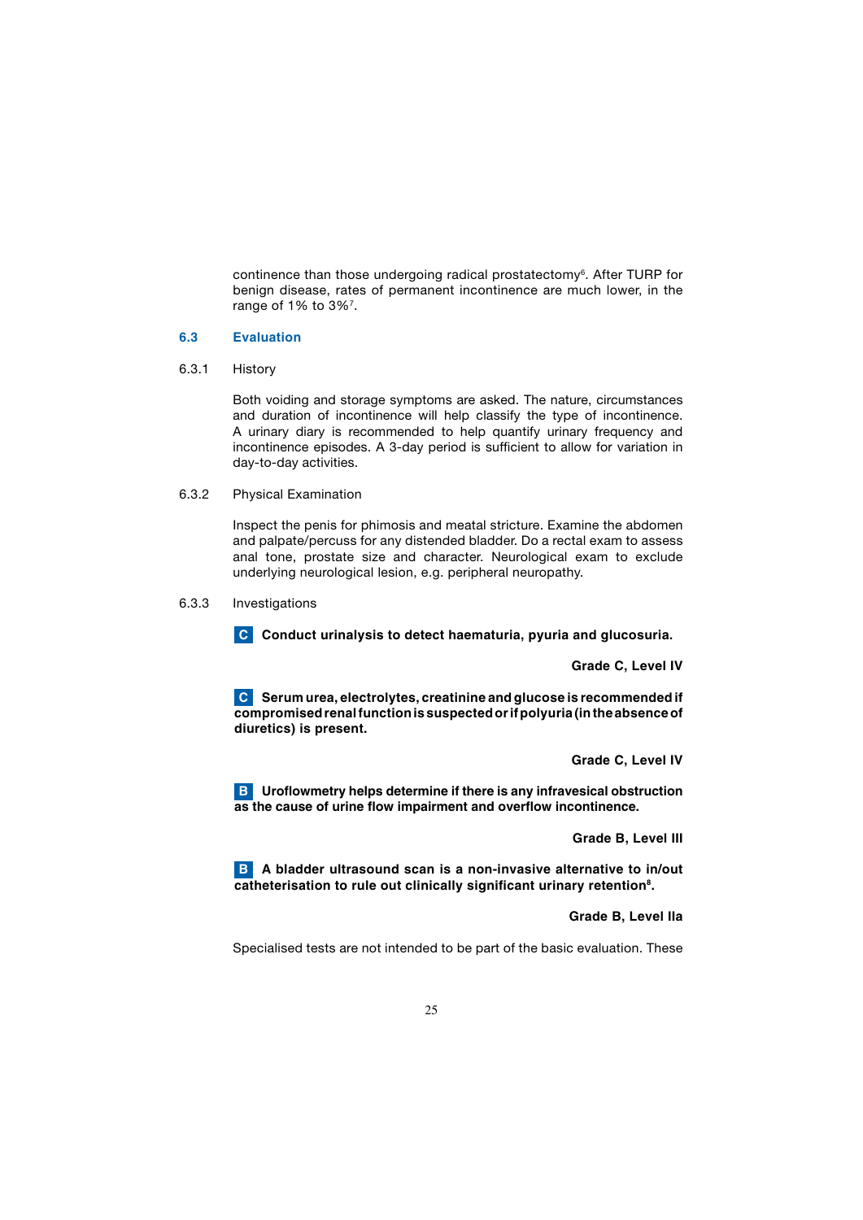continence than those undergoing radical prostatectomy[6]. After TURP for benign disease, rates of permanent incontinence are much lower, in the range of 1% to 3%[7].

## 6.3 Evaluation

### 6.3.1 History

Both voiding and storage symptoms are asked. The nature, circumstances and duration of incontinence will help classify the type of incontinence. A urinary diary is recommended to help quantify urinary frequency and incontinence episodes. A 3-day period is sufficient to allow for variation in day-to-day activities.

### 6.3.2 Physical Examination

Inspect the penis for phimosis and meatal stricture. Examine the abdomen and palpate/percuss for any distended bladder. Do a rectal exam to assess anal tone, prostate size and character. Neurological exam to exclude underlying neurological lesion, e.g. peripheral neuropathy.

### 6.3.3 Investigations

**C Conduct urinalysis to detect haematuria, pyuria and glucosuria.**

**Grade C, Level IV**

**C Serum urea, electrolytes, creatinine and glucose is recommended if compromised renal function is suspected or if polyuria (in the absence of diuretics) is present.**

**Grade C, Level IV**

**B Uroflowmetry helps determine if there is any infravesical obstruction as the cause of urine flow impairment and overflow incontinence.**

**Grade B, Level III**

**B A bladder ultrasound scan is a non-invasive alternative to in/out catheterisation to rule out clinically significant urinary retention[8].**

**Grade B, Level IIa**

Specialised tests are not intended to be part of the basic evaluation. These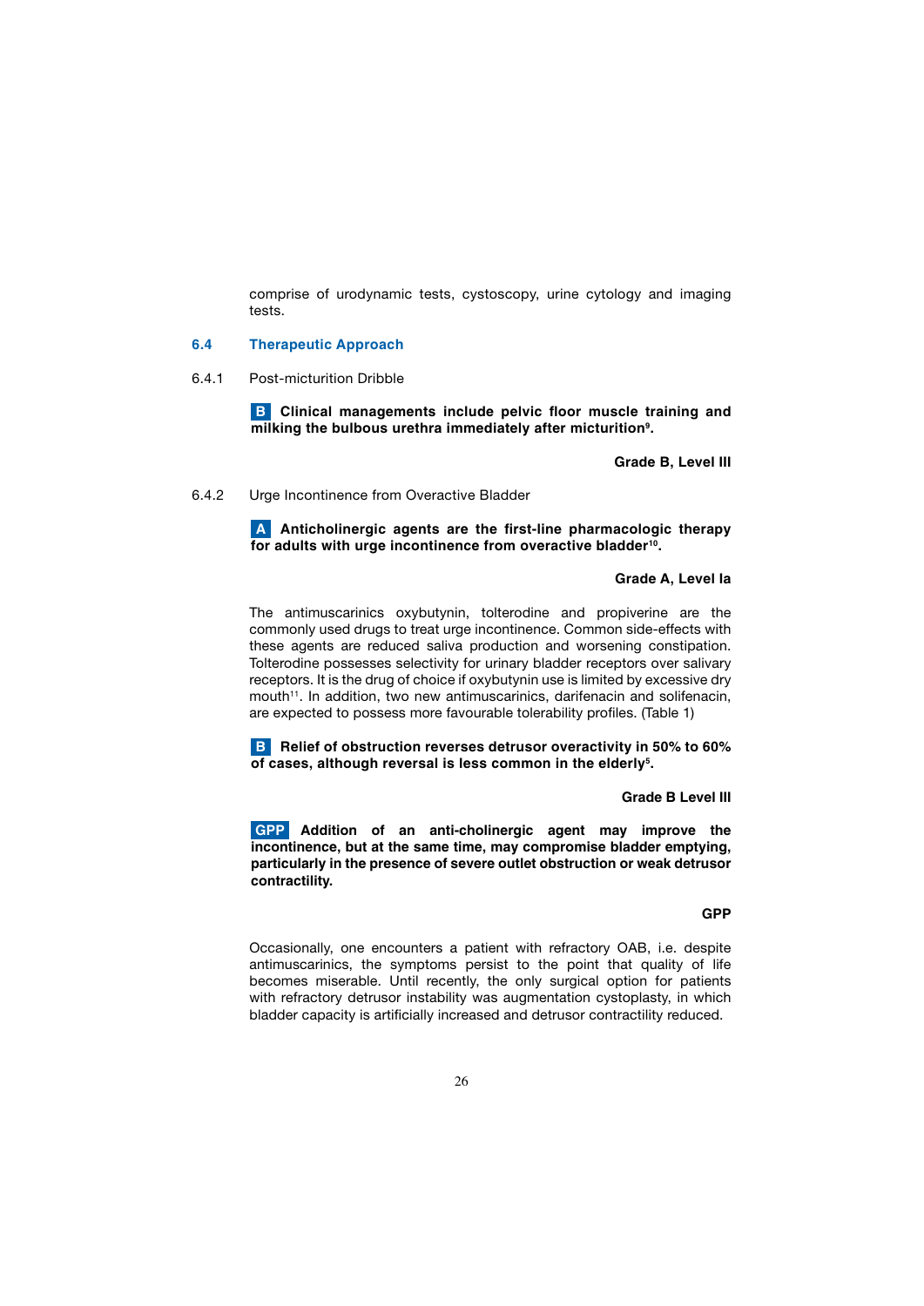comprise of urodynamic tests, cystoscopy, urine cytology and imaging tests.

## 6.4 Therapeutic Approach

### 6.4.1 Post-micturition Dribble

**B Clinical managements include pelvic floor muscle training and milking the bulbous urethra immediately after micturition[9].**

**Grade B, Level III**

### 6.4.2 Urge Incontinence from Overactive Bladder

**A Anticholinergic agents are the first-line pharmacologic therapy for adults with urge incontinence from overactive bladder[10].**

**Grade A, Level Ia**

The antimuscarinics oxybutynin, tolterodine and propiverine are the commonly used drugs to treat urge incontinence. Common side-effects with these agents are reduced saliva production and worsening constipation. Tolterodine possesses selectivity for urinary bladder receptors over salivary receptors. It is the drug of choice if oxybutynin use is limited by excessive dry mouth[11]. In addition, two new antimuscarinics, darifenacin and solifenacin, are expected to possess more favourable tolerability profiles. (Table 1)

**B Relief of obstruction reverses detrusor overactivity in 50% to 60% of cases, although reversal is less common in the elderly[5].**

**Grade B Level III**

**GPP Addition of an anti-cholinergic agent may improve the incontinence, but at the same time, may compromise bladder emptying, particularly in the presence of severe outlet obstruction or weak detrusor contractility.**

**GPP**

Occasionally, one encounters a patient with refractory OAB, i.e. despite antimuscarinics, the symptoms persist to the point that quality of life becomes miserable. Until recently, the only surgical option for patients with refractory detrusor instability was augmentation cystoplasty, in which bladder capacity is artificially increased and detrusor contractility reduced.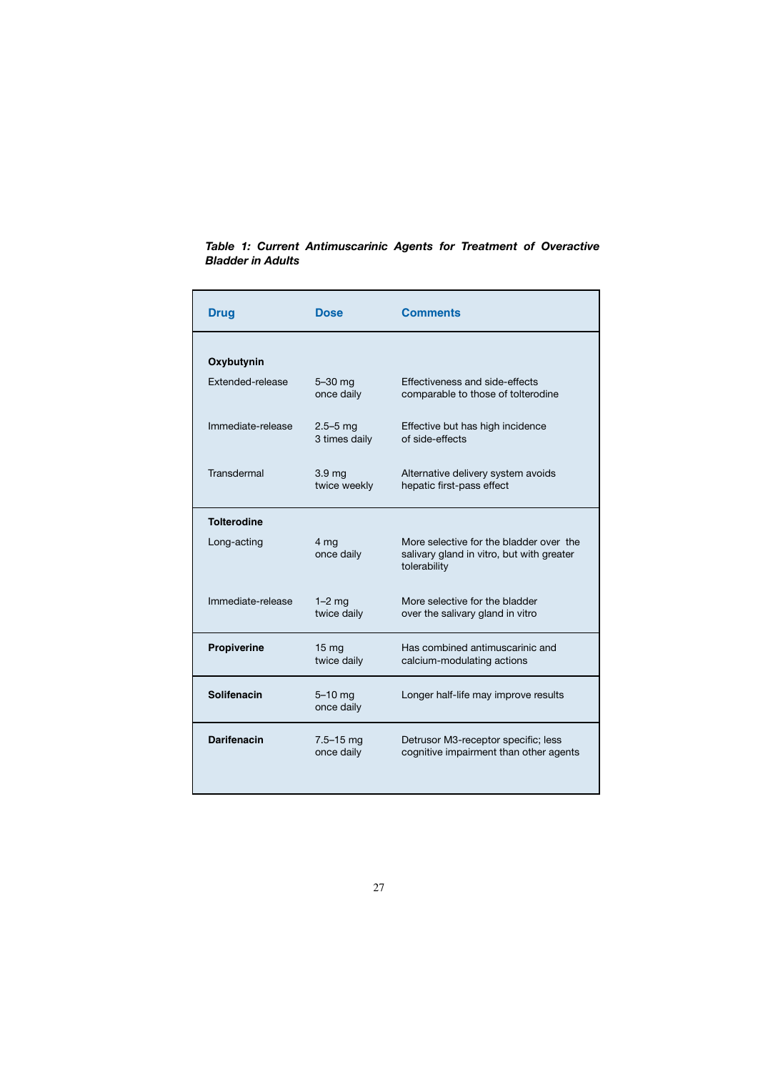***Table 1: Current Antimuscarinic Agents for Treatment of Overactive Bladder in Adults***

| Drug | Dose | Comments |
|---|---|---|
| **Oxybutynin** | | |
| Extended-release | 5–30 mg once daily | Effectiveness and side-effects comparable to those of tolterodine |
| Immediate-release | 2.5–5 mg 3 times daily | Effective but has high incidence of side-effects |
| Transdermal | 3.9 mg twice weekly | Alternative delivery system avoids hepatic first-pass effect |
| **Tolterodine** | | |
| Long-acting | 4 mg once daily | More selective for the bladder over the salivary gland in vitro, but with greater tolerability |
| Immediate-release | 1–2 mg twice daily | More selective for the bladder over the salivary gland in vitro |
| **Propiverine** | 15 mg twice daily | Has combined antimuscarinic and calcium-modulating actions |
| **Solifenacin** | 5–10 mg once daily | Longer half-life may improve results |
| **Darifenacin** | 7.5–15 mg once daily | Detrusor M3-receptor specific; less cognitive impairment than other agents |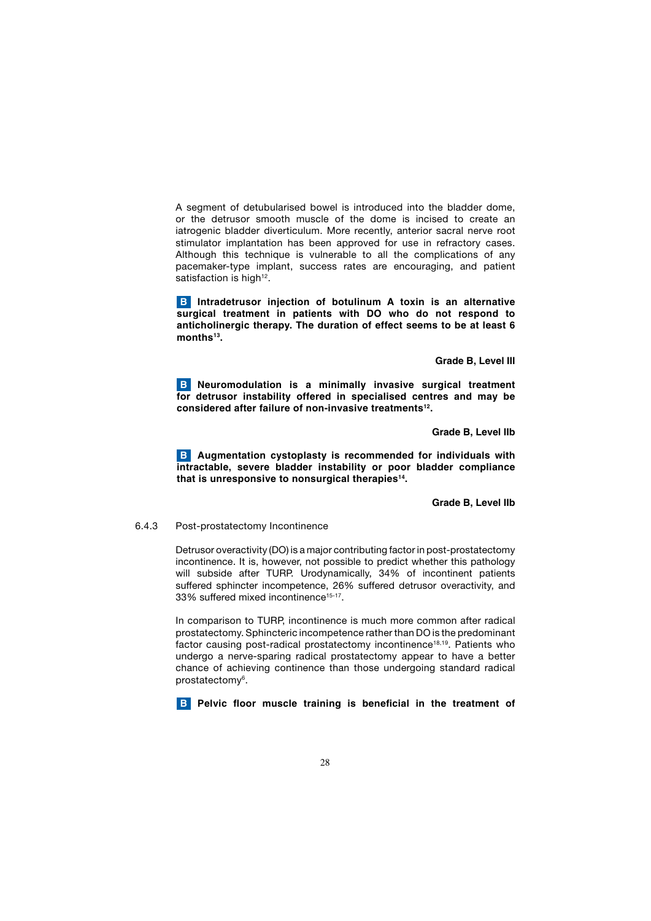A segment of detubularised bowel is introduced into the bladder dome, or the detrusor smooth muscle of the dome is incised to create an iatrogenic bladder diverticulum. More recently, anterior sacral nerve root stimulator implantation has been approved for use in refractory cases. Although this technique is vulnerable to all the complications of any pacemaker-type implant, success rates are encouraging, and patient satisfaction is high[12].

**B Intradetrusor injection of botulinum A toxin is an alternative surgical treatment in patients with DO who do not respond to anticholinergic therapy. The duration of effect seems to be at least 6 months[13].**

**Grade B, Level III**

**B Neuromodulation is a minimally invasive surgical treatment for detrusor instability offered in specialised centres and may be considered after failure of non-invasive treatments[12].**

**Grade B, Level IIb**

**B Augmentation cystoplasty is recommended for individuals with intractable, severe bladder instability or poor bladder compliance that is unresponsive to nonsurgical therapies[14].**

**Grade B, Level IIb**

### 6.4.3 Post-prostatectomy Incontinence

Detrusor overactivity (DO) is a major contributing factor in post-prostatectomy incontinence. It is, however, not possible to predict whether this pathology will subside after TURP. Urodynamically, 34% of incontinent patients suffered sphincter incompetence, 26% suffered detrusor overactivity, and 33% suffered mixed incontinence[15-17].

In comparison to TURP, incontinence is much more common after radical prostatectomy. Sphincteric incompetence rather than DO is the predominant factor causing post-radical prostatectomy incontinence[18,19]. Patients who undergo a nerve-sparing radical prostatectomy appear to have a better chance of achieving continence than those undergoing standard radical prostatectomy[6].

**B Pelvic floor muscle training is beneficial in the treatment of**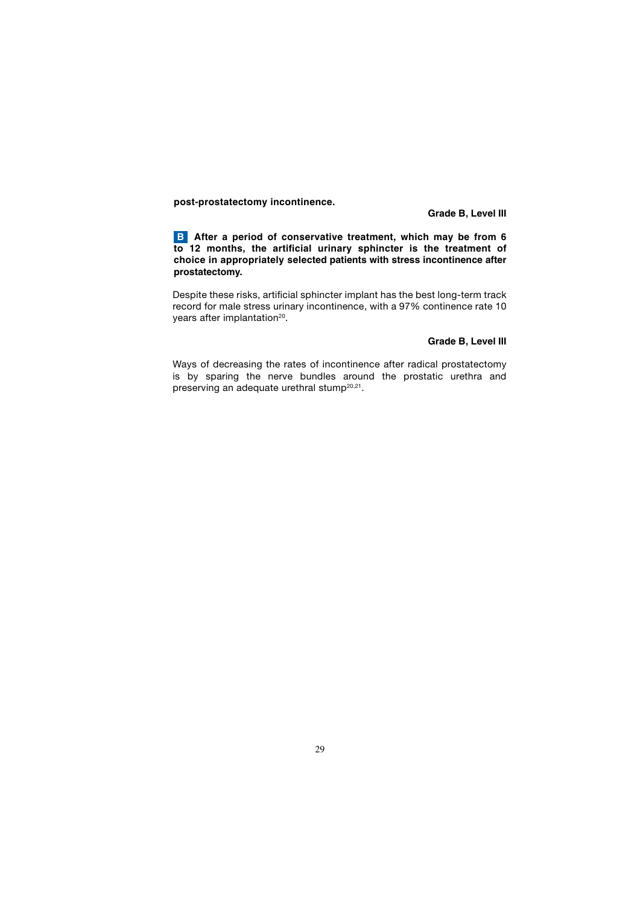**post-prostatectomy incontinence.**

**Grade B, Level III**

**B** **After a period of conservative treatment, which may be from 6 to 12 months, the artificial urinary sphincter is the treatment of choice in appropriately selected patients with stress incontinence after prostatectomy.**

Despite these risks, artificial sphincter implant has the best long-term track record for male stress urinary incontinence, with a 97% continence rate 10 years after implantation[20].

**Grade B, Level III**

Ways of decreasing the rates of incontinence after radical prostatectomy is by sparing the nerve bundles around the prostatic urethra and preserving an adequate urethral stump[20,21].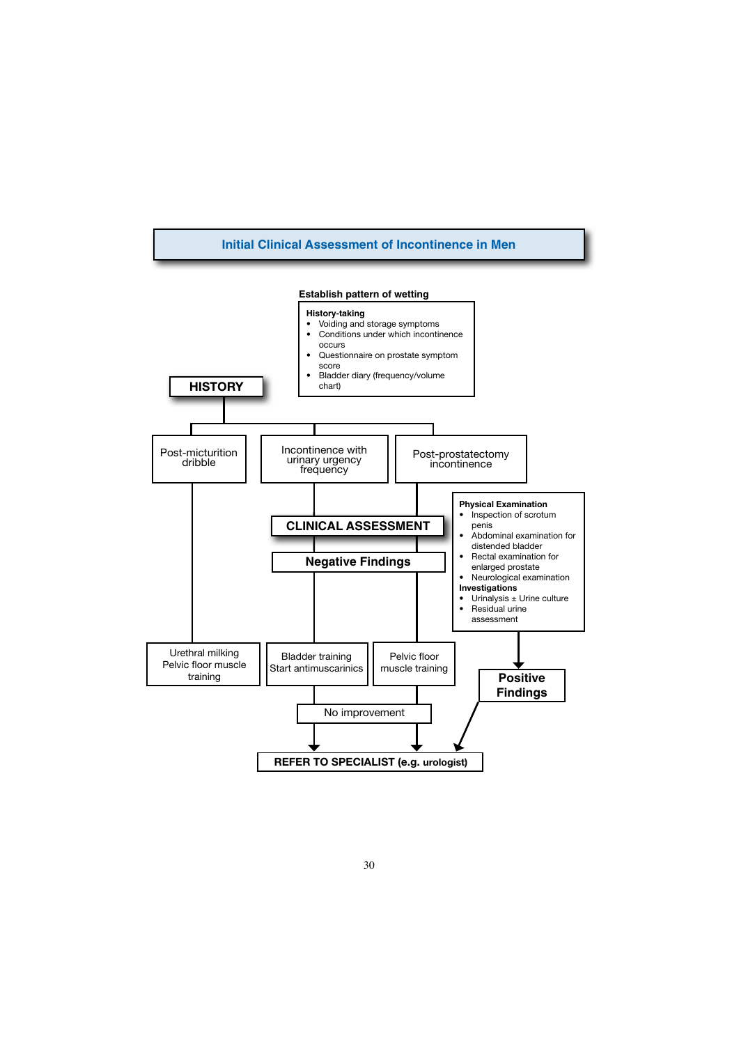# Initial Clinical Assessment of Incontinence in Men

**Establish pattern of wetting**

**History-taking**
- Voiding and storage symptoms
- Conditions under which incontinence occurs
- Questionnaire on prostate symptom score
- Bladder diary (frequency/volume chart)

**HISTORY**

- Post-micturition dribble
- Incontinence with urinary urgency frequency
- Post-prostatectomy incontinence

**CLINICAL ASSESSMENT**

**Physical Examination**
- Inspection of scrotum penis
- Abdominal examination for distended bladder
- Rectal examination for enlarged prostate
- Neurological examination

**Investigations**
- Urinalysis ± Urine culture
- Residual urine assessment

**Negative Findings**

- Post-micturition dribble → Urethral milking, Pelvic floor muscle training
- Incontinence with urinary urgency frequency → Bladder training, Start antimuscarinics → No improvement → REFER TO SPECIALIST (e.g. urologist)
- Post-prostatectomy incontinence → Pelvic floor muscle training → No improvement → REFER TO SPECIALIST (e.g. urologist)

**Positive Findings** → **REFER TO SPECIALIST (e.g. urologist)**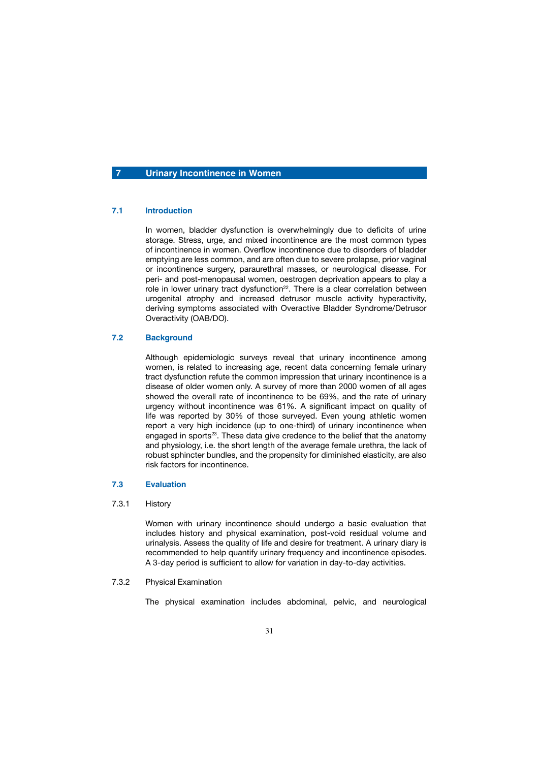# 7 Urinary Incontinence in Women

## 7.1 Introduction

In women, bladder dysfunction is overwhelmingly due to deficits of urine storage. Stress, urge, and mixed incontinence are the most common types of incontinence in women. Overflow incontinence due to disorders of bladder emptying are less common, and are often due to severe prolapse, prior vaginal or incontinence surgery, paraurethral masses, or neurological disease. For peri- and post-menopausal women, oestrogen deprivation appears to play a role in lower urinary tract dysfunction[22]. There is a clear correlation between urogenital atrophy and increased detrusor muscle activity hyperactivity, deriving symptoms associated with Overactive Bladder Syndrome/Detrusor Overactivity (OAB/DO).

## 7.2 Background

Although epidemiologic surveys reveal that urinary incontinence among women, is related to increasing age, recent data concerning female urinary tract dysfunction refute the common impression that urinary incontinence is a disease of older women only. A survey of more than 2000 women of all ages showed the overall rate of incontinence to be 69%, and the rate of urinary urgency without incontinence was 61%. A significant impact on quality of life was reported by 30% of those surveyed. Even young athletic women report a very high incidence (up to one-third) of urinary incontinence when engaged in sports[23]. These data give credence to the belief that the anatomy and physiology, i.e. the short length of the average female urethra, the lack of robust sphincter bundles, and the propensity for diminished elasticity, are also risk factors for incontinence.

## 7.3 Evaluation

### 7.3.1 History

Women with urinary incontinence should undergo a basic evaluation that includes history and physical examination, post-void residual volume and urinalysis. Assess the quality of life and desire for treatment. A urinary diary is recommended to help quantify urinary frequency and incontinence episodes. A 3-day period is sufficient to allow for variation in day-to-day activities.

### 7.3.2 Physical Examination

The physical examination includes abdominal, pelvic, and neurological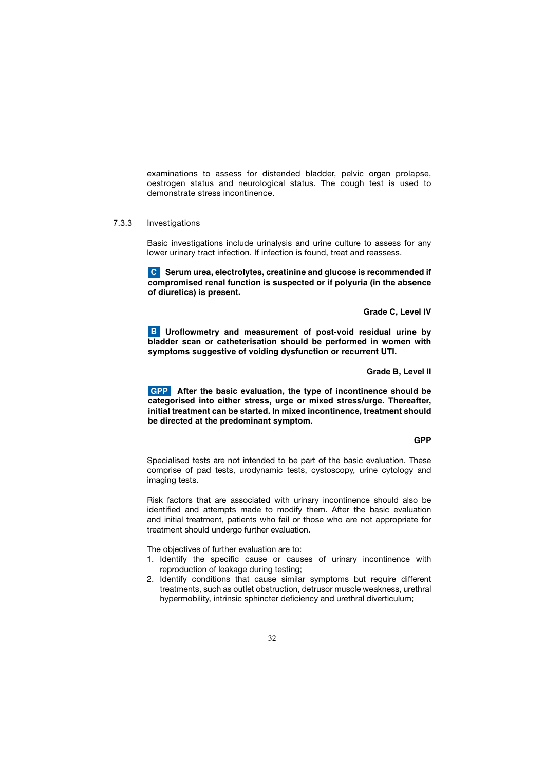examinations to assess for distended bladder, pelvic organ prolapse, oestrogen status and neurological status. The cough test is used to demonstrate stress incontinence.

### 7.3.3 Investigations

Basic investigations include urinalysis and urine culture to assess for any lower urinary tract infection. If infection is found, treat and reassess.

**C Serum urea, electrolytes, creatinine and glucose is recommended if compromised renal function is suspected or if polyuria (in the absence of diuretics) is present.**

**Grade C, Level IV**

**B Uroflowmetry and measurement of post-void residual urine by bladder scan or catheterisation should be performed in women with symptoms suggestive of voiding dysfunction or recurrent UTI.**

**Grade B, Level II**

**GPP After the basic evaluation, the type of incontinence should be categorised into either stress, urge or mixed stress/urge. Thereafter, initial treatment can be started. In mixed incontinence, treatment should be directed at the predominant symptom.**

**GPP**

Specialised tests are not intended to be part of the basic evaluation. These comprise of pad tests, urodynamic tests, cystoscopy, urine cytology and imaging tests.

Risk factors that are associated with urinary incontinence should also be identified and attempts made to modify them. After the basic evaluation and initial treatment, patients who fail or those who are not appropriate for treatment should undergo further evaluation.

The objectives of further evaluation are to:

1. Identify the specific cause or causes of urinary incontinence with reproduction of leakage during testing;
2. Identify conditions that cause similar symptoms but require different treatments, such as outlet obstruction, detrusor muscle weakness, urethral hypermobility, intrinsic sphincter deficiency and urethral diverticulum;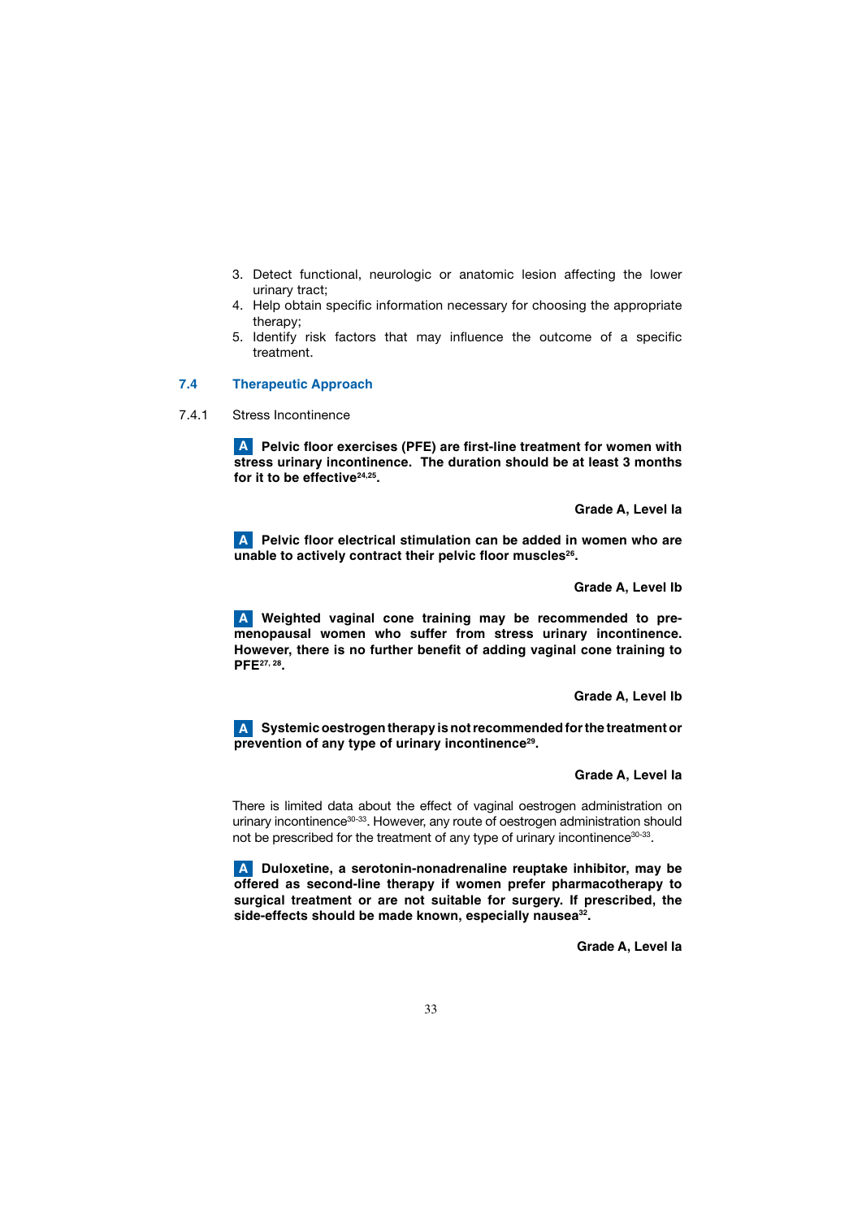3. Detect functional, neurologic or anatomic lesion affecting the lower urinary tract;
4. Help obtain specific information necessary for choosing the appropriate therapy;
5. Identify risk factors that may influence the outcome of a specific treatment.

## 7.4 Therapeutic Approach

### 7.4.1 Stress Incontinence

**A Pelvic floor exercises (PFE) are first-line treatment for women with stress urinary incontinence. The duration should be at least 3 months for it to be effective[24,25].**

**Grade A, Level Ia**

**A Pelvic floor electrical stimulation can be added in women who are unable to actively contract their pelvic floor muscles[26].**

**Grade A, Level Ib**

**A Weighted vaginal cone training may be recommended to pre-menopausal women who suffer from stress urinary incontinence. However, there is no further benefit of adding vaginal cone training to PFE[27, 28].**

**Grade A, Level Ib**

**A Systemic oestrogen therapy is not recommended for the treatment or prevention of any type of urinary incontinence[29].**

**Grade A, Level Ia**

There is limited data about the effect of vaginal oestrogen administration on urinary incontinence[30-33]. However, any route of oestrogen administration should not be prescribed for the treatment of any type of urinary incontinence[30-33].

**A Duloxetine, a serotonin-nonadrenaline reuptake inhibitor, may be offered as second-line therapy if women prefer pharmacotherapy to surgical treatment or are not suitable for surgery. If prescribed, the side-effects should be made known, especially nausea[32].**

**Grade A, Level Ia**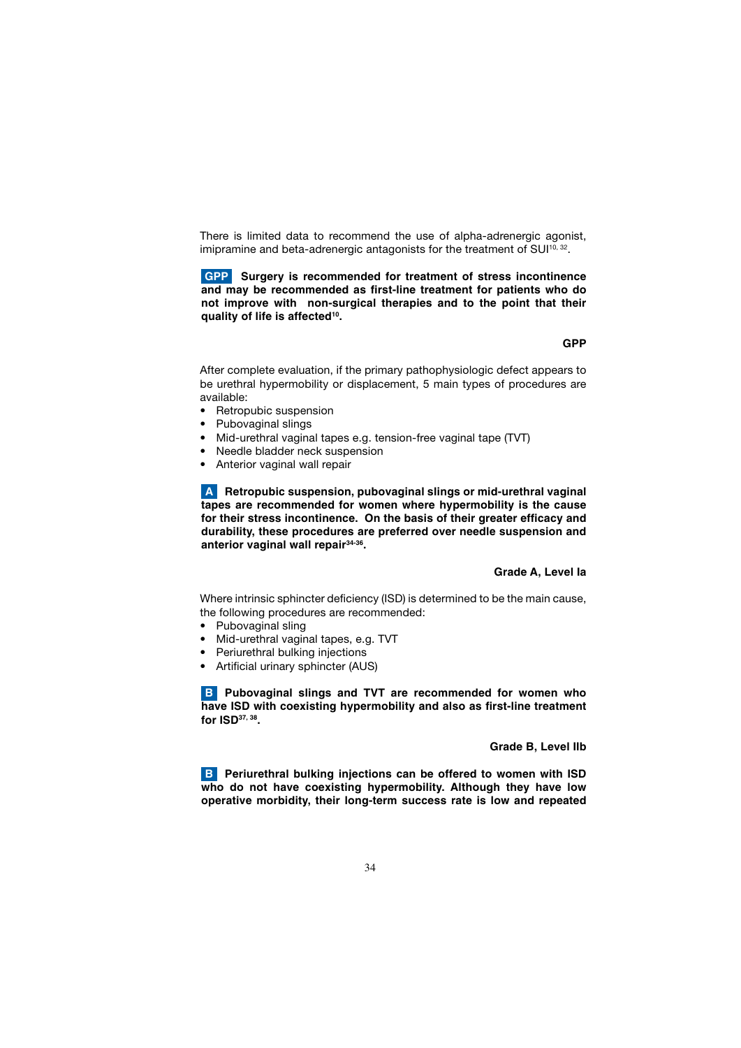There is limited data to recommend the use of alpha-adrenergic agonist, imipramine and beta-adrenergic antagonists for the treatment of SUI[10, 32].

**GPP Surgery is recommended for treatment of stress incontinence and may be recommended as first-line treatment for patients who do not improve with non-surgical therapies and to the point that their quality of life is affected[10].**

**GPP**

After complete evaluation, if the primary pathophysiologic defect appears to be urethral hypermobility or displacement, 5 main types of procedures are available:

- Retropubic suspension
- Pubovaginal slings
- Mid-urethral vaginal tapes e.g. tension-free vaginal tape (TVT)
- Needle bladder neck suspension
- Anterior vaginal wall repair

**A Retropubic suspension, pubovaginal slings or mid-urethral vaginal tapes are recommended for women where hypermobility is the cause for their stress incontinence. On the basis of their greater efficacy and durability, these procedures are preferred over needle suspension and anterior vaginal wall repair[34-36].**

**Grade A, Level Ia**

Where intrinsic sphincter deficiency (ISD) is determined to be the main cause, the following procedures are recommended:

- Pubovaginal sling
- Mid-urethral vaginal tapes, e.g. TVT
- Periurethral bulking injections
- Artificial urinary sphincter (AUS)

**B Pubovaginal slings and TVT are recommended for women who have ISD with coexisting hypermobility and also as first-line treatment for ISD[37, 38].**

**Grade B, Level IIb**

**B Periurethral bulking injections can be offered to women with ISD who do not have coexisting hypermobility. Although they have low operative morbidity, their long-term success rate is low and repeated**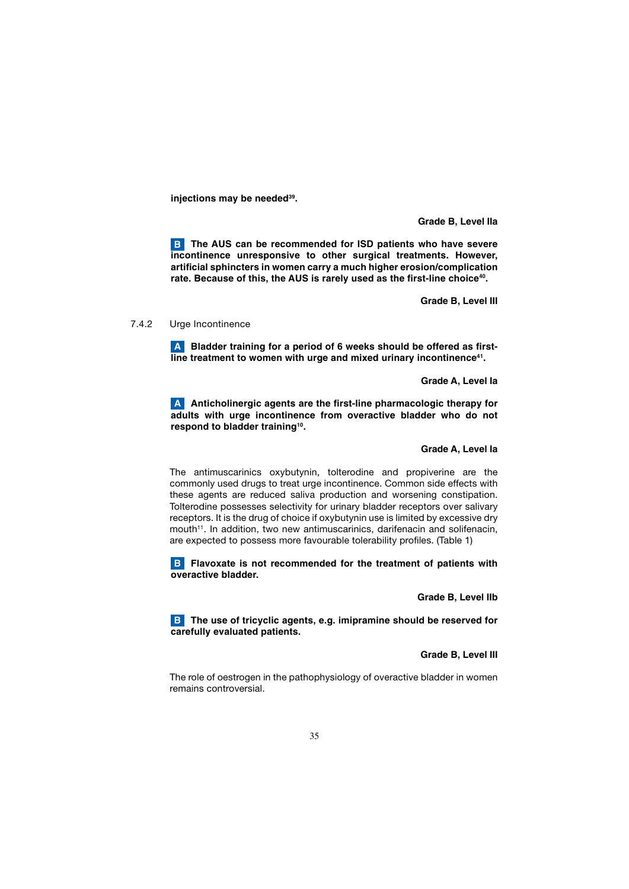**injections may be needed[39].**

**Grade B, Level IIa**

**B The AUS can be recommended for ISD patients who have severe incontinence unresponsive to other surgical treatments. However, artificial sphincters in women carry a much higher erosion/complication rate. Because of this, the AUS is rarely used as the first-line choice[40].**

**Grade B, Level III**

7.4.2 Urge Incontinence

**A Bladder training for a period of 6 weeks should be offered as first-line treatment to women with urge and mixed urinary incontinence[41].**

**Grade A, Level Ia**

**A Anticholinergic agents are the first-line pharmacologic therapy for adults with urge incontinence from overactive bladder who do not respond to bladder training[10].**

**Grade A, Level Ia**

The antimuscarinics oxybutynin, tolterodine and propiverine are the commonly used drugs to treat urge incontinence. Common side effects with these agents are reduced saliva production and worsening constipation. Tolterodine possesses selectivity for urinary bladder receptors over salivary receptors. It is the drug of choice if oxybutynin use is limited by excessive dry mouth[11]. In addition, two new antimuscarinics, darifenacin and solifenacin, are expected to possess more favourable tolerability profiles. (Table 1)

**B Flavoxate is not recommended for the treatment of patients with overactive bladder.**

**Grade B, Level IIb**

**B The use of tricyclic agents, e.g. imipramine should be reserved for carefully evaluated patients.**

**Grade B, Level III**

The role of oestrogen in the pathophysiology of overactive bladder in women remains controversial.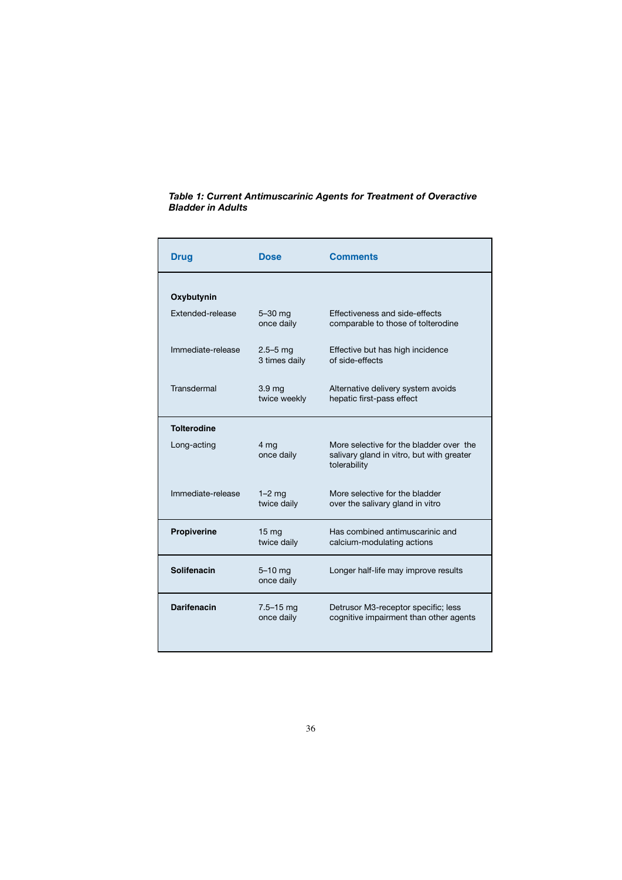***Table 1: Current Antimuscarinic Agents for Treatment of Overactive Bladder in Adults***

| Drug | Dose | Comments |
|---|---|---|
| **Oxybutynin** | | |
| Extended-release | 5–30 mg once daily | Effectiveness and side-effects comparable to those of tolterodine |
| Immediate-release | 2.5–5 mg 3 times daily | Effective but has high incidence of side-effects |
| Transdermal | 3.9 mg twice weekly | Alternative delivery system avoids hepatic first-pass effect |
| **Tolterodine** | | |
| Long-acting | 4 mg once daily | More selective for the bladder over the salivary gland in vitro, but with greater tolerability |
| Immediate-release | 1–2 mg twice daily | More selective for the bladder over the salivary gland in vitro |
| **Propiverine** | 15 mg twice daily | Has combined antimuscarinic and calcium-modulating actions |
| **Solifenacin** | 5–10 mg once daily | Longer half-life may improve results |
| **Darifenacin** | 7.5–15 mg once daily | Detrusor M3-receptor specific; less cognitive impairment than other agents |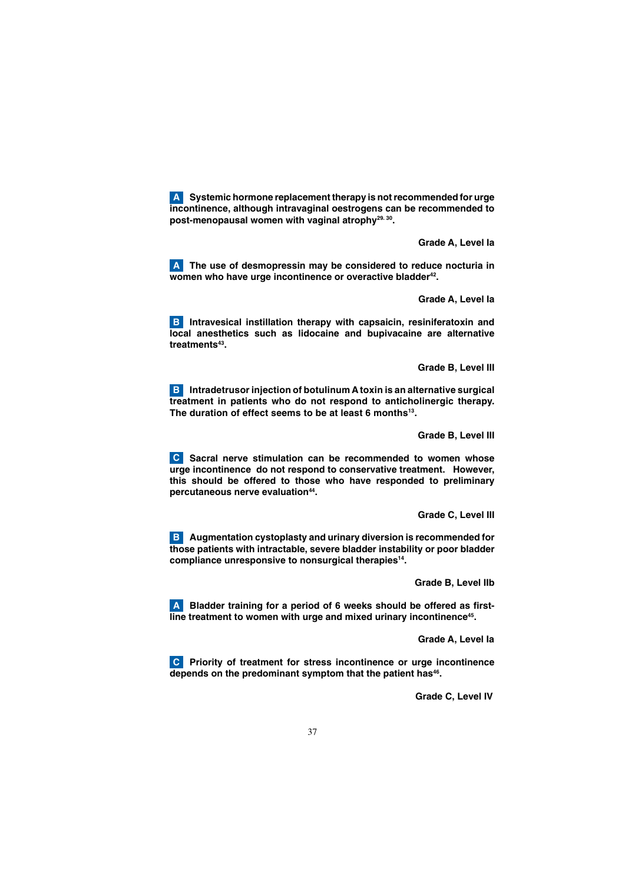**A** **Systemic hormone replacement therapy is not recommended for urge incontinence, although intravaginal oestrogens can be recommended to post-menopausal women with vaginal atrophy[29, 30].**

**Grade A, Level Ia**

**A** **The use of desmopressin may be considered to reduce nocturia in women who have urge incontinence or overactive bladder[42].**

**Grade A, Level Ia**

**B** **Intravesical instillation therapy with capsaicin, resiniferatoxin and local anesthetics such as lidocaine and bupivacaine are alternative treatments[43].**

**Grade B, Level III**

**B** **Intradetrusor injection of botulinum A toxin is an alternative surgical treatment in patients who do not respond to anticholinergic therapy. The duration of effect seems to be at least 6 months[13].**

**Grade B, Level III**

**C** **Sacral nerve stimulation can be recommended to women whose urge incontinence do not respond to conservative treatment. However, this should be offered to those who have responded to preliminary percutaneous nerve evaluation[44].**

**Grade C, Level III**

**B** **Augmentation cystoplasty and urinary diversion is recommended for those patients with intractable, severe bladder instability or poor bladder compliance unresponsive to nonsurgical therapies[14].**

**Grade B, Level IIb**

**A** **Bladder training for a period of 6 weeks should be offered as first-line treatment to women with urge and mixed urinary incontinence[45].**

**Grade A, Level Ia**

**C** **Priority of treatment for stress incontinence or urge incontinence depends on the predominant symptom that the patient has[46].**

**Grade C, Level IV**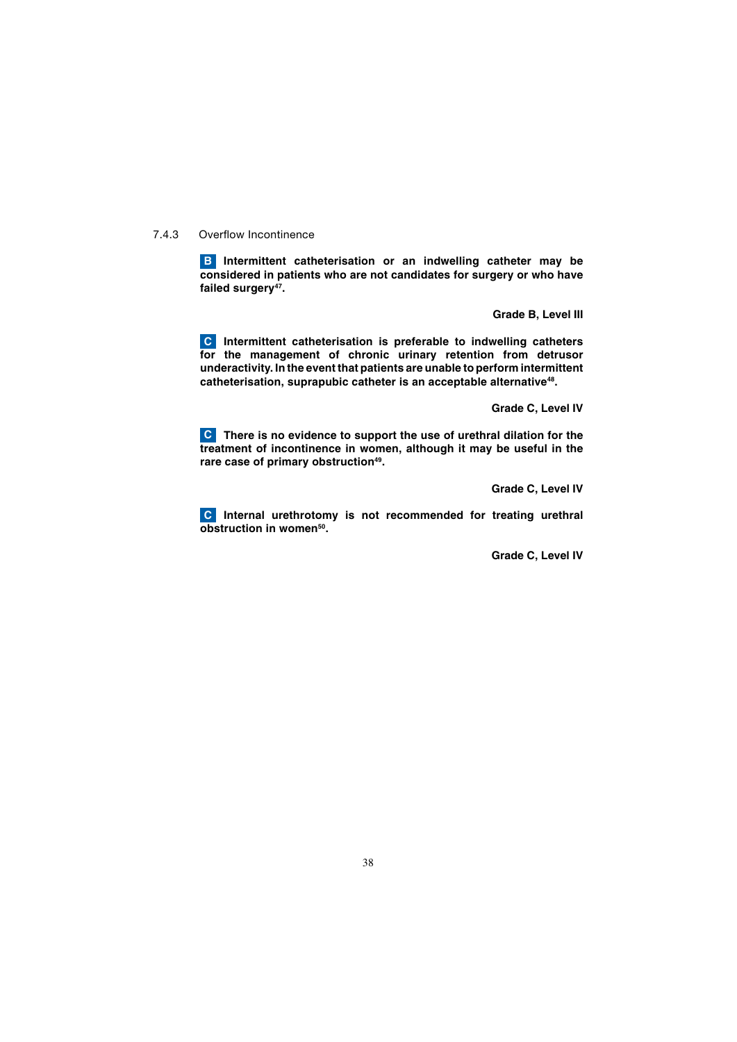### 7.4.3 Overflow Incontinence

**B Intermittent catheterisation or an indwelling catheter may be considered in patients who are not candidates for surgery or who have failed surgery[47].**

**Grade B, Level III**

**C Intermittent catheterisation is preferable to indwelling catheters for the management of chronic urinary retention from detrusor underactivity. In the event that patients are unable to perform intermittent catheterisation, suprapubic catheter is an acceptable alternative[48].**

**Grade C, Level IV**

**C There is no evidence to support the use of urethral dilation for the treatment of incontinence in women, although it may be useful in the rare case of primary obstruction[49].**

**Grade C, Level IV**

**C Internal urethrotomy is not recommended for treating urethral obstruction in women[50].**

**Grade C, Level IV**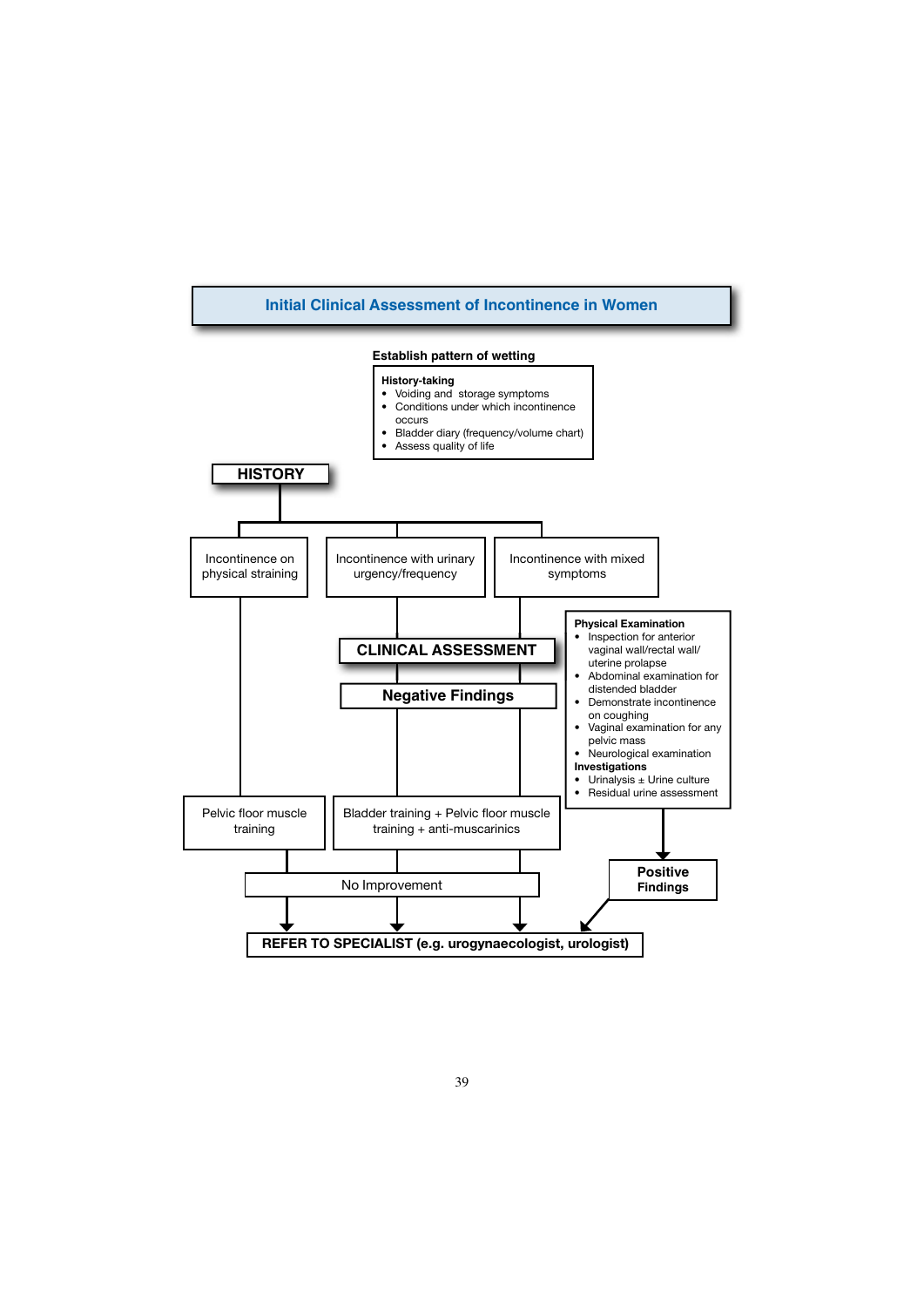## Initial Clinical Assessment of Incontinence in Women

**Establish pattern of wetting**

**History-taking**
- Voiding and storage symptoms
- Conditions under which incontinence occurs
- Bladder diary (frequency/volume chart)
- Assess quality of life

**HISTORY**

- Incontinence on physical straining
- Incontinence with urinary urgency/frequency
- Incontinence with mixed symptoms

**CLINICAL ASSESSMENT**

**Physical Examination**
- Inspection for anterior vaginal wall/rectal wall/ uterine prolapse
- Abdominal examination for distended bladder
- Demonstrate incontinence on coughing
- Vaginal examination for any pelvic mass
- Neurological examination

**Investigations**
- Urinalysis ± Urine culture
- Residual urine assessment

**Negative Findings**

- Pelvic floor muscle training
- Bladder training + Pelvic floor muscle training + anti-muscarinics

No Improvement

**Positive Findings**

**REFER TO SPECIALIST (e.g. urogynaecologist, urologist)**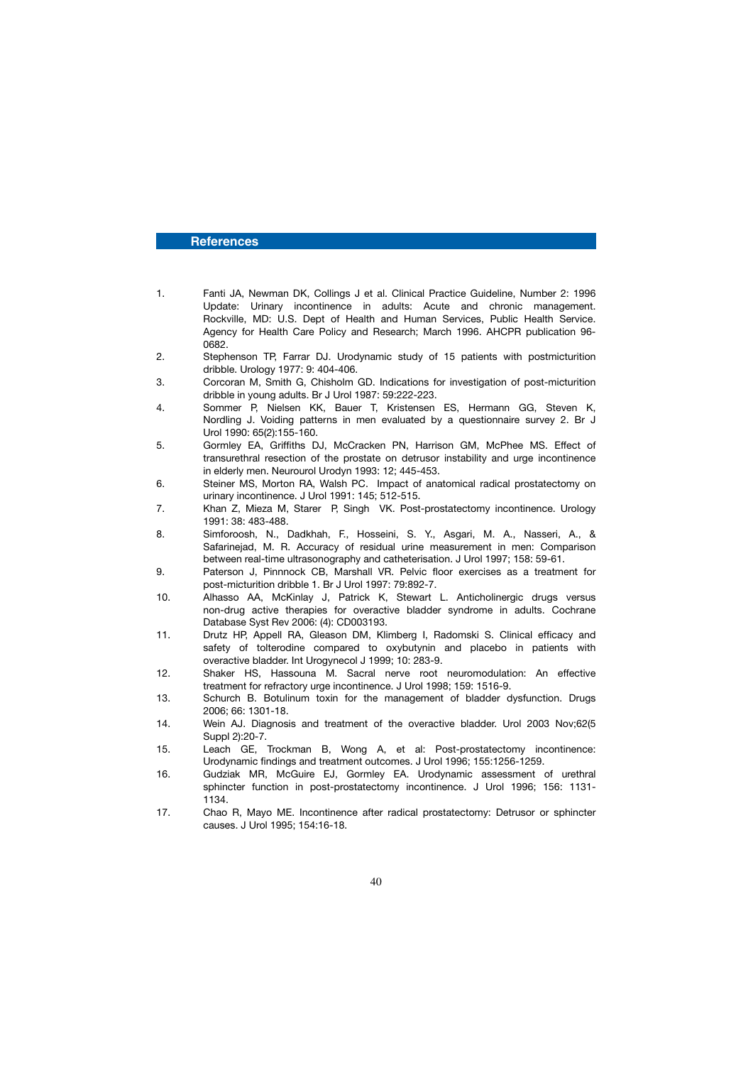## References

1. Fanti JA, Newman DK, Collings J et al. Clinical Practice Guideline, Number 2: 1996 Update: Urinary incontinence in adults: Acute and chronic management. Rockville, MD: U.S. Dept of Health and Human Services, Public Health Service. Agency for Health Care Policy and Research; March 1996. AHCPR publication 96-0682.
2. Stephenson TP, Farrar DJ. Urodynamic study of 15 patients with postmicturition dribble. Urology 1977: 9: 404-406.
3. Corcoran M, Smith G, Chisholm GD. Indications for investigation of post-micturition dribble in young adults. Br J Urol 1987: 59:222-223.
4. Sommer P, Nielsen KK, Bauer T, Kristensen ES, Hermann GG, Steven K, Nordling J. Voiding patterns in men evaluated by a questionnaire survey 2. Br J Urol 1990: 65(2):155-160.
5. Gormley EA, Griffiths DJ, McCracken PN, Harrison GM, McPhee MS. Effect of transurethral resection of the prostate on detrusor instability and urge incontinence in elderly men. Neurourol Urodyn 1993: 12; 445-453.
6. Steiner MS, Morton RA, Walsh PC. Impact of anatomical radical prostatectomy on urinary incontinence. J Urol 1991: 145; 512-515.
7. Khan Z, Mieza M, Starer P, Singh VK. Post-prostatectomy incontinence. Urology 1991: 38: 483-488.
8. Simforoosh, N., Dadkhah, F., Hosseini, S. Y., Asgari, M. A., Nasseri, A., & Safarinejad, M. R. Accuracy of residual urine measurement in men: Comparison between real-time ultrasonography and catheterisation. J Urol 1997; 158: 59-61.
9. Paterson J, Pinnnock CB, Marshall VR. Pelvic floor exercises as a treatment for post-micturition dribble 1. Br J Urol 1997: 79:892-7.
10. Alhasso AA, McKinlay J, Patrick K, Stewart L. Anticholinergic drugs versus non-drug active therapies for overactive bladder syndrome in adults. Cochrane Database Syst Rev 2006: (4): CD003193.
11. Drutz HP, Appell RA, Gleason DM, Klimberg I, Radomski S. Clinical efficacy and safety of tolterodine compared to oxybutynin and placebo in patients with overactive bladder. Int Urogynecol J 1999; 10: 283-9.
12. Shaker HS, Hassouna M. Sacral nerve root neuromodulation: An effective treatment for refractory urge incontinence. J Urol 1998; 159: 1516-9.
13. Schurch B. Botulinum toxin for the management of bladder dysfunction. Drugs 2006; 66: 1301-18.
14. Wein AJ. Diagnosis and treatment of the overactive bladder. Urol 2003 Nov;62(5 Suppl 2):20-7.
15. Leach GE, Trockman B, Wong A, et al: Post-prostatectomy incontinence: Urodynamic findings and treatment outcomes. J Urol 1996; 155:1256-1259.
16. Gudziak MR, McGuire EJ, Gormley EA. Urodynamic assessment of urethral sphincter function in post-prostatectomy incontinence. J Urol 1996; 156: 1131-1134.
17. Chao R, Mayo ME. Incontinence after radical prostatectomy: Detrusor or sphincter causes. J Urol 1995; 154:16-18.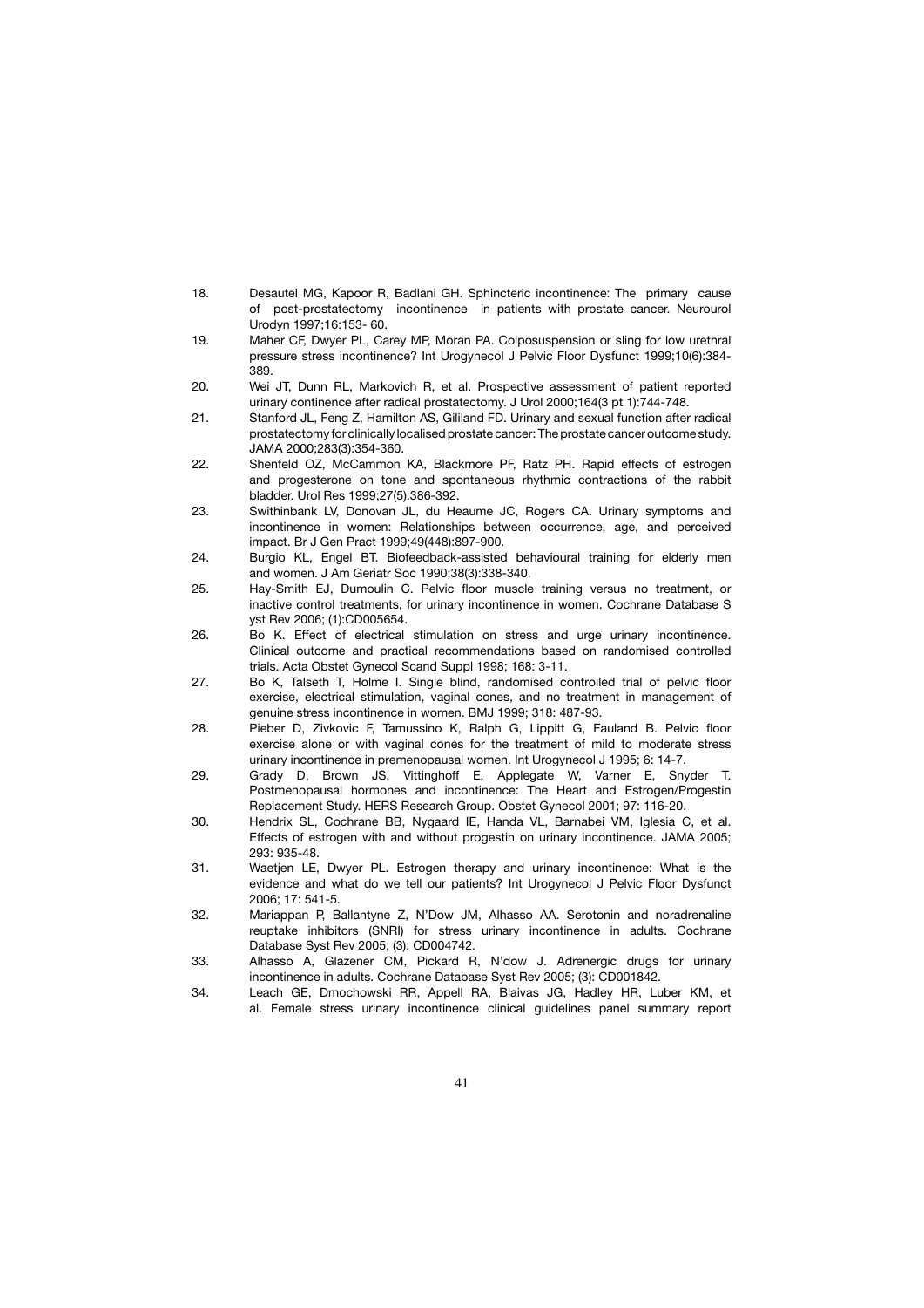18. Desautel MG, Kapoor R, Badlani GH. Sphincteric incontinence: The primary cause of post-prostatectomy incontinence in patients with prostate cancer. Neurourol Urodyn 1997;16:153- 60.
19. Maher CF, Dwyer PL, Carey MP, Moran PA. Colposuspension or sling for low urethral pressure stress incontinence? Int Urogynecol J Pelvic Floor Dysfunct 1999;10(6):384-389.
20. Wei JT, Dunn RL, Markovich R, et al. Prospective assessment of patient reported urinary continence after radical prostatectomy. J Urol 2000;164(3 pt 1):744-748.
21. Stanford JL, Feng Z, Hamilton AS, Gililand FD. Urinary and sexual function after radical prostatectomy for clinically localised prostate cancer: The prostate cancer outcome study. JAMA 2000;283(3):354-360.
22. Shenfeld OZ, McCammon KA, Blackmore PF, Ratz PH. Rapid effects of estrogen and progesterone on tone and spontaneous rhythmic contractions of the rabbit bladder. Urol Res 1999;27(5):386-392.
23. Swithinbank LV, Donovan JL, du Heaume JC, Rogers CA. Urinary symptoms and incontinence in women: Relationships between occurrence, age, and perceived impact. Br J Gen Pract 1999;49(448):897-900.
24. Burgio KL, Engel BT. Biofeedback-assisted behavioural training for elderly men and women. J Am Geriatr Soc 1990;38(3):338-340.
25. Hay-Smith EJ, Dumoulin C. Pelvic floor muscle training versus no treatment, or inactive control treatments, for urinary incontinence in women. Cochrane Database S yst Rev 2006; (1):CD005654.
26. Bo K. Effect of electrical stimulation on stress and urge urinary incontinence. Clinical outcome and practical recommendations based on randomised controlled trials. Acta Obstet Gynecol Scand Suppl 1998; 168: 3-11.
27. Bo K, Talseth T, Holme I. Single blind, randomised controlled trial of pelvic floor exercise, electrical stimulation, vaginal cones, and no treatment in management of genuine stress incontinence in women. BMJ 1999; 318: 487-93.
28. Pieber D, Zivkovic F, Tamussino K, Ralph G, Lippitt G, Fauland B. Pelvic floor exercise alone or with vaginal cones for the treatment of mild to moderate stress urinary incontinence in premenopausal women. Int Urogynecol J 1995; 6: 14-7.
29. Grady D, Brown JS, Vittinghoff E, Applegate W, Varner E, Snyder T. Postmenopausal hormones and incontinence: The Heart and Estrogen/Progestin Replacement Study. HERS Research Group. Obstet Gynecol 2001; 97: 116-20.
30. Hendrix SL, Cochrane BB, Nygaard IE, Handa VL, Barnabei VM, Iglesia C, et al. Effects of estrogen with and without progestin on urinary incontinence. JAMA 2005; 293: 935-48.
31. Waetjen LE, Dwyer PL. Estrogen therapy and urinary incontinence: What is the evidence and what do we tell our patients? Int Urogynecol J Pelvic Floor Dysfunct 2006; 17: 541-5.
32. Mariappan P, Ballantyne Z, N'Dow JM, Alhasso AA. Serotonin and noradrenaline reuptake inhibitors (SNRI) for stress urinary incontinence in adults. Cochrane Database Syst Rev 2005; (3): CD004742.
33. Alhasso A, Glazener CM, Pickard R, N'dow J. Adrenergic drugs for urinary incontinence in adults. Cochrane Database Syst Rev 2005; (3): CD001842.
34. Leach GE, Dmochowski RR, Appell RA, Blaivas JG, Hadley HR, Luber KM, et al. Female stress urinary incontinence clinical guidelines panel summary report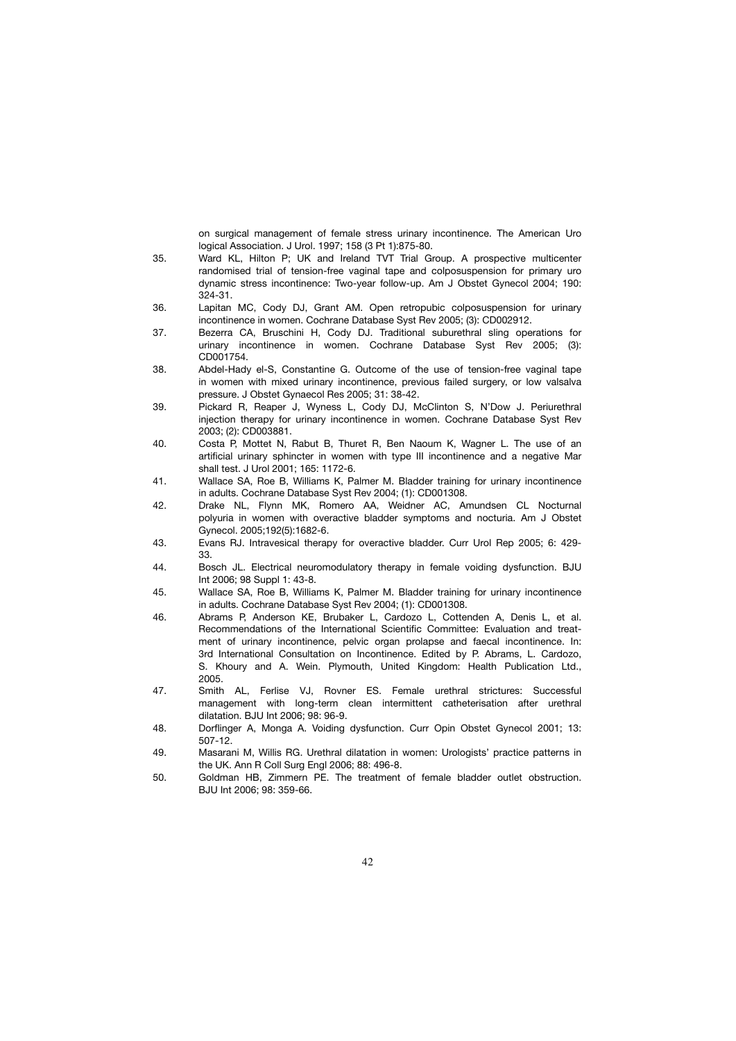on surgical management of female stress urinary incontinence. The American Uro logical Association. J Urol. 1997; 158 (3 Pt 1):875-80.

35. Ward KL, Hilton P; UK and Ireland TVT Trial Group. A prospective multicenter randomised trial of tension-free vaginal tape and colposuspension for primary uro dynamic stress incontinence: Two-year follow-up. Am J Obstet Gynecol 2004; 190: 324-31.
36. Lapitan MC, Cody DJ, Grant AM. Open retropubic colposuspension for urinary incontinence in women. Cochrane Database Syst Rev 2005; (3): CD002912.
37. Bezerra CA, Bruschini H, Cody DJ. Traditional suburethral sling operations for urinary incontinence in women. Cochrane Database Syst Rev 2005; (3): CD001754.
38. Abdel-Hady el-S, Constantine G. Outcome of the use of tension-free vaginal tape in women with mixed urinary incontinence, previous failed surgery, or low valsalva pressure. J Obstet Gynaecol Res 2005; 31: 38-42.
39. Pickard R, Reaper J, Wyness L, Cody DJ, McClinton S, N'Dow J. Periurethral injection therapy for urinary incontinence in women. Cochrane Database Syst Rev 2003; (2): CD003881.
40. Costa P, Mottet N, Rabut B, Thuret R, Ben Naoum K, Wagner L. The use of an artificial urinary sphincter in women with type III incontinence and a negative Mar shall test. J Urol 2001; 165: 1172-6.
41. Wallace SA, Roe B, Williams K, Palmer M. Bladder training for urinary incontinence in adults. Cochrane Database Syst Rev 2004; (1): CD001308.
42. Drake NL, Flynn MK, Romero AA, Weidner AC, Amundsen CL Nocturnal polyuria in women with overactive bladder symptoms and nocturia. Am J Obstet Gynecol. 2005;192(5):1682-6.
43. Evans RJ. Intravesical therapy for overactive bladder. Curr Urol Rep 2005; 6: 429-33.
44. Bosch JL. Electrical neuromodulatory therapy in female voiding dysfunction. BJU Int 2006; 98 Suppl 1: 43-8.
45. Wallace SA, Roe B, Williams K, Palmer M. Bladder training for urinary incontinence in adults. Cochrane Database Syst Rev 2004; (1): CD001308.
46. Abrams P, Anderson KE, Brubaker L, Cardozo L, Cottenden A, Denis L, et al. Recommendations of the International Scientific Committee: Evaluation and treatment of urinary incontinence, pelvic organ prolapse and faecal incontinence. In: 3rd International Consultation on Incontinence. Edited by P. Abrams, L. Cardozo, S. Khoury and A. Wein. Plymouth, United Kingdom: Health Publication Ltd., 2005.
47. Smith AL, Ferlise VJ, Rovner ES. Female urethral strictures: Successful management with long-term clean intermittent catheterisation after urethral dilatation. BJU Int 2006; 98: 96-9.
48. Dorflinger A, Monga A. Voiding dysfunction. Curr Opin Obstet Gynecol 2001; 13: 507-12.
49. Masarani M, Willis RG. Urethral dilatation in women: Urologists' practice patterns in the UK. Ann R Coll Surg Engl 2006; 88: 496-8.
50. Goldman HB, Zimmern PE. The treatment of female bladder outlet obstruction. BJU Int 2006; 98: 359-66.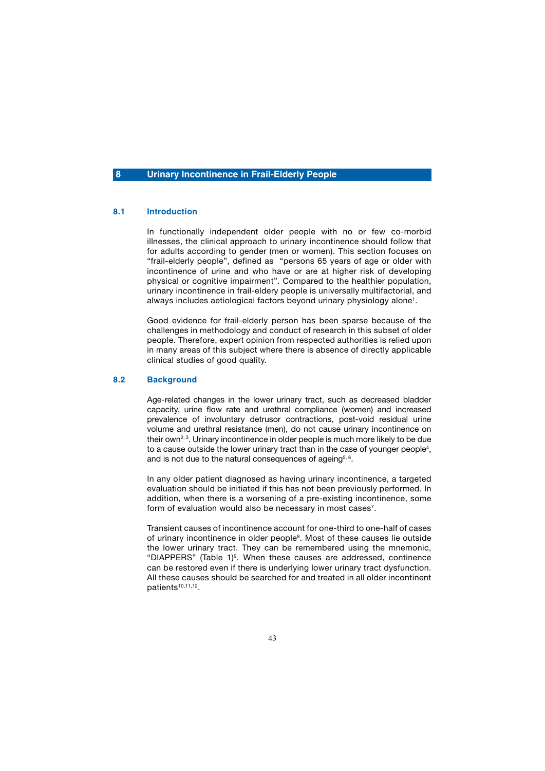# 8 Urinary Incontinence in Frail-Elderly People

## 8.1 Introduction

In functionally independent older people with no or few co-morbid illnesses, the clinical approach to urinary incontinence should follow that for adults according to gender (men or women). This section focuses on "frail-elderly people", defined as "persons 65 years of age or older with incontinence of urine and who have or are at higher risk of developing physical or cognitive impairment". Compared to the healthier population, urinary incontinence in frail-eldery people is universally multifactorial, and always includes aetiological factors beyond urinary physiology alone[1].

Good evidence for frail-elderly person has been sparse because of the challenges in methodology and conduct of research in this subset of older people. Therefore, expert opinion from respected authorities is relied upon in many areas of this subject where there is absence of directly applicable clinical studies of good quality.

## 8.2 Background

Age-related changes in the lower urinary tract, such as decreased bladder capacity, urine flow rate and urethral compliance (women) and increased prevalence of involuntary detrusor contractions, post-void residual urine volume and urethral resistance (men), do not cause urinary incontinence on their own[2, 3]. Urinary incontinence in older people is much more likely to be due to a cause outside the lower urinary tract than in the case of younger people[4], and is not due to the natural consequences of ageing[5, 6].

In any older patient diagnosed as having urinary incontinence, a targeted evaluation should be initiated if this has not been previously performed. In addition, when there is a worsening of a pre-existing incontinence, some form of evaluation would also be necessary in most cases[7].

Transient causes of incontinence account for one-third to one-half of cases of urinary incontinence in older people[8]. Most of these causes lie outside the lower urinary tract. They can be remembered using the mnemonic, "DIAPPERS" (Table 1)[9]. When these causes are addressed, continence can be restored even if there is underlying lower urinary tract dysfunction. All these causes should be searched for and treated in all older incontinent patients[10,11,12].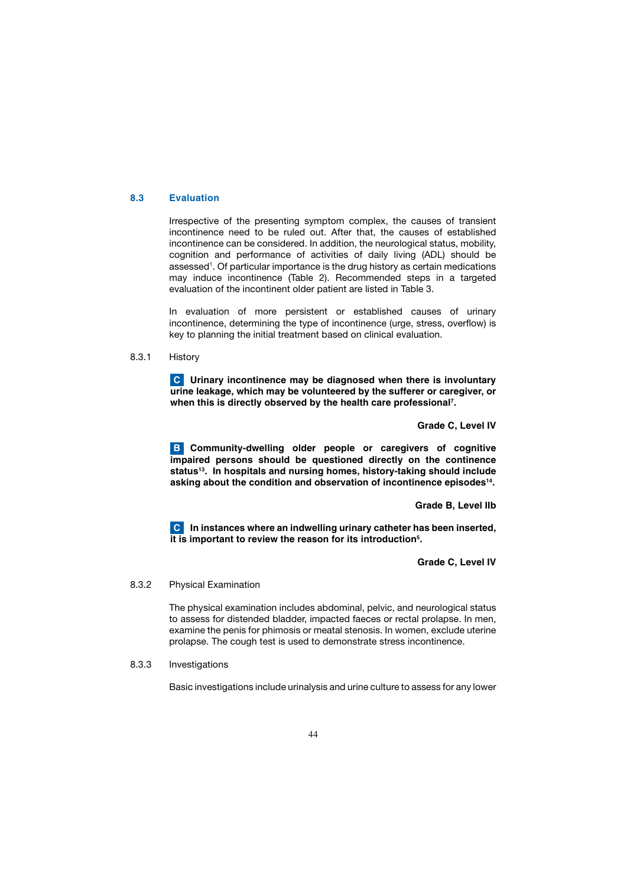## 8.3 Evaluation

Irrespective of the presenting symptom complex, the causes of transient incontinence need to be ruled out. After that, the causes of established incontinence can be considered. In addition, the neurological status, mobility, cognition and performance of activities of daily living (ADL) should be assessed[1]. Of particular importance is the drug history as certain medications may induce incontinence (Table 2). Recommended steps in a targeted evaluation of the incontinent older patient are listed in Table 3.

In evaluation of more persistent or established causes of urinary incontinence, determining the type of incontinence (urge, stress, overflow) is key to planning the initial treatment based on clinical evaluation.

### 8.3.1 History

**C Urinary incontinence may be diagnosed when there is involuntary urine leakage, which may be volunteered by the sufferer or caregiver, or when this is directly observed by the health care professional[7].**

**Grade C, Level IV**

**B Community-dwelling older people or caregivers of cognitive impaired persons should be questioned directly on the continence status[13]. In hospitals and nursing homes, history-taking should include asking about the condition and observation of incontinence episodes[14].**

**Grade B, Level IIb**

**C In instances where an indwelling urinary catheter has been inserted, it is important to review the reason for its introduction[5].**

**Grade C, Level IV**

### 8.3.2 Physical Examination

The physical examination includes abdominal, pelvic, and neurological status to assess for distended bladder, impacted faeces or rectal prolapse. In men, examine the penis for phimosis or meatal stenosis. In women, exclude uterine prolapse. The cough test is used to demonstrate stress incontinence.

### 8.3.3 Investigations

Basic investigations include urinalysis and urine culture to assess for any lower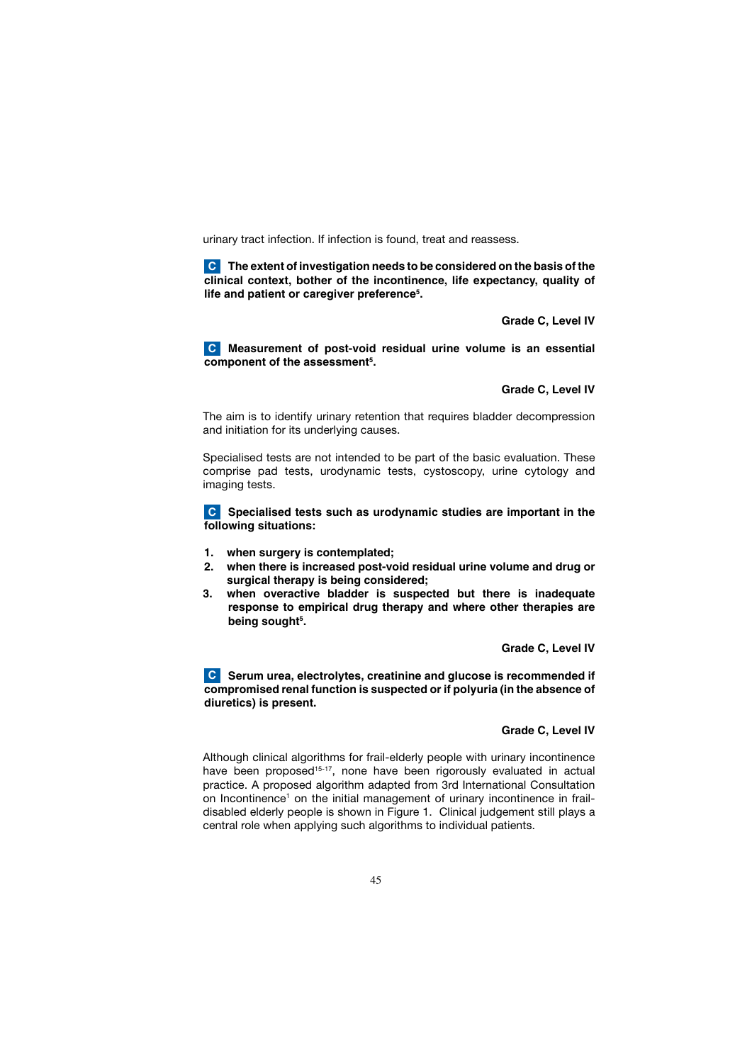urinary tract infection. If infection is found, treat and reassess.

**C** **The extent of investigation needs to be considered on the basis of the clinical context, bother of the incontinence, life expectancy, quality of life and patient or caregiver preference[5].**

**Grade C, Level IV**

**C** **Measurement of post-void residual urine volume is an essential component of the assessment[5].**

**Grade C, Level IV**

The aim is to identify urinary retention that requires bladder decompression and initiation for its underlying causes.

Specialised tests are not intended to be part of the basic evaluation. These comprise pad tests, urodynamic tests, cystoscopy, urine cytology and imaging tests.

**C** **Specialised tests such as urodynamic studies are important in the following situations:**

1. **when surgery is contemplated;**
2. **when there is increased post-void residual urine volume and drug or surgical therapy is being considered;**
3. **when overactive bladder is suspected but there is inadequate response to empirical drug therapy and where other therapies are being sought[5].**

**Grade C, Level IV**

**C** **Serum urea, electrolytes, creatinine and glucose is recommended if compromised renal function is suspected or if polyuria (in the absence of diuretics) is present.**

**Grade C, Level IV**

Although clinical algorithms for frail-elderly people with urinary incontinence have been proposed[15-17], none have been rigorously evaluated in actual practice. A proposed algorithm adapted from 3rd International Consultation on Incontinence[1] on the initial management of urinary incontinence in frail-disabled elderly people is shown in Figure 1. Clinical judgement still plays a central role when applying such algorithms to individual patients.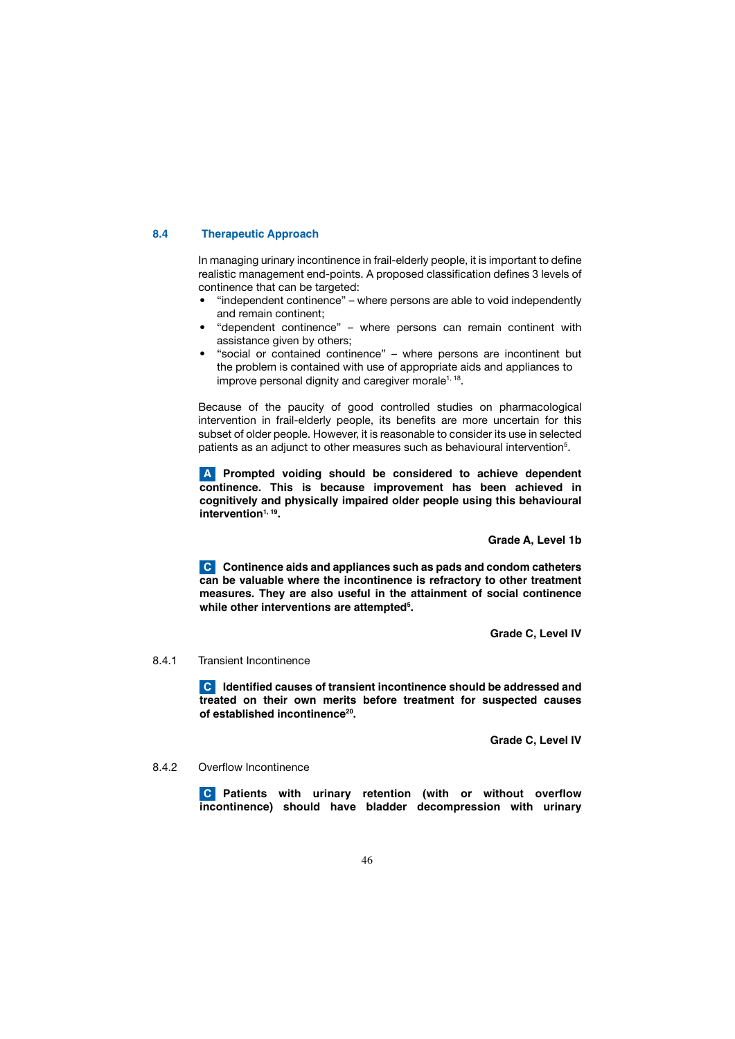## 8.4 Therapeutic Approach

In managing urinary incontinence in frail-elderly people, it is important to define realistic management end-points. A proposed classification defines 3 levels of continence that can be targeted:

- "independent continence" – where persons are able to void independently and remain continent;
- "dependent continence" – where persons can remain continent with assistance given by others;
- "social or contained continence" – where persons are incontinent but the problem is contained with use of appropriate aids and appliances to improve personal dignity and caregiver morale[1, 18].

Because of the paucity of good controlled studies on pharmacological intervention in frail-elderly people, its benefits are more uncertain for this subset of older people. However, it is reasonable to consider its use in selected patients as an adjunct to other measures such as behavioural intervention[5].

**A Prompted voiding should be considered to achieve dependent continence. This is because improvement has been achieved in cognitively and physically impaired older people using this behavioural intervention[1, 19].**

**Grade A, Level 1b**

**C Continence aids and appliances such as pads and condom catheters can be valuable where the incontinence is refractory to other treatment measures. They are also useful in the attainment of social continence while other interventions are attempted[5].**

**Grade C, Level IV**

### 8.4.1 Transient Incontinence

**C Identified causes of transient incontinence should be addressed and treated on their own merits before treatment for suspected causes of established incontinence[20].**

**Grade C, Level IV**

### 8.4.2 Overflow Incontinence

**C Patients with urinary retention (with or without overflow incontinence) should have bladder decompression with urinary**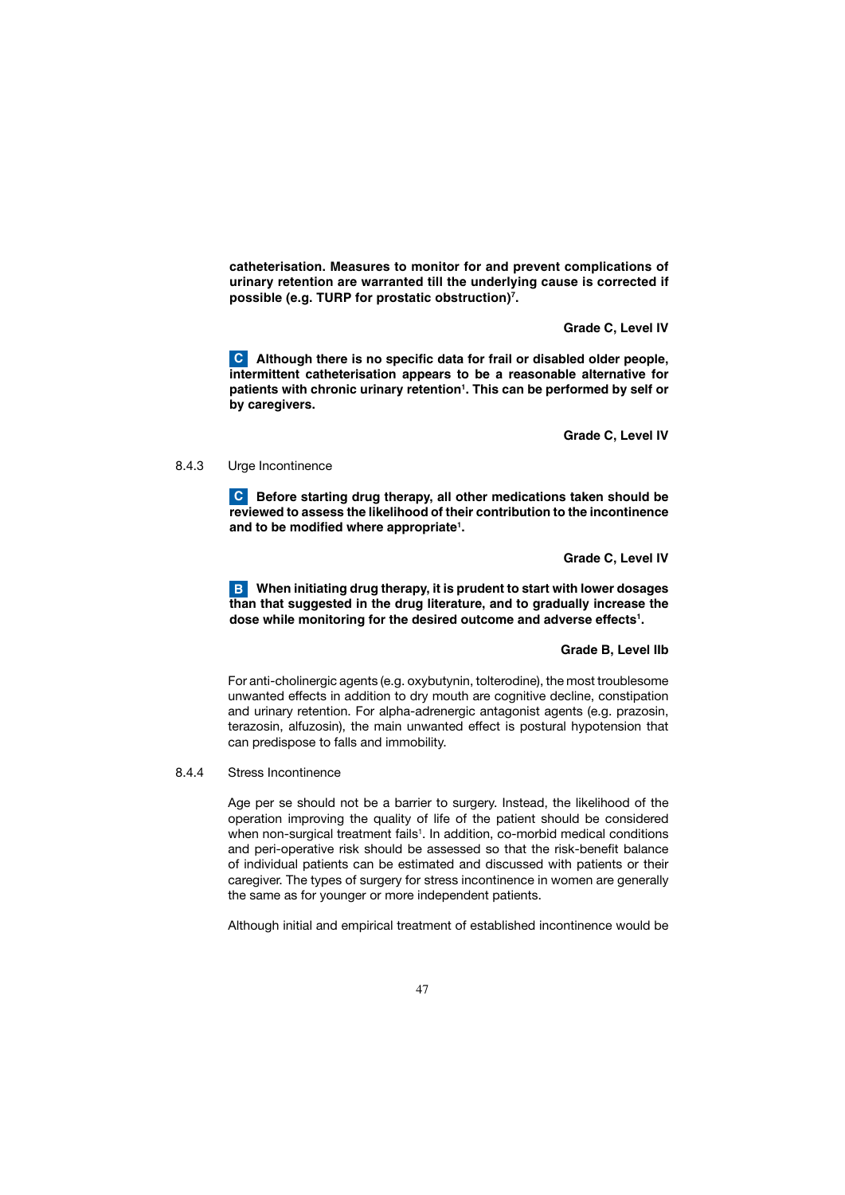**catheterisation. Measures to monitor for and prevent complications of urinary retention are warranted till the underlying cause is corrected if possible (e.g. TURP for prostatic obstruction)[7].**

**Grade C, Level IV**

**C Although there is no specific data for frail or disabled older people, intermittent catheterisation appears to be a reasonable alternative for patients with chronic urinary retention[1]. This can be performed by self or by caregivers.**

**Grade C, Level IV**

### 8.4.3 Urge Incontinence

**C Before starting drug therapy, all other medications taken should be reviewed to assess the likelihood of their contribution to the incontinence and to be modified where appropriate[1].**

**Grade C, Level IV**

**B When initiating drug therapy, it is prudent to start with lower dosages than that suggested in the drug literature, and to gradually increase the dose while monitoring for the desired outcome and adverse effects[1].**

**Grade B, Level IIb**

For anti-cholinergic agents (e.g. oxybutynin, tolterodine), the most troublesome unwanted effects in addition to dry mouth are cognitive decline, constipation and urinary retention. For alpha-adrenergic antagonist agents (e.g. prazosin, terazosin, alfuzosin), the main unwanted effect is postural hypotension that can predispose to falls and immobility.

### 8.4.4 Stress Incontinence

Age per se should not be a barrier to surgery. Instead, the likelihood of the operation improving the quality of life of the patient should be considered when non-surgical treatment fails[1]. In addition, co-morbid medical conditions and peri-operative risk should be assessed so that the risk-benefit balance of individual patients can be estimated and discussed with patients or their caregiver. The types of surgery for stress incontinence in women are generally the same as for younger or more independent patients.

Although initial and empirical treatment of established incontinence would be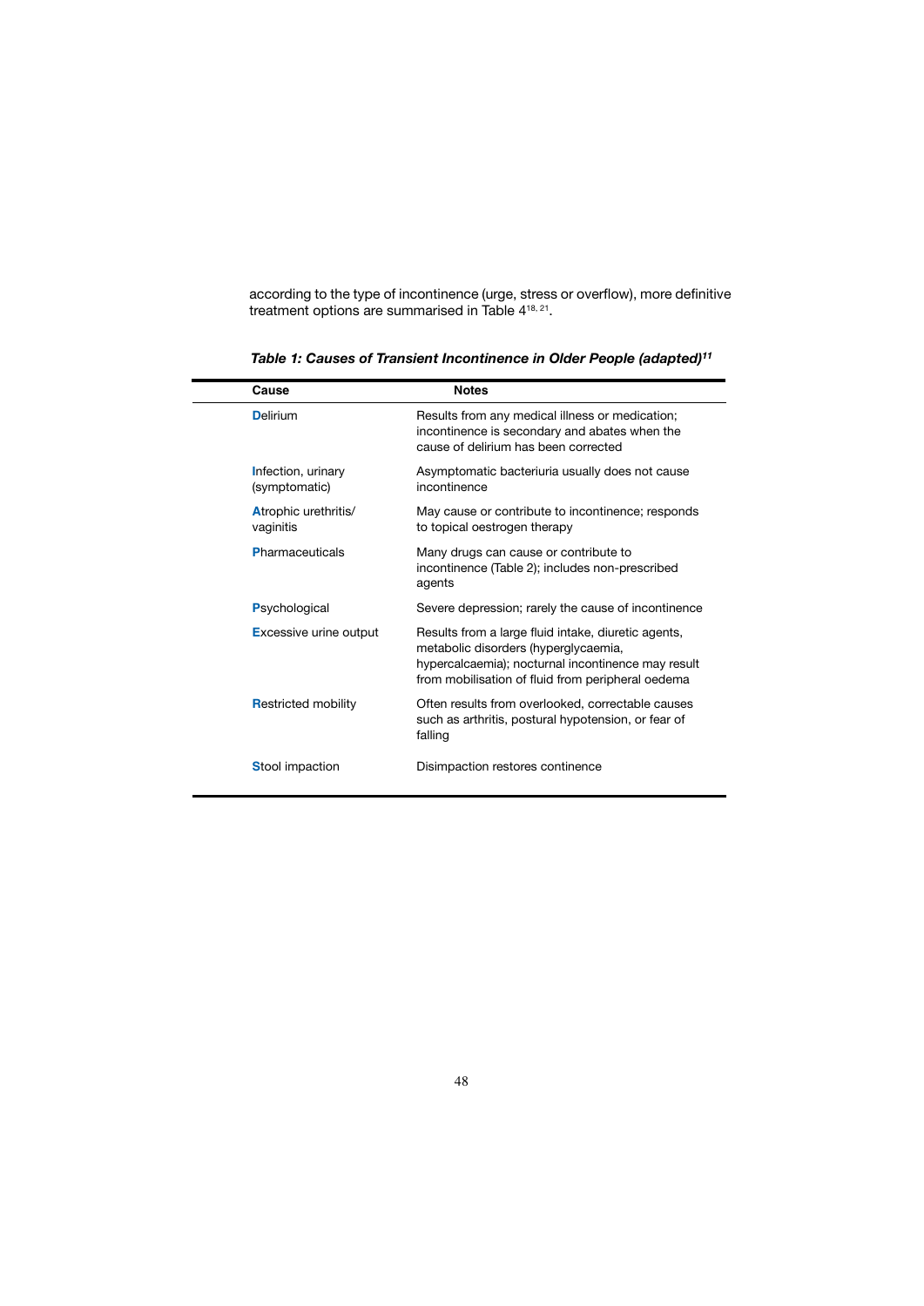according to the type of incontinence (urge, stress or overflow), more definitive treatment options are summarised in Table 4[18, 21].

***Table 1: Causes of Transient Incontinence in Older People (adapted)[11]***

| Cause | Notes |
|---|---|
| **D**elirium | Results from any medical illness or medication; incontinence is secondary and abates when the cause of delirium has been corrected |
| **I**nfection, urinary (symptomatic) | Asymptomatic bacteriuria usually does not cause incontinence |
| **A**trophic urethritis/ vaginitis | May cause or contribute to incontinence; responds to topical oestrogen therapy |
| **P**harmaceuticals | Many drugs can cause or contribute to incontinence (Table 2); includes non-prescribed agents |
| **P**sychological | Severe depression; rarely the cause of incontinence |
| **E**xcessive urine output | Results from a large fluid intake, diuretic agents, metabolic disorders (hyperglycaemia, hypercalcaemia); nocturnal incontinence may result from mobilisation of fluid from peripheral oedema |
| **R**estricted mobility | Often results from overlooked, correctable causes such as arthritis, postural hypotension, or fear of falling |
| **S**tool impaction | Disimpaction restores continence |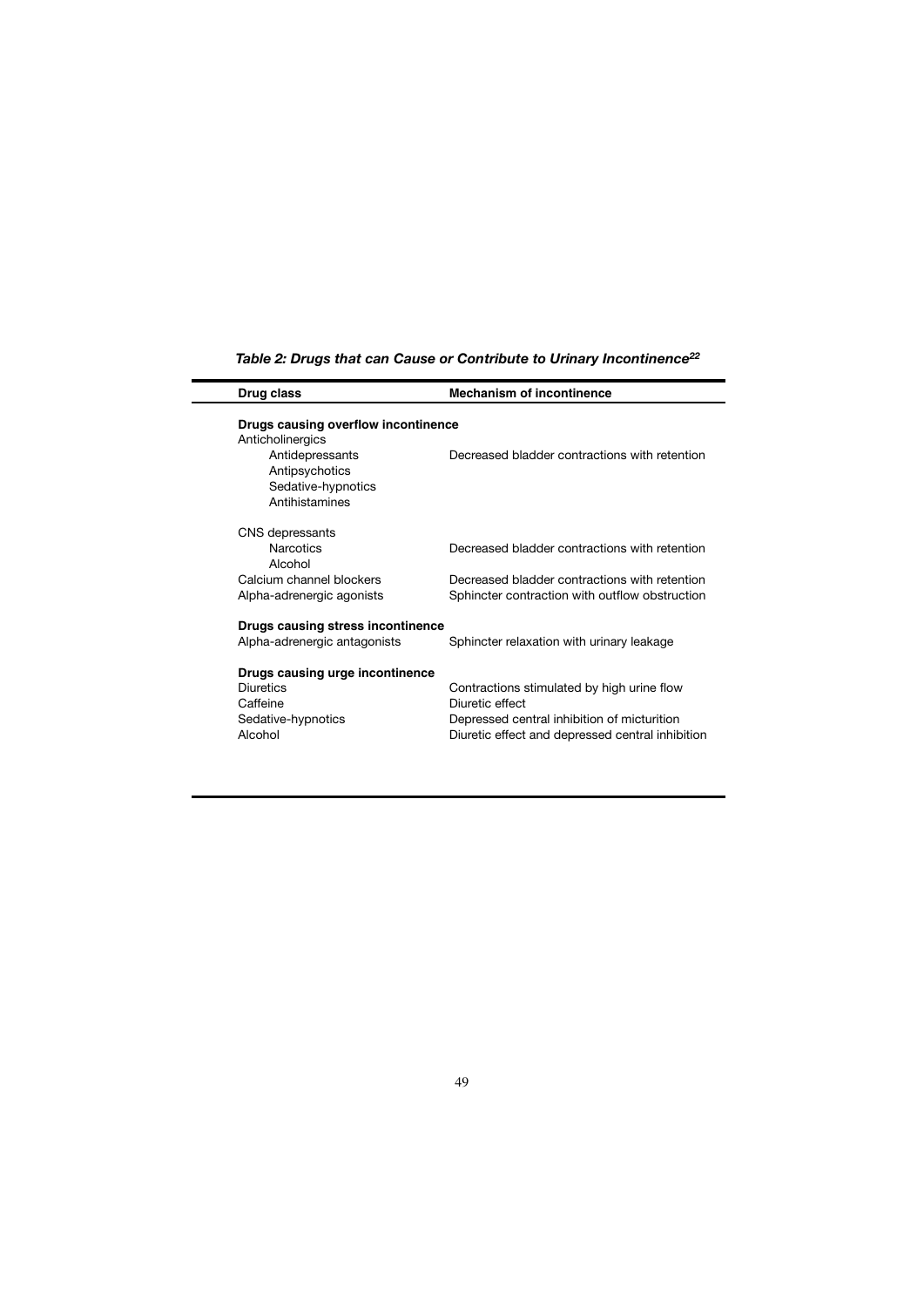*Table 2: Drugs that can Cause or Contribute to Urinary Incontinence[22]*

| Drug class | Mechanism of incontinence |
| --- | --- |
| **Drugs causing overflow incontinence** | |
| Anticholinergics | |
| Antidepressants | Decreased bladder contractions with retention |
| Antipsychotics | |
| Sedative-hypnotics | |
| Antihistamines | |
| CNS depressants | |
| Narcotics | Decreased bladder contractions with retention |
| Alcohol | |
| Calcium channel blockers | Decreased bladder contractions with retention |
| Alpha-adrenergic agonists | Sphincter contraction with outflow obstruction |
| **Drugs causing stress incontinence** | |
| Alpha-adrenergic antagonists | Sphincter relaxation with urinary leakage |
| **Drugs causing urge incontinence** | |
| Diuretics | Contractions stimulated by high urine flow |
| Caffeine | Diuretic effect |
| Sedative-hypnotics | Depressed central inhibition of micturition |
| Alcohol | Diuretic effect and depressed central inhibition |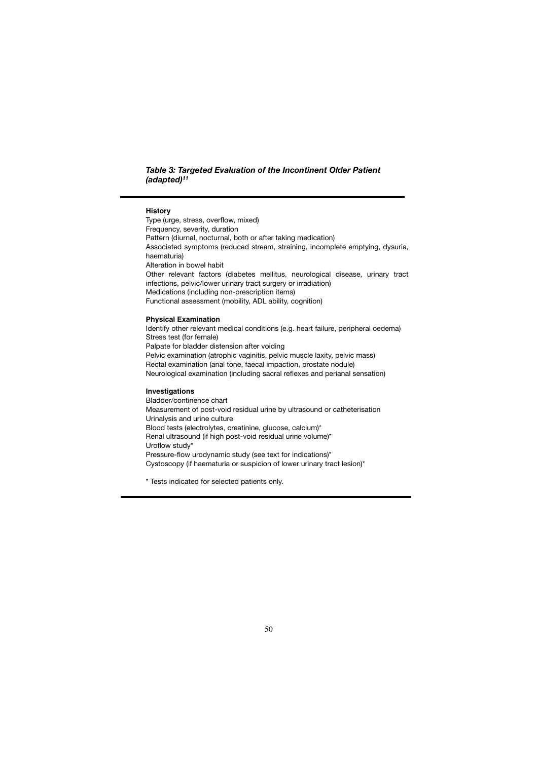***Table 3: Targeted Evaluation of the Incontinent Older Patient (adapted)[11]***

**History**

Type (urge, stress, overflow, mixed)
Frequency, severity, duration
Pattern (diurnal, nocturnal, both or after taking medication)
Associated symptoms (reduced stream, straining, incomplete emptying, dysuria, haematuria)
Alteration in bowel habit
Other relevant factors (diabetes mellitus, neurological disease, urinary tract infections, pelvic/lower urinary tract surgery or irradiation)
Medications (including non-prescription items)
Functional assessment (mobility, ADL ability, cognition)

**Physical Examination**

Identify other relevant medical conditions (e.g. heart failure, peripheral oedema)
Stress test (for female)
Palpate for bladder distension after voiding
Pelvic examination (atrophic vaginitis, pelvic muscle laxity, pelvic mass)
Rectal examination (anal tone, faecal impaction, prostate nodule)
Neurological examination (including sacral reflexes and perianal sensation)

**Investigations**

Bladder/continence chart
Measurement of post-void residual urine by ultrasound or catheterisation
Urinalysis and urine culture
Blood tests (electrolytes, creatinine, glucose, calcium)*
Renal ultrasound (if high post-void residual urine volume)*
Uroflow study*
Pressure-flow urodynamic study (see text for indications)*
Cystoscopy (if haematuria or suspicion of lower urinary tract lesion)*

* Tests indicated for selected patients only.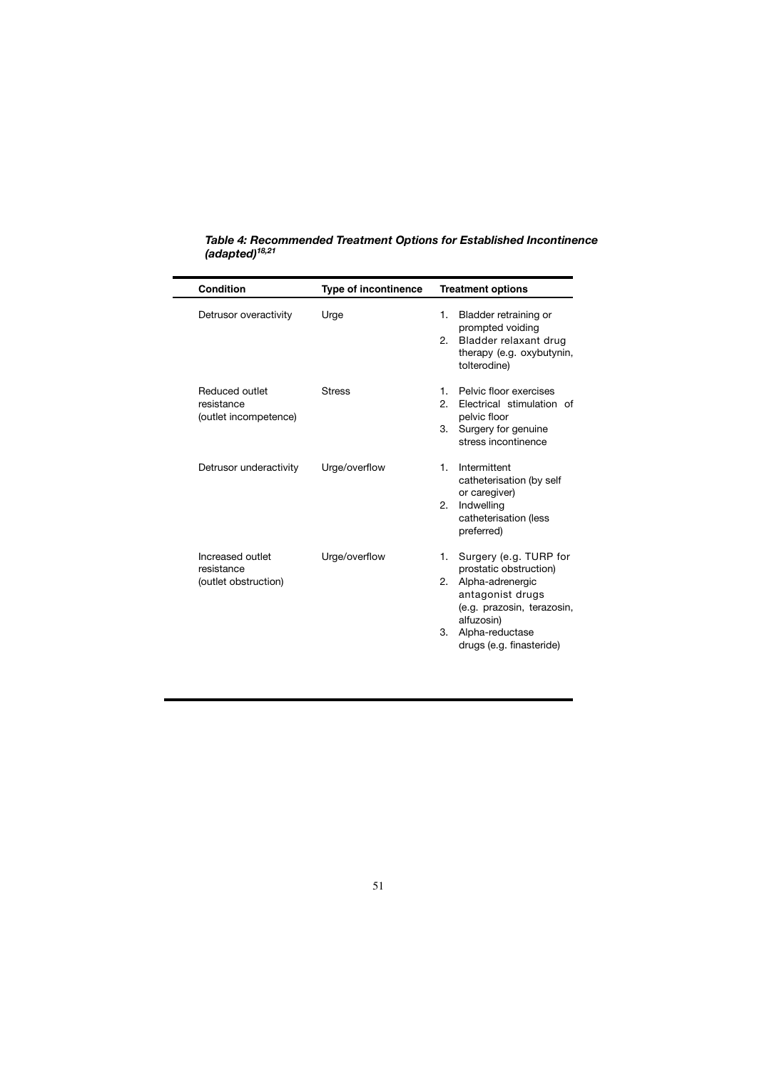***Table 4: Recommended Treatment Options for Established Incontinence (adapted)[18,21]***

| Condition | Type of incontinence | Treatment options |
|---|---|---|
| Detrusor overactivity | Urge | 1. Bladder retraining or prompted voiding<br>2. Bladder relaxant drug therapy (e.g. oxybutynin, tolterodine) |
| Reduced outlet resistance (outlet incompetence) | Stress | 1. Pelvic floor exercises<br>2. Electrical stimulation of pelvic floor<br>3. Surgery for genuine stress incontinence |
| Detrusor underactivity | Urge/overflow | 1. Intermittent catheterisation (by self or caregiver)<br>2. Indwelling catheterisation (less preferred) |
| Increased outlet resistance (outlet obstruction) | Urge/overflow | 1. Surgery (e.g. TURP for prostatic obstruction)<br>2. Alpha-adrenergic antagonist drugs (e.g. prazosin, terazosin, alfuzosin)<br>3. Alpha-reductase drugs (e.g. finasteride) |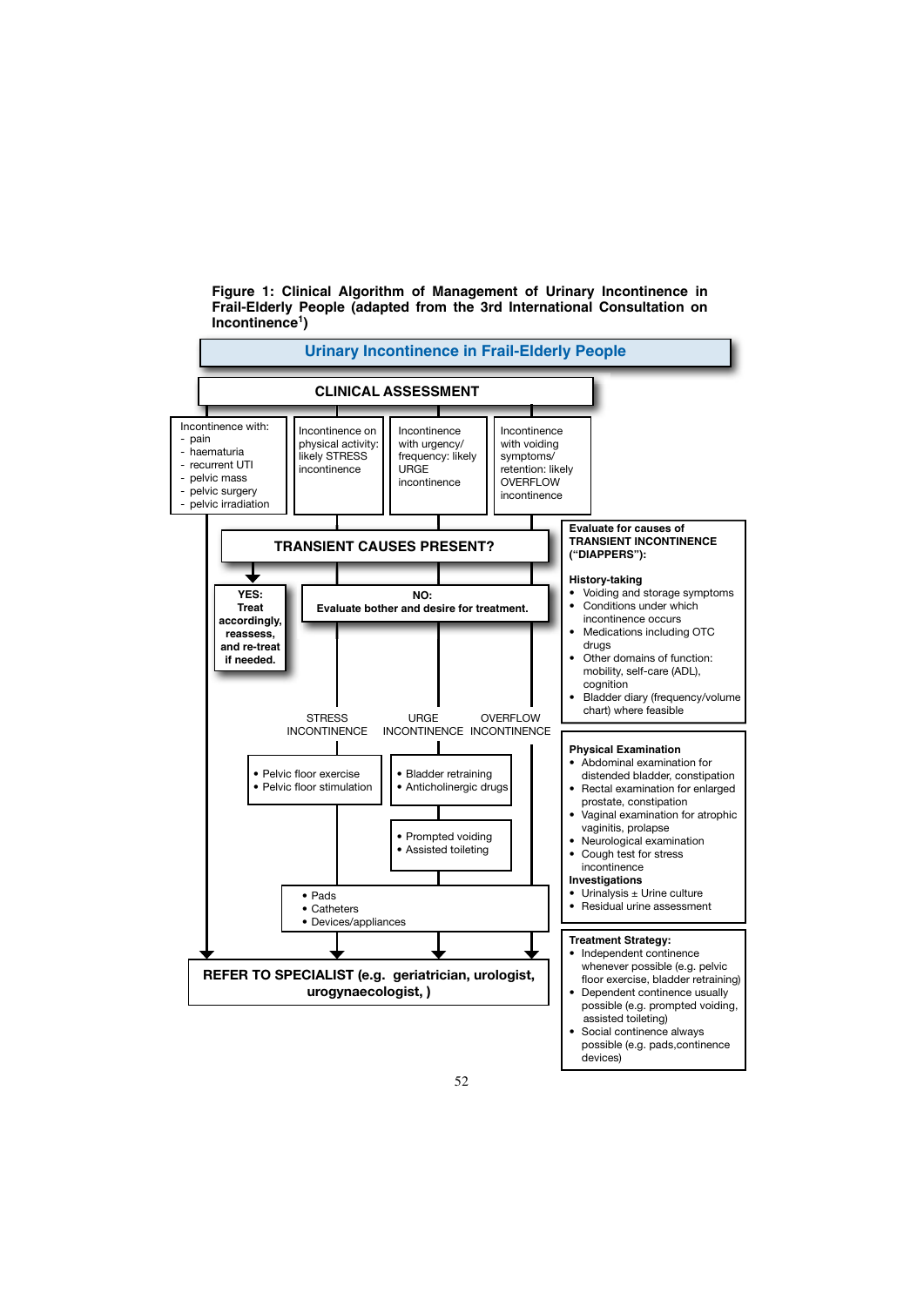**Figure 1: Clinical Algorithm of Management of Urinary Incontinence in Frail-Elderly People (adapted from the 3rd International Consultation on Incontinence[1])**

## Urinary Incontinence in Frail-Elderly People

### CLINICAL ASSESSMENT

Incontinence with:
- pain
- haematuria
- recurrent UTI
- pelvic mass
- pelvic surgery
- pelvic irradiation

Incontinence on physical activity: likely STRESS incontinence

Incontinence with urgency/ frequency: likely URGE incontinence

Incontinence with voiding symptoms/ retention: likely OVERFLOW incontinence

### TRANSIENT CAUSES PRESENT?

**YES: Treat accordingly, reassess, and re-treat if needed.**

**NO: Evaluate bother and desire for treatment.**

STRESS INCONTINENCE

- Pelvic floor exercise
- Pelvic floor stimulation

URGE INCONTINENCE

- Bladder retraining
- Anticholinergic drugs

- Prompted voiding
- Assisted toileting

OVERFLOW INCONTINENCE

- Pads
- Catheters
- Devices/appliances

**REFER TO SPECIALIST (e.g. geriatrician, urologist, urogynaecologist, )**

**Evaluate for causes of TRANSIENT INCONTINENCE ("DIAPPERS"):**

**History-taking**
- Voiding and storage symptoms
- Conditions under which incontinence occurs
- Medications including OTC drugs
- Other domains of function: mobility, self-care (ADL), cognition
- Bladder diary (frequency/volume chart) where feasible

**Physical Examination**
- Abdominal examination for distended bladder, constipation
- Rectal examination for enlarged prostate, constipation
- Vaginal examination for atrophic vaginitis, prolapse
- Neurological examination
- Cough test for stress incontinence

**Investigations**
- Urinalysis ± Urine culture
- Residual urine assessment

**Treatment Strategy:**
- Independent continence whenever possible (e.g. pelvic floor exercise, bladder retraining)
- Dependent continence usually possible (e.g. prompted voiding, assisted toileting)
- Social continence always possible (e.g. pads,continence devices)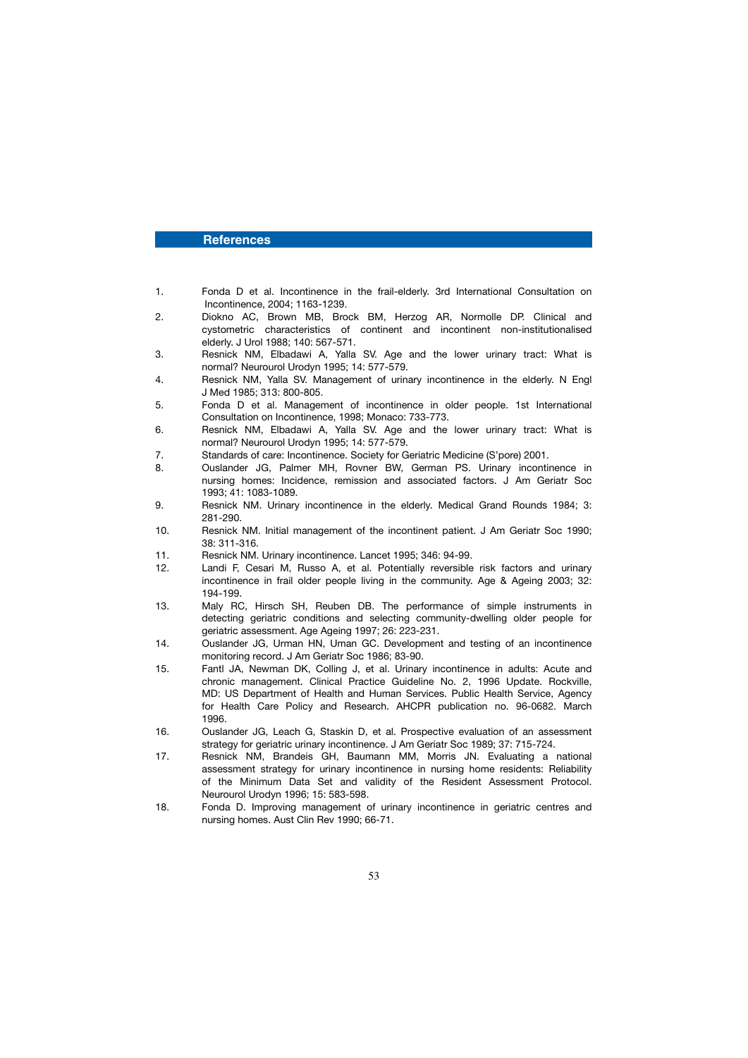## References

1. Fonda D et al. Incontinence in the frail-elderly. 3rd International Consultation on Incontinence, 2004; 1163-1239.
2. Diokno AC, Brown MB, Brock BM, Herzog AR, Normolle DP. Clinical and cystometric characteristics of continent and incontinent non-institutionalised elderly. J Urol 1988; 140: 567-571.
3. Resnick NM, Elbadawi A, Yalla SV. Age and the lower urinary tract: What is normal? Neurourol Urodyn 1995; 14: 577-579.
4. Resnick NM, Yalla SV. Management of urinary incontinence in the elderly. N Engl J Med 1985; 313: 800-805.
5. Fonda D et al. Management of incontinence in older people. 1st International Consultation on Incontinence, 1998; Monaco: 733-773.
6. Resnick NM, Elbadawi A, Yalla SV. Age and the lower urinary tract: What is normal? Neurourol Urodyn 1995; 14: 577-579.
7. Standards of care: Incontinence. Society for Geriatric Medicine (S'pore) 2001.
8. Ouslander JG, Palmer MH, Rovner BW, German PS. Urinary incontinence in nursing homes: Incidence, remission and associated factors. J Am Geriatr Soc 1993; 41: 1083-1089.
9. Resnick NM. Urinary incontinence in the elderly. Medical Grand Rounds 1984; 3: 281-290.
10. Resnick NM. Initial management of the incontinent patient. J Am Geriatr Soc 1990; 38: 311-316.
11. Resnick NM. Urinary incontinence. Lancet 1995; 346: 94-99.
12. Landi F, Cesari M, Russo A, et al. Potentially reversible risk factors and urinary incontinence in frail older people living in the community. Age & Ageing 2003; 32: 194-199.
13. Maly RC, Hirsch SH, Reuben DB. The performance of simple instruments in detecting geriatric conditions and selecting community-dwelling older people for geriatric assessment. Age Ageing 1997; 26: 223-231.
14. Ouslander JG, Urman HN, Uman GC. Development and testing of an incontinence monitoring record. J Am Geriatr Soc 1986; 83-90.
15. Fantl JA, Newman DK, Colling J, et al. Urinary incontinence in adults: Acute and chronic management. Clinical Practice Guideline No. 2, 1996 Update. Rockville, MD: US Department of Health and Human Services. Public Health Service, Agency for Health Care Policy and Research. AHCPR publication no. 96-0682. March 1996.
16. Ouslander JG, Leach G, Staskin D, et al. Prospective evaluation of an assessment strategy for geriatric urinary incontinence. J Am Geriatr Soc 1989; 37: 715-724.
17. Resnick NM, Brandeis GH, Baumann MM, Morris JN. Evaluating a national assessment strategy for urinary incontinence in nursing home residents: Reliability of the Minimum Data Set and validity of the Resident Assessment Protocol. Neurourol Urodyn 1996; 15: 583-598.
18. Fonda D. Improving management of urinary incontinence in geriatric centres and nursing homes. Aust Clin Rev 1990; 66-71.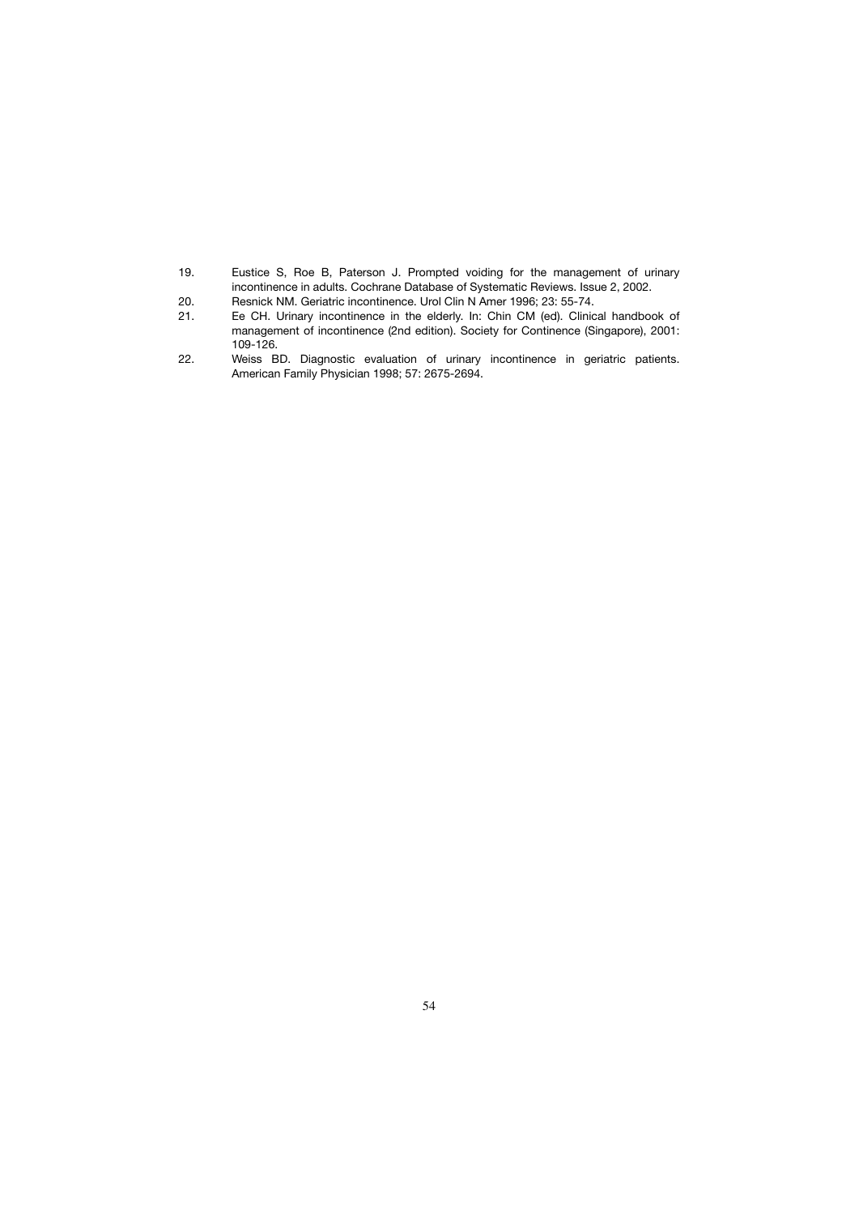19. Eustice S, Roe B, Paterson J. Prompted voiding for the management of urinary incontinence in adults. Cochrane Database of Systematic Reviews. Issue 2, 2002.
20. Resnick NM. Geriatric incontinence. Urol Clin N Amer 1996; 23: 55-74.
21. Ee CH. Urinary incontinence in the elderly. In: Chin CM (ed). Clinical handbook of management of incontinence (2nd edition). Society for Continence (Singapore), 2001: 109-126.
22. Weiss BD. Diagnostic evaluation of urinary incontinence in geriatric patients. American Family Physician 1998; 57: 2675-2694.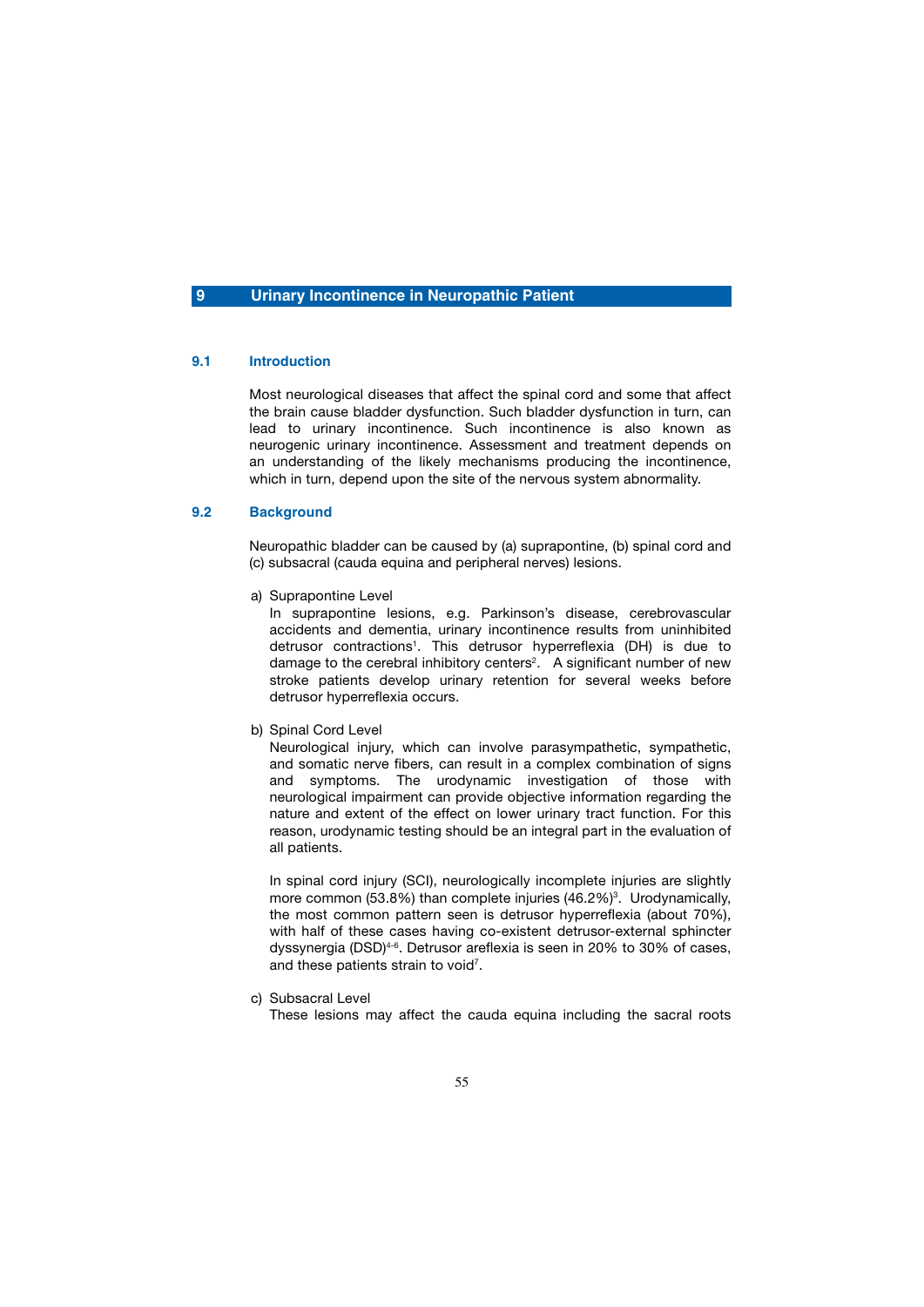# 9 Urinary Incontinence in Neuropathic Patient

## 9.1 Introduction

Most neurological diseases that affect the spinal cord and some that affect the brain cause bladder dysfunction. Such bladder dysfunction in turn, can lead to urinary incontinence. Such incontinence is also known as neurogenic urinary incontinence. Assessment and treatment depends on an understanding of the likely mechanisms producing the incontinence, which in turn, depend upon the site of the nervous system abnormality.

## 9.2 Background

Neuropathic bladder can be caused by (a) suprapontine, (b) spinal cord and (c) subsacral (cauda equina and peripheral nerves) lesions.

a) Suprapontine Level

In suprapontine lesions, e.g. Parkinson's disease, cerebrovascular accidents and dementia, urinary incontinence results from uninhibited detrusor contractions[1]. This detrusor hyperreflexia (DH) is due to damage to the cerebral inhibitory centers[2]. A significant number of new stroke patients develop urinary retention for several weeks before detrusor hyperreflexia occurs.

b) Spinal Cord Level

Neurological injury, which can involve parasympathetic, sympathetic, and somatic nerve fibers, can result in a complex combination of signs and symptoms. The urodynamic investigation of those with neurological impairment can provide objective information regarding the nature and extent of the effect on lower urinary tract function. For this reason, urodynamic testing should be an integral part in the evaluation of all patients.

In spinal cord injury (SCI), neurologically incomplete injuries are slightly more common (53.8%) than complete injuries (46.2%)[3]. Urodynamically, the most common pattern seen is detrusor hyperreflexia (about 70%), with half of these cases having co-existent detrusor-external sphincter dyssynergia (DSD)[4-6]. Detrusor areflexia is seen in 20% to 30% of cases, and these patients strain to void[7].

c) Subsacral Level

These lesions may affect the cauda equina including the sacral roots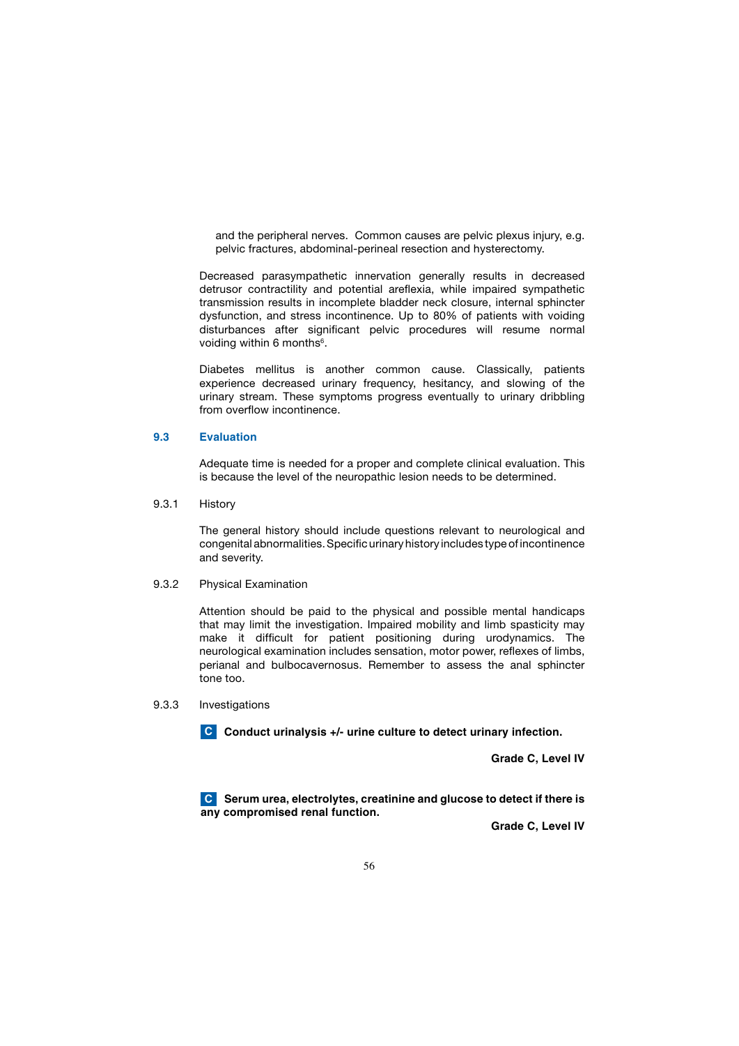and the peripheral nerves. Common causes are pelvic plexus injury, e.g. pelvic fractures, abdominal-perineal resection and hysterectomy.

Decreased parasympathetic innervation generally results in decreased detrusor contractility and potential areflexia, while impaired sympathetic transmission results in incomplete bladder neck closure, internal sphincter dysfunction, and stress incontinence. Up to 80% of patients with voiding disturbances after significant pelvic procedures will resume normal voiding within 6 months[6].

Diabetes mellitus is another common cause. Classically, patients experience decreased urinary frequency, hesitancy, and slowing of the urinary stream. These symptoms progress eventually to urinary dribbling from overflow incontinence.

## 9.3 Evaluation

Adequate time is needed for a proper and complete clinical evaluation. This is because the level of the neuropathic lesion needs to be determined.

### 9.3.1 History

The general history should include questions relevant to neurological and congenital abnormalities. Specific urinary history includes type of incontinence and severity.

### 9.3.2 Physical Examination

Attention should be paid to the physical and possible mental handicaps that may limit the investigation. Impaired mobility and limb spasticity may make it difficult for patient positioning during urodynamics. The neurological examination includes sensation, motor power, reflexes of limbs, perianal and bulbocavernosus. Remember to assess the anal sphincter tone too.

### 9.3.3 Investigations

**C Conduct urinalysis +/- urine culture to detect urinary infection.**

**Grade C, Level IV**

**C Serum urea, electrolytes, creatinine and glucose to detect if there is any compromised renal function.**

**Grade C, Level IV**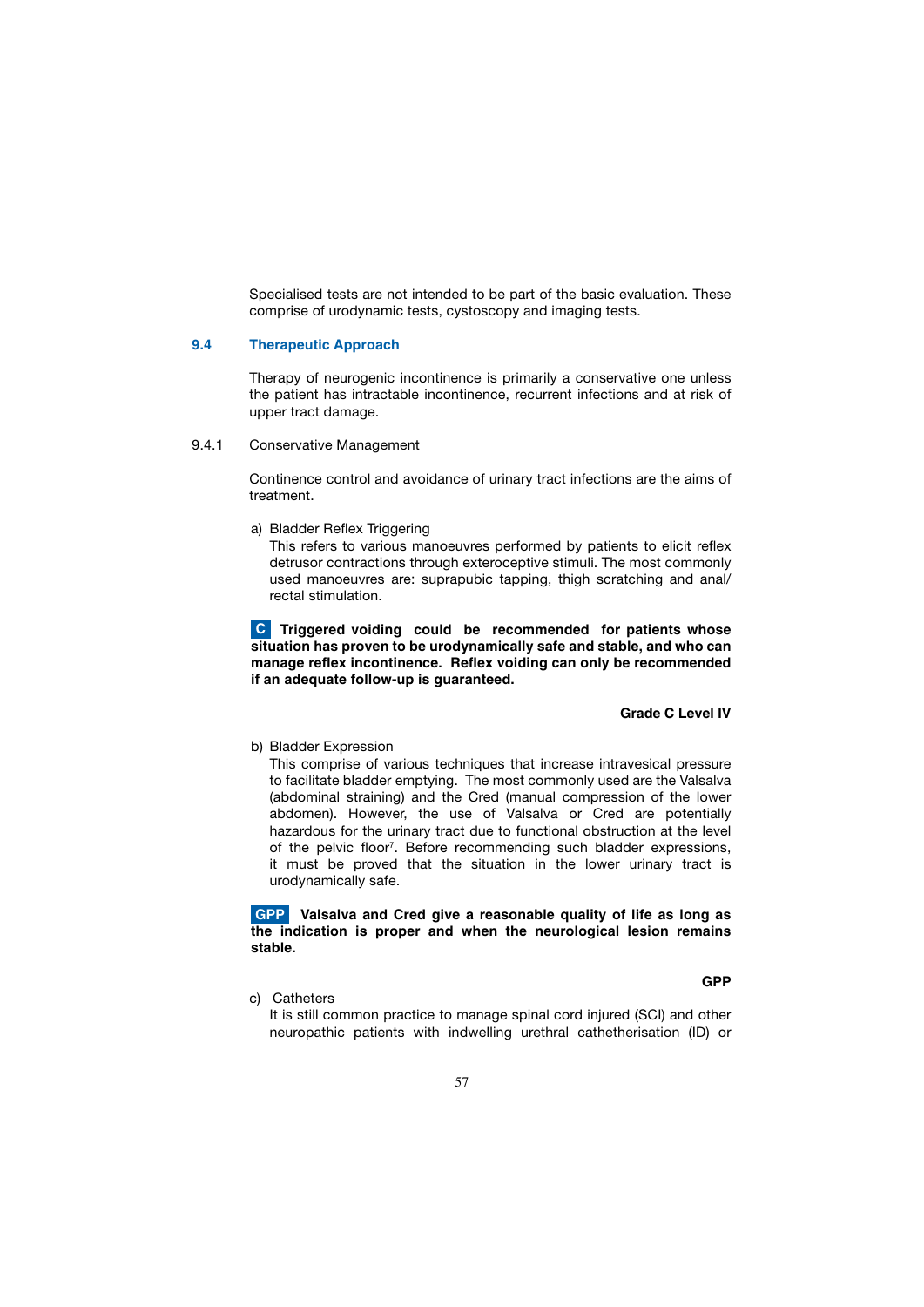Specialised tests are not intended to be part of the basic evaluation. These comprise of urodynamic tests, cystoscopy and imaging tests.

## 9.4 Therapeutic Approach

Therapy of neurogenic incontinence is primarily a conservative one unless the patient has intractable incontinence, recurrent infections and at risk of upper tract damage.

### 9.4.1 Conservative Management

Continence control and avoidance of urinary tract infections are the aims of treatment.

a) Bladder Reflex Triggering
This refers to various manoeuvres performed by patients to elicit reflex detrusor contractions through exteroceptive stimuli. The most commonly used manoeuvres are: suprapubic tapping, thigh scratching and anal/rectal stimulation.

**C Triggered voiding could be recommended for patients whose situation has proven to be urodynamically safe and stable, and who can manage reflex incontinence. Reflex voiding can only be recommended if an adequate follow-up is guaranteed.**

**Grade C Level IV**

b) Bladder Expression
This comprise of various techniques that increase intravesical pressure to facilitate bladder emptying. The most commonly used are the Valsalva (abdominal straining) and the Cred (manual compression of the lower abdomen). However, the use of Valsalva or Cred are potentially hazardous for the urinary tract due to functional obstruction at the level of the pelvic floor[7]. Before recommending such bladder expressions, it must be proved that the situation in the lower urinary tract is urodynamically safe.

**GPP Valsalva and Cred give a reasonable quality of life as long as the indication is proper and when the neurological lesion remains stable.**

**GPP**

c) Catheters
It is still common practice to manage spinal cord injured (SCI) and other neuropathic patients with indwelling urethral cathetherisation (ID) or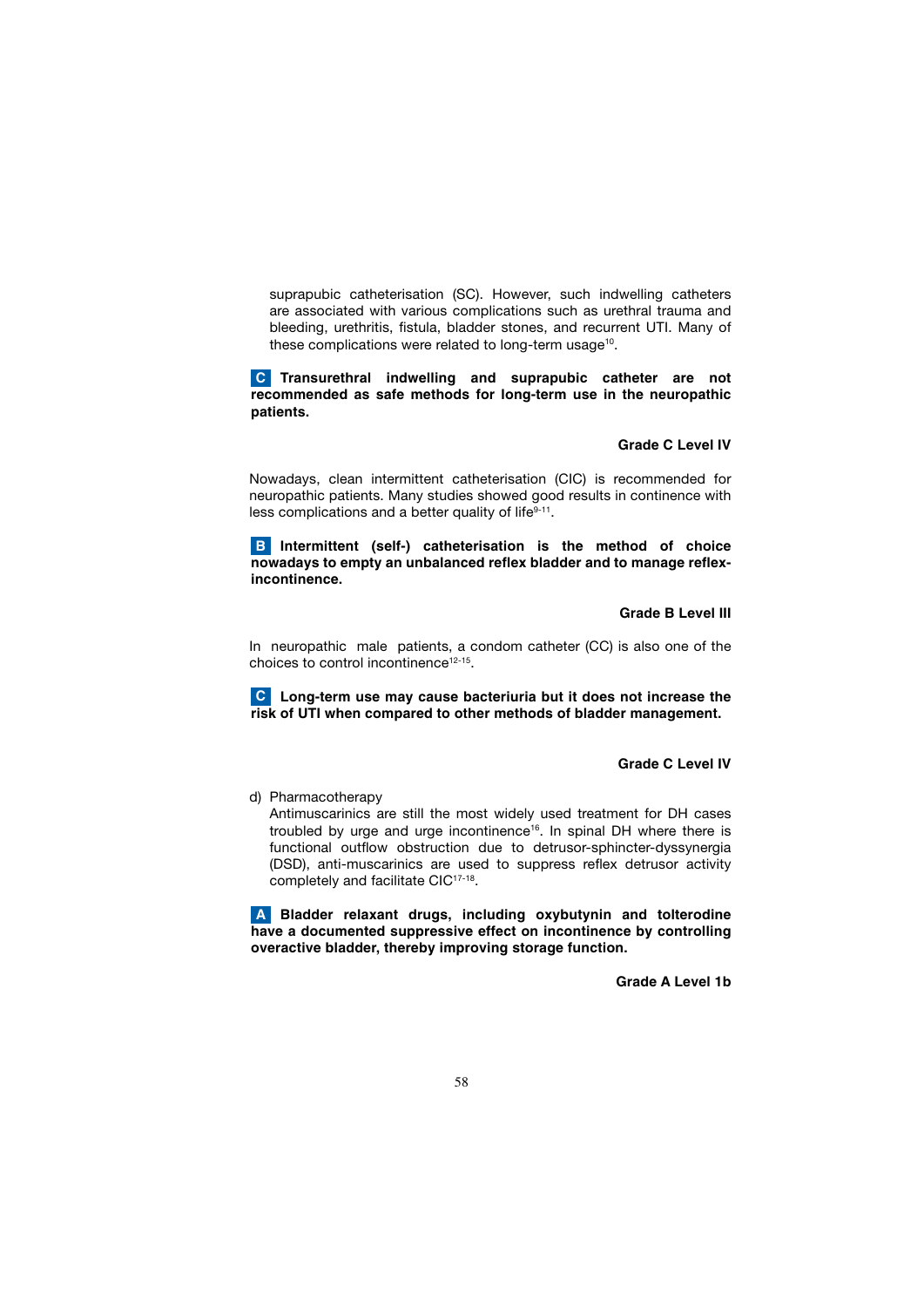suprapubic catheterisation (SC). However, such indwelling catheters are associated with various complications such as urethral trauma and bleeding, urethritis, fistula, bladder stones, and recurrent UTI. Many of these complications were related to long-term usage[10].

**C Transurethral indwelling and suprapubic catheter are not recommended as safe methods for long-term use in the neuropathic patients.**

**Grade C Level IV**

Nowadays, clean intermittent catheterisation (CIC) is recommended for neuropathic patients. Many studies showed good results in continence with less complications and a better quality of life[9-11].

**B Intermittent (self-) catheterisation is the method of choice nowadays to empty an unbalanced reflex bladder and to manage reflex-incontinence.**

**Grade B Level III**

In neuropathic male patients, a condom catheter (CC) is also one of the choices to control incontinence[12-15].

**C Long-term use may cause bacteriuria but it does not increase the risk of UTI when compared to other methods of bladder management.**

**Grade C Level IV**

d) Pharmacotherapy

Antimuscarinics are still the most widely used treatment for DH cases troubled by urge and urge incontinence[16]. In spinal DH where there is functional outflow obstruction due to detrusor-sphincter-dyssynergia (DSD), anti-muscarinics are used to suppress reflex detrusor activity completely and facilitate CIC[17-18].

**A Bladder relaxant drugs, including oxybutynin and tolterodine have a documented suppressive effect on incontinence by controlling overactive bladder, thereby improving storage function.**

**Grade A Level 1b**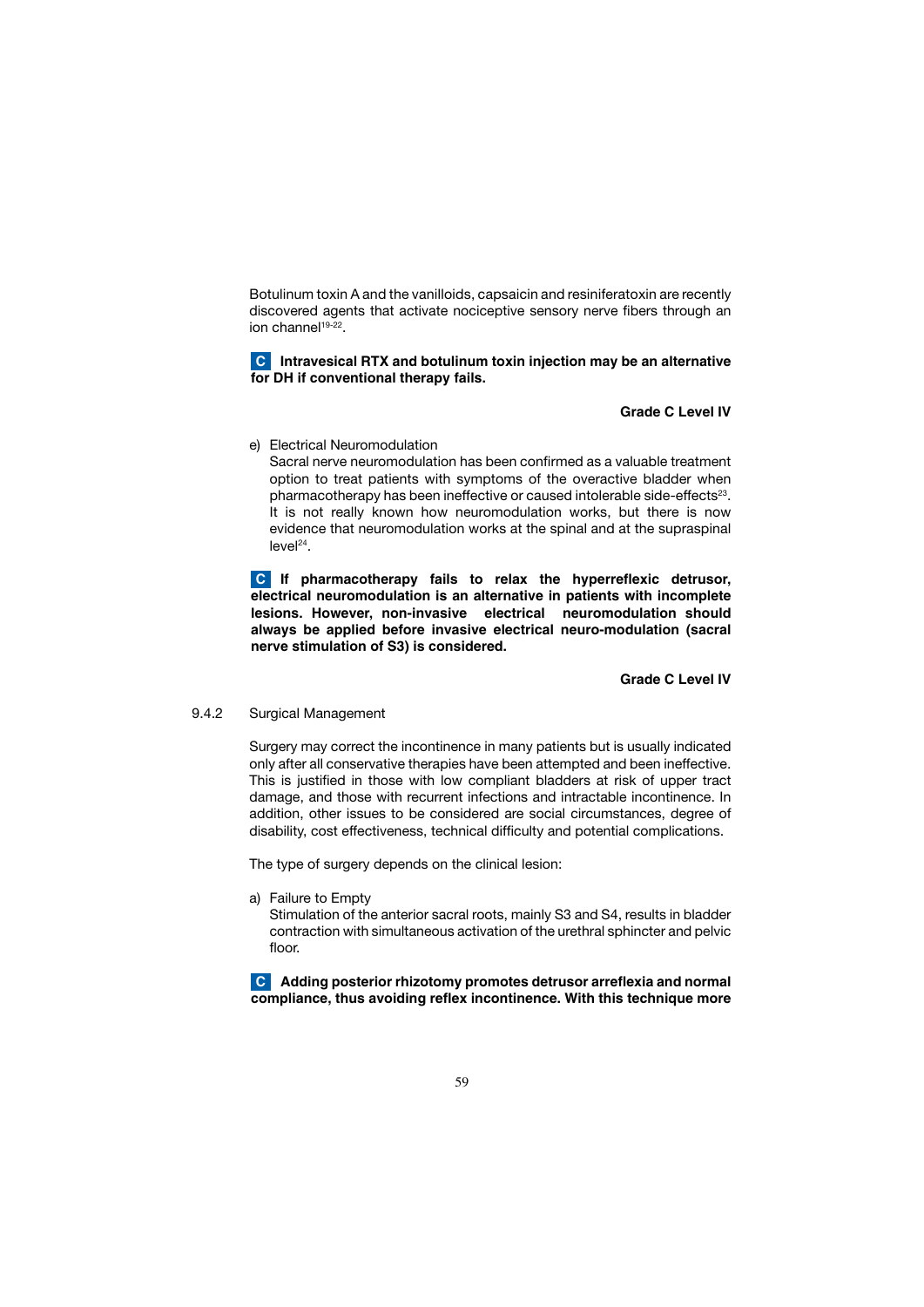Botulinum toxin A and the vanilloids, capsaicin and resiniferatoxin are recently discovered agents that activate nociceptive sensory nerve fibers through an ion channel[19-22].

**C Intravesical RTX and botulinum toxin injection may be an alternative for DH if conventional therapy fails.**

**Grade C Level IV**

e) Electrical Neuromodulation
Sacral nerve neuromodulation has been confirmed as a valuable treatment option to treat patients with symptoms of the overactive bladder when pharmacotherapy has been ineffective or caused intolerable side-effects[23]. It is not really known how neuromodulation works, but there is now evidence that neuromodulation works at the spinal and at the supraspinal level[24].

**C If pharmacotherapy fails to relax the hyperreflexic detrusor, electrical neuromodulation is an alternative in patients with incomplete lesions. However, non-invasive electrical neuromodulation should always be applied before invasive electrical neuro-modulation (sacral nerve stimulation of S3) is considered.**

**Grade C Level IV**

### 9.4.2 Surgical Management

Surgery may correct the incontinence in many patients but is usually indicated only after all conservative therapies have been attempted and been ineffective. This is justified in those with low compliant bladders at risk of upper tract damage, and those with recurrent infections and intractable incontinence. In addition, other issues to be considered are social circumstances, degree of disability, cost effectiveness, technical difficulty and potential complications.

The type of surgery depends on the clinical lesion:

a) Failure to Empty
Stimulation of the anterior sacral roots, mainly S3 and S4, results in bladder contraction with simultaneous activation of the urethral sphincter and pelvic floor.

**C Adding posterior rhizotomy promotes detrusor arreflexia and normal compliance, thus avoiding reflex incontinence. With this technique more**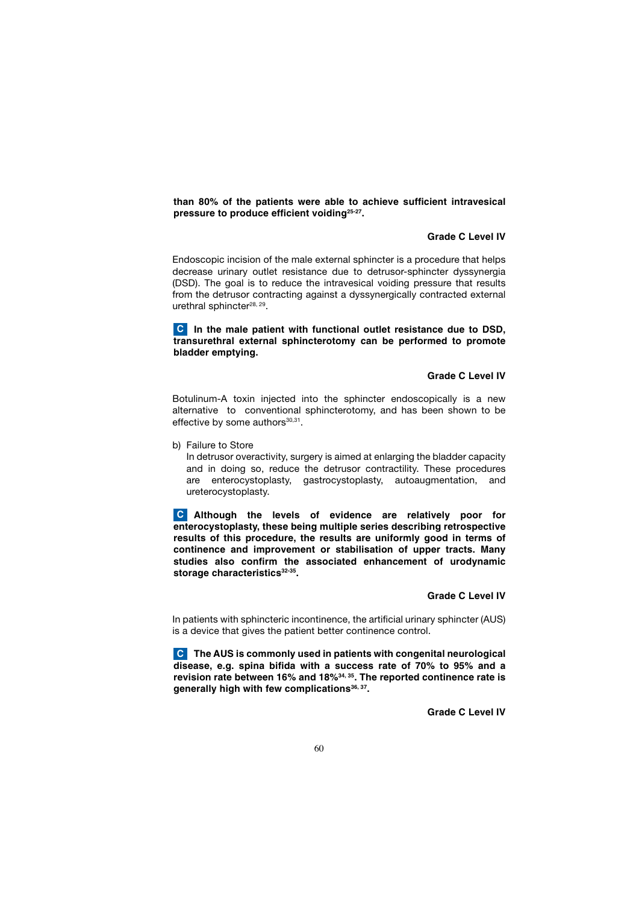**than 80% of the patients were able to achieve sufficient intravesical pressure to produce efficient voiding[25-27].**

**Grade C Level IV**

Endoscopic incision of the male external sphincter is a procedure that helps decrease urinary outlet resistance due to detrusor-sphincter dyssynergia (DSD). The goal is to reduce the intravesical voiding pressure that results from the detrusor contracting against a dyssynergically contracted external urethral sphincter[28, 29].

**C In the male patient with functional outlet resistance due to DSD, transurethral external sphincterotomy can be performed to promote bladder emptying.**

**Grade C Level IV**

Botulinum-A toxin injected into the sphincter endoscopically is a new alternative to conventional sphincterotomy, and has been shown to be effective by some authors[30,31].

b) Failure to Store

In detrusor overactivity, surgery is aimed at enlarging the bladder capacity and in doing so, reduce the detrusor contractility. These procedures are enterocystoplasty, gastrocystoplasty, autoaugmentation, and ureterocystoplasty.

**C Although the levels of evidence are relatively poor for enterocystoplasty, these being multiple series describing retrospective results of this procedure, the results are uniformly good in terms of continence and improvement or stabilisation of upper tracts. Many studies also confirm the associated enhancement of urodynamic storage characteristics[32-35].**

**Grade C Level IV**

In patients with sphincteric incontinence, the artificial urinary sphincter (AUS) is a device that gives the patient better continence control.

**C The AUS is commonly used in patients with congenital neurological disease, e.g. spina bifida with a success rate of 70% to 95% and a revision rate between 16% and 18%[34, 35]. The reported continence rate is generally high with few complications[36, 37].**

**Grade C Level IV**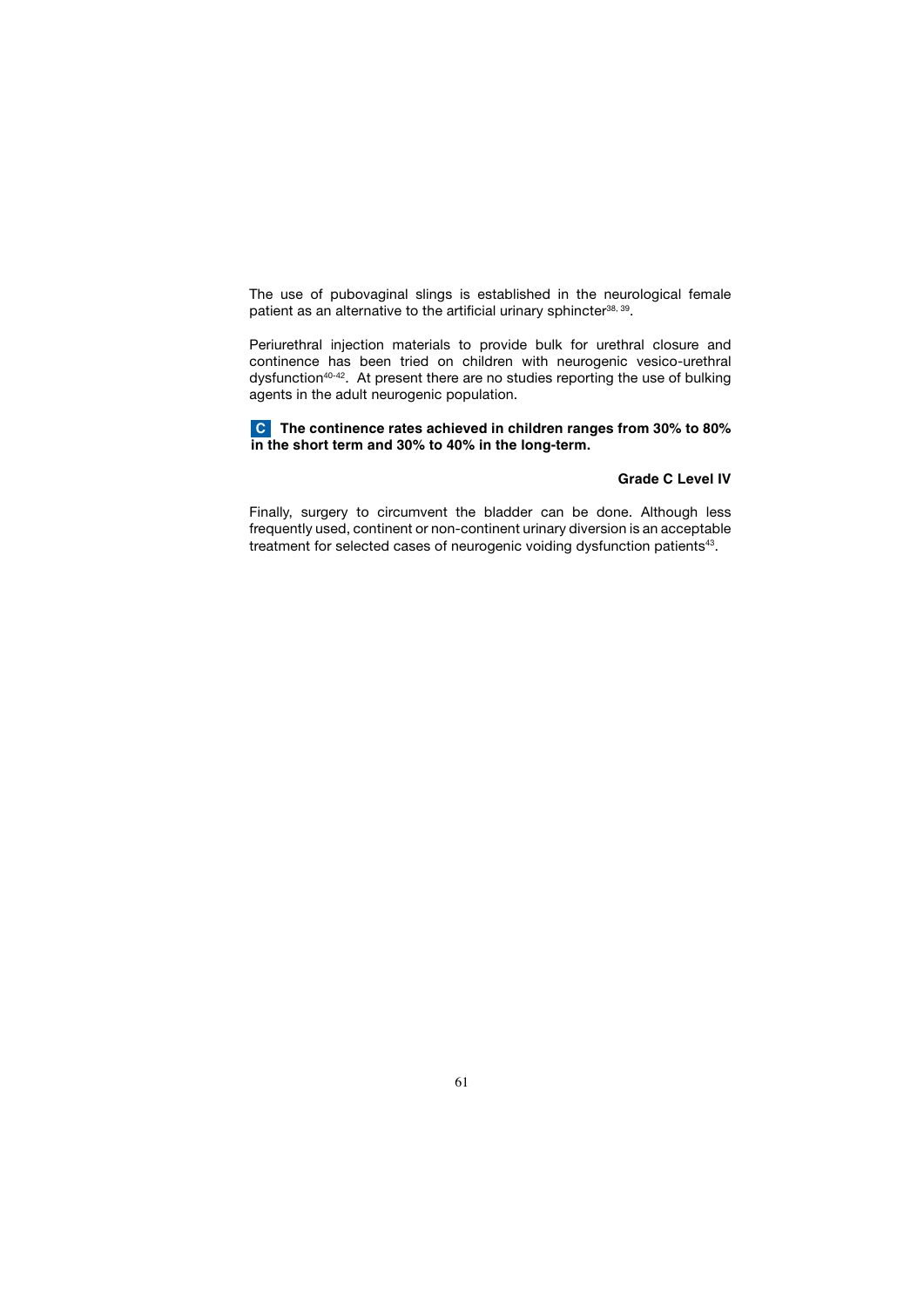The use of pubovaginal slings is established in the neurological female patient as an alternative to the artificial urinary sphincter[38, 39].

Periurethral injection materials to provide bulk for urethral closure and continence has been tried on children with neurogenic vesico-urethral dysfunction[40-42]. At present there are no studies reporting the use of bulking agents in the adult neurogenic population.

**C The continence rates achieved in children ranges from 30% to 80% in the short term and 30% to 40% in the long-term.**

**Grade C Level IV**

Finally, surgery to circumvent the bladder can be done. Although less frequently used, continent or non-continent urinary diversion is an acceptable treatment for selected cases of neurogenic voiding dysfunction patients[43].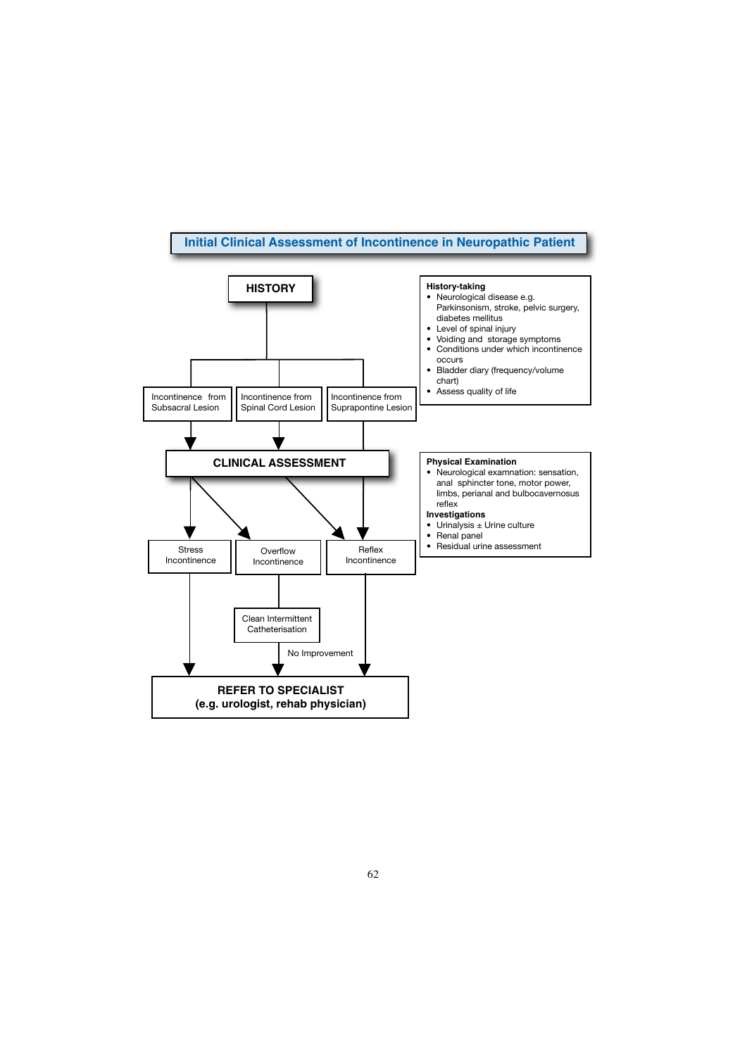## Initial Clinical Assessment of Incontinence in Neuropathic Patient

**HISTORY**

- Incontinence from Subsacral Lesion
- Incontinence from Spinal Cord Lesion
- Incontinence from Suprapontine Lesion

**CLINICAL ASSESSMENT**

- Stress Incontinence
- Overflow Incontinence → Clean Intermittent Catheterisation → No Improvement
- Reflex Incontinence

**REFER TO SPECIALIST (e.g. urologist, rehab physician)**

**History-taking**

- Neurological disease e.g. Parkinsonism, stroke, pelvic surgery, diabetes mellitus
- Level of spinal injury
- Voiding and storage symptoms
- Conditions under which incontinence occurs
- Bladder diary (frequency/volume chart)
- Assess quality of life

**Physical Examination**

- Neurological examnation: sensation, anal sphincter tone, motor power, limbs, perianal and bulbocavernosus reflex

**Investigations**

- Urinalysis ± Urine culture
- Renal panel
- Residual urine assessment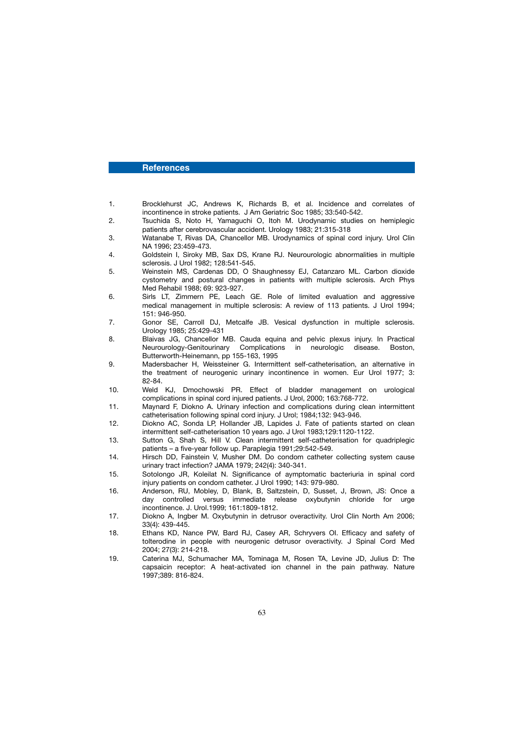## References

1. Brocklehurst JC, Andrews K, Richards B, et al. Incidence and correlates of incontinence in stroke patients. J Am Geriatric Soc 1985; 33:540-542.
2. Tsuchida S, Noto H, Yamaguchi O, Itoh M. Urodynamic studies on hemiplegic patients after cerebrovascular accident. Urology 1983; 21:315-318
3. Watanabe T, Rivas DA, Chancellor MB. Urodynamics of spinal cord injury. Urol Clin NA 1996; 23:459-473.
4. Goldstein I, Siroky MB, Sax DS, Krane RJ. Neurourologic abnormalities in multiple sclerosis. J Urol 1982; 128:541-545.
5. Weinstein MS, Cardenas DD, O Shaughnessy EJ, Catanzaro ML. Carbon dioxide cystometry and postural changes in patients with multiple sclerosis. Arch Phys Med Rehabil 1988; 69: 923-927.
6. Sirls LT, Zimmern PE, Leach GE. Role of limited evaluation and aggressive medical management in multiple sclerosis: A review of 113 patients. J Urol 1994; 151: 946-950.
7. Gonor SE, Carroll DJ, Metcalfe JB. Vesical dysfunction in multiple sclerosis. Urology 1985; 25:429-431
8. Blaivas JG, Chancellor MB. Cauda equina and pelvic plexus injury. In Practical Neurourology-Genitourinary Complications in neurologic disease. Boston, Butterworth-Heinemann, pp 155-163, 1995
9. Madersbacher H, Weissteiner G. Intermittent self-catheterisation, an alternative in the treatment of neurogenic urinary incontinence in women. Eur Urol 1977; 3: 82-84.
10. Weld KJ, Dmochowski PR. Effect of bladder management on urological complications in spinal cord injured patients. J Urol, 2000; 163:768-772.
11. Maynard F, Diokno A. Urinary infection and complications during clean intermittent catheterisation following spinal cord injury. J Urol; 1984;132: 943-946.
12. Diokno AC, Sonda LP, Hollander JB, Lapides J. Fate of patients started on clean intermittent self-catheterisation 10 years ago. J Urol 1983;129:1120-1122.
13. Sutton G, Shah S, Hill V. Clean intermittent self-catheterisation for quadriplegic patients – a five-year follow up. Paraplegia 1991;29:542-549.
14. Hirsch DD, Fainstein V, Musher DM. Do condom catheter collecting system cause urinary tract infection? JAMA 1979; 242(4): 340-341.
15. Sotolongo JR, Koleilat N. Significance of aymptomatic bacteriuria in spinal cord injury patients on condom catheter. J Urol 1990; 143: 979-980.
16. Anderson, RU, Mobley, D, Blank, B, Saltzstein, D, Susset, J, Brown, JS: Once a day controlled versus immediate release oxybutynin chloride for urge incontinence. J. Urol.1999; 161:1809-1812.
17. Diokno A, Ingber M. Oxybutynin in detrusor overactivity. Urol Clin North Am 2006; 33(4): 439-445.
18. Ethans KD, Nance PW, Bard RJ, Casey AR, Schryvers OI. Efficacy and safety of tolterodine in people with neurogenic detrusor overactivity. J Spinal Cord Med 2004; 27(3): 214-218.
19. Caterina MJ, Schumacher MA, Tominaga M, Rosen TA, Levine JD, Julius D: The capsaicin receptor: A heat-activated ion channel in the pain pathway. Nature 1997;389: 816-824.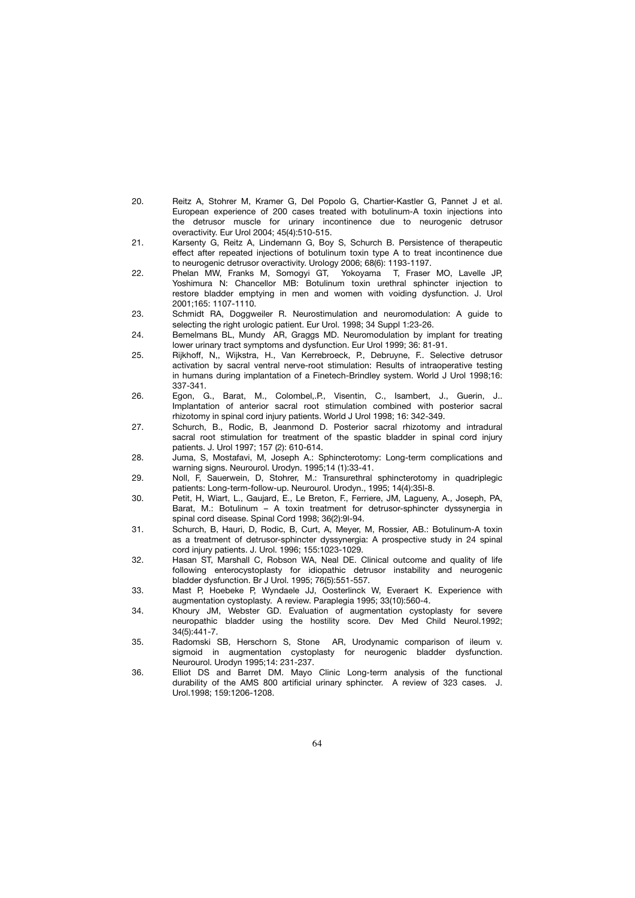20. Reitz A, Stohrer M, Kramer G, Del Popolo G, Chartier-Kastler G, Pannet J et al. European experience of 200 cases treated with botulinum-A toxin injections into the detrusor muscle for urinary incontinence due to neurogenic detrusor overactivity. Eur Urol 2004; 45(4):510-515.
21. Karsenty G, Reitz A, Lindemann G, Boy S, Schurch B. Persistence of therapeutic effect after repeated injections of botulinum toxin type A to treat incontinence due to neurogenic detrusor overactivity. Urology 2006; 68(6): 1193-1197.
22. Phelan MW, Franks M, Somogyi GT, Yokoyama T, Fraser MO, Lavelle JP, Yoshimura N: Chancellor MB: Botulinum toxin urethral sphincter injection to restore bladder emptying in men and women with voiding dysfunction. J. Urol 2001;165: 1107-1110.
23. Schmidt RA, Doggweiler R. Neurostimulation and neuromodulation: A guide to selecting the right urologic patient. Eur Urol. 1998; 34 Suppl 1:23-26.
24. Bemelmans BL, Mundy AR, Graggs MD. Neuromodulation by implant for treating lower urinary tract symptoms and dysfunction. Eur Urol 1999; 36: 81-91.
25. Rijkhoff, N,, Wijkstra, H., Van Kerrebroeck, P., Debruyne, F.. Selective detrusor activation by sacral ventral nerve-root stimulation: Results of intraoperative testing in humans during implantation of a Finetech-Brindley system. World J Urol 1998;16: 337-341.
26. Egon, G., Barat, M., Colombel,.P., Visentin, C., Isambert, J., Guerin, J.. Implantation of anterior sacral root stimulation combined with posterior sacral rhizotomy in spinal cord injury patients. World J Urol 1998; 16: 342-349.
27. Schurch, B., Rodic, B, Jeanmond D. Posterior sacral rhizotomy and intradural sacral root stimulation for treatment of the spastic bladder in spinal cord injury patients. J. Urol 1997; 157 (2): 610-614.
28. Juma, S, Mostafavi, M, Joseph A.: Sphincterotomy: Long-term complications and warning signs. Neurourol. Urodyn. 1995;14 (1):33-41.
29. Noll, F, Sauerwein, D, Stohrer, M.: Transurethral sphincterotomy in quadriplegic patients: Long-term-follow-up. Neurourol. Urodyn., 1995; 14(4):35l-8.
30. Petit, H, Wiart, L., Gaujard, E., Le Breton, F., Ferriere, JM, Lagueny, A., Joseph, PA, Barat, M.: Botulinum – A toxin treatment for detrusor-sphincter dyssynergia in spinal cord disease. Spinal Cord 1998; 36(2):9l-94.
31. Schurch, B, Hauri, D, Rodic, B, Curt, A, Meyer, M, Rossier, AB.: Botulinum-A toxin as a treatment of detrusor-sphincter dyssynergia: A prospective study in 24 spinal cord injury patients. J. Urol. 1996; 155:1023-1029.
32. Hasan ST, Marshall C, Robson WA, Neal DE. Clinical outcome and quality of life following enterocystoplasty for idiopathic detrusor instability and neurogenic bladder dysfunction. Br J Urol. 1995; 76(5):551-557.
33. Mast P, Hoebeke P, Wyndaele JJ, Oosterlinck W, Everaert K. Experience with augmentation cystoplasty. A review. Paraplegia 1995; 33(10):560-4.
34. Khoury JM, Webster GD. Evaluation of augmentation cystoplasty for severe neuropathic bladder using the hostility score. Dev Med Child Neurol.1992; 34(5):441-7.
35. Radomski SB, Herschorn S, Stone AR, Urodynamic comparison of ileum v. sigmoid in augmentation cystoplasty for neurogenic bladder dysfunction. Neurourol. Urodyn 1995;14: 231-237.
36. Elliot DS and Barret DM. Mayo Clinic Long-term analysis of the functional durability of the AMS 800 artificial urinary sphincter. A review of 323 cases. J. Urol.1998; 159:1206-1208.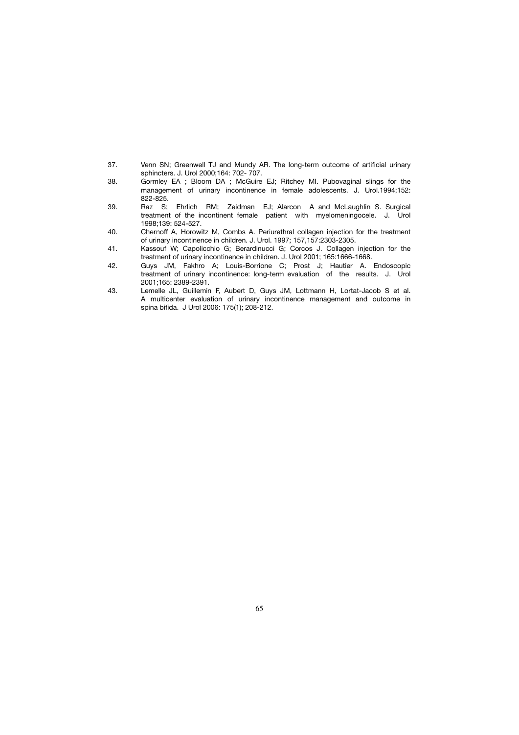37. Venn SN; Greenwell TJ and Mundy AR. The long-term outcome of artificial urinary sphincters. J. Urol 2000;164: 702- 707.
38. Gormley EA ; Bloom DA ; McGuire EJ; Ritchey MI. Pubovaginal slings for the management of urinary incontinence in female adolescents. J. Urol.1994;152: 822-825.
39. Raz S; Ehrlich RM; Zeidman EJ; Alarcon A and McLaughlin S. Surgical treatment of the incontinent female patient with myelomeningocele. J. Urol 1998;139: 524-527.
40. Chernoff A, Horowitz M, Combs A. Periurethral collagen injection for the treatment of urinary incontinence in children. J. Urol. 1997; 157,157:2303-2305.
41. Kassouf W; Capolicchio G; Berardinucci G; Corcos J. Collagen injection for the treatment of urinary incontinence in children. J. Urol 2001; 165:1666-1668.
42. Guys JM, Fakhro A; Louis-Borrione C; Prost J; Hautier A. Endoscopic treatment of urinary incontinence: long-term evaluation of the results. J. Urol 2001;165: 2389-2391.
43. Lemelle JL, Guillemin F, Aubert D, Guys JM, Lottmann H, Lortat-Jacob S et al. A multicenter evaluation of urinary incontinence management and outcome in spina bifida. J Urol 2006: 175(1); 208-212.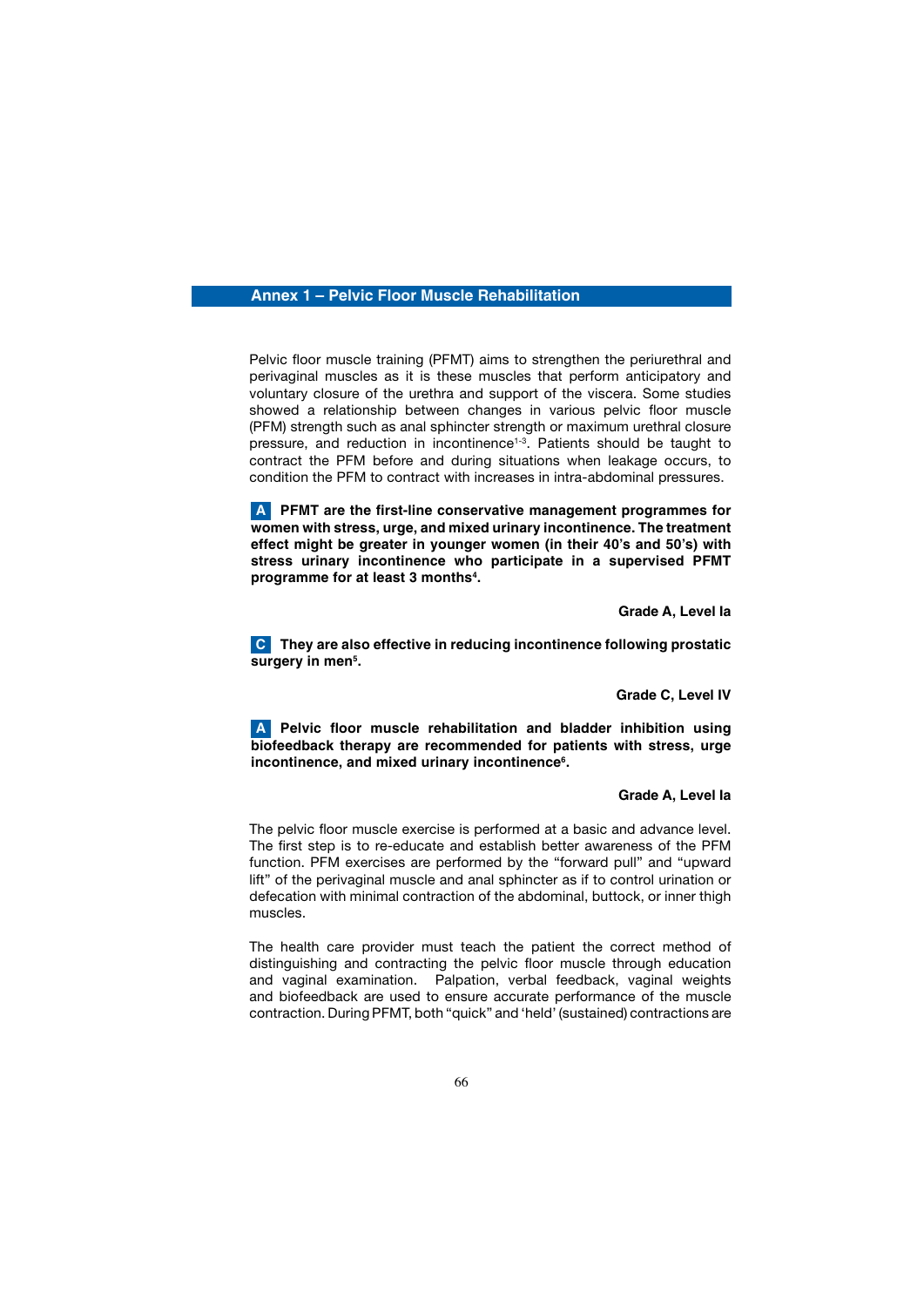## Annex 1 – Pelvic Floor Muscle Rehabilitation

Pelvic floor muscle training (PFMT) aims to strengthen the periurethral and perivaginal muscles as it is these muscles that perform anticipatory and voluntary closure of the urethra and support of the viscera. Some studies showed a relationship between changes in various pelvic floor muscle (PFM) strength such as anal sphincter strength or maximum urethral closure pressure, and reduction in incontinence[1-3]. Patients should be taught to contract the PFM before and during situations when leakage occurs, to condition the PFM to contract with increases in intra-abdominal pressures.

**A PFMT are the first-line conservative management programmes for women with stress, urge, and mixed urinary incontinence. The treatment effect might be greater in younger women (in their 40's and 50's) with stress urinary incontinence who participate in a supervised PFMT programme for at least 3 months[4].**

**Grade A, Level Ia**

**C They are also effective in reducing incontinence following prostatic surgery in men[5].**

**Grade C, Level IV**

**A Pelvic floor muscle rehabilitation and bladder inhibition using biofeedback therapy are recommended for patients with stress, urge incontinence, and mixed urinary incontinence[6].**

**Grade A, Level Ia**

The pelvic floor muscle exercise is performed at a basic and advance level. The first step is to re-educate and establish better awareness of the PFM function. PFM exercises are performed by the "forward pull" and "upward lift" of the perivaginal muscle and anal sphincter as if to control urination or defecation with minimal contraction of the abdominal, buttock, or inner thigh muscles.

The health care provider must teach the patient the correct method of distinguishing and contracting the pelvic floor muscle through education and vaginal examination. Palpation, verbal feedback, vaginal weights and biofeedback are used to ensure accurate performance of the muscle contraction. During PFMT, both "quick" and 'held' (sustained) contractions are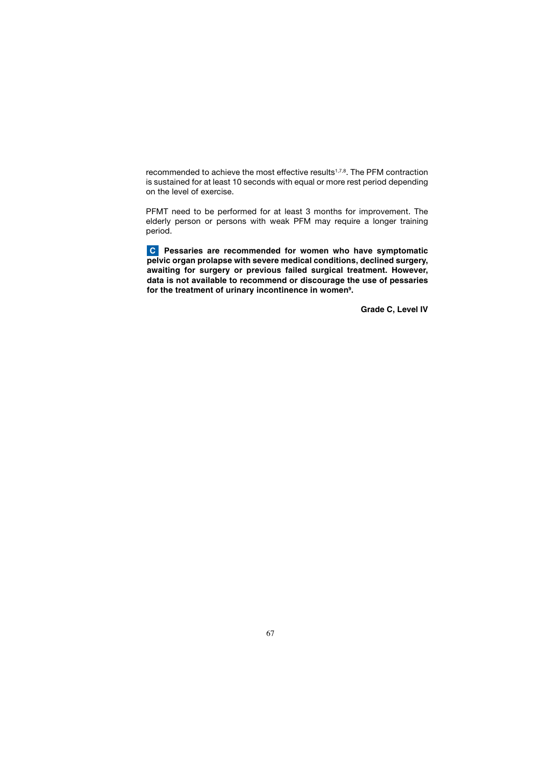recommended to achieve the most effective results[1,7,8]. The PFM contraction is sustained for at least 10 seconds with equal or more rest period depending on the level of exercise.

PFMT need to be performed for at least 3 months for improvement. The elderly person or persons with weak PFM may require a longer training period.

**C Pessaries are recommended for women who have symptomatic pelvic organ prolapse with severe medical conditions, declined surgery, awaiting for surgery or previous failed surgical treatment. However, data is not available to recommend or discourage the use of pessaries for the treatment of urinary incontinence in women[9].**

**Grade C, Level IV**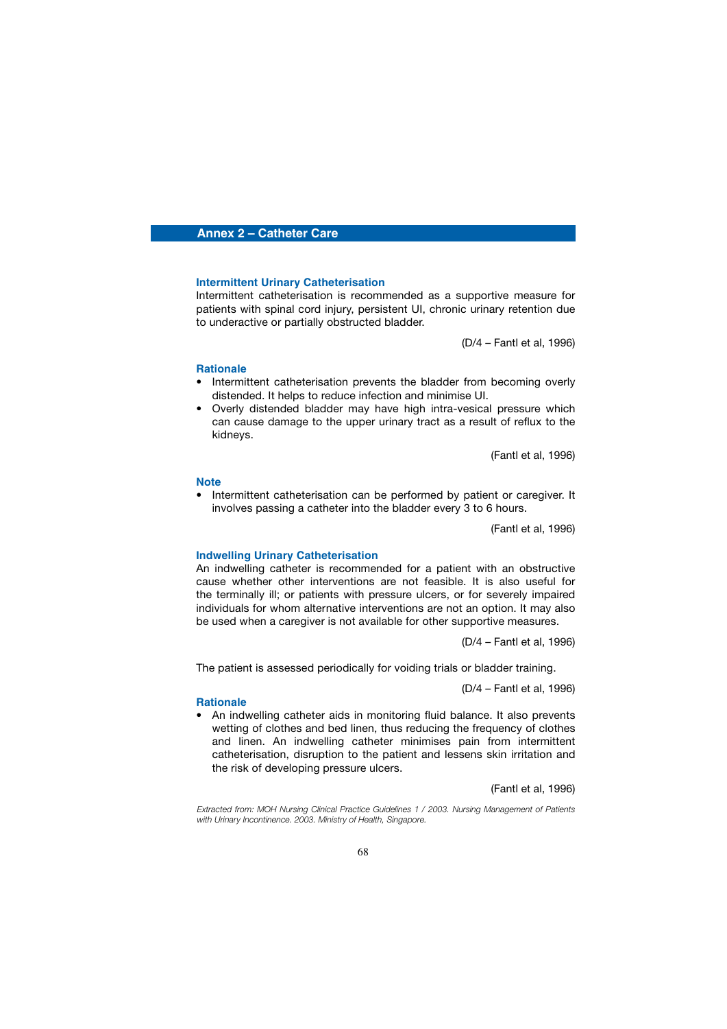# Annex 2 – Catheter Care

### Intermittent Urinary Catheterisation

Intermittent catheterisation is recommended as a supportive measure for patients with spinal cord injury, persistent UI, chronic urinary retention due to underactive or partially obstructed bladder.

(D/4 – Fantl et al, 1996)

### Rationale

- Intermittent catheterisation prevents the bladder from becoming overly distended. It helps to reduce infection and minimise UI.
- Overly distended bladder may have high intra-vesical pressure which can cause damage to the upper urinary tract as a result of reflux to the kidneys.

(Fantl et al, 1996)

### Note

- Intermittent catheterisation can be performed by patient or caregiver. It involves passing a catheter into the bladder every 3 to 6 hours.

(Fantl et al, 1996)

### Indwelling Urinary Catheterisation

An indwelling catheter is recommended for a patient with an obstructive cause whether other interventions are not feasible. It is also useful for the terminally ill; or patients with pressure ulcers, or for severely impaired individuals for whom alternative interventions are not an option. It may also be used when a caregiver is not available for other supportive measures.

(D/4 – Fantl et al, 1996)

The patient is assessed periodically for voiding trials or bladder training.

(D/4 – Fantl et al, 1996)

### Rationale

- An indwelling catheter aids in monitoring fluid balance. It also prevents wetting of clothes and bed linen, thus reducing the frequency of clothes and linen. An indwelling catheter minimises pain from intermittent catheterisation, disruption to the patient and lessens skin irritation and the risk of developing pressure ulcers.

(Fantl et al, 1996)

*Extracted from: MOH Nursing Clinical Practice Guidelines 1 / 2003. Nursing Management of Patients with Urinary Incontinence. 2003. Ministry of Health, Singapore.*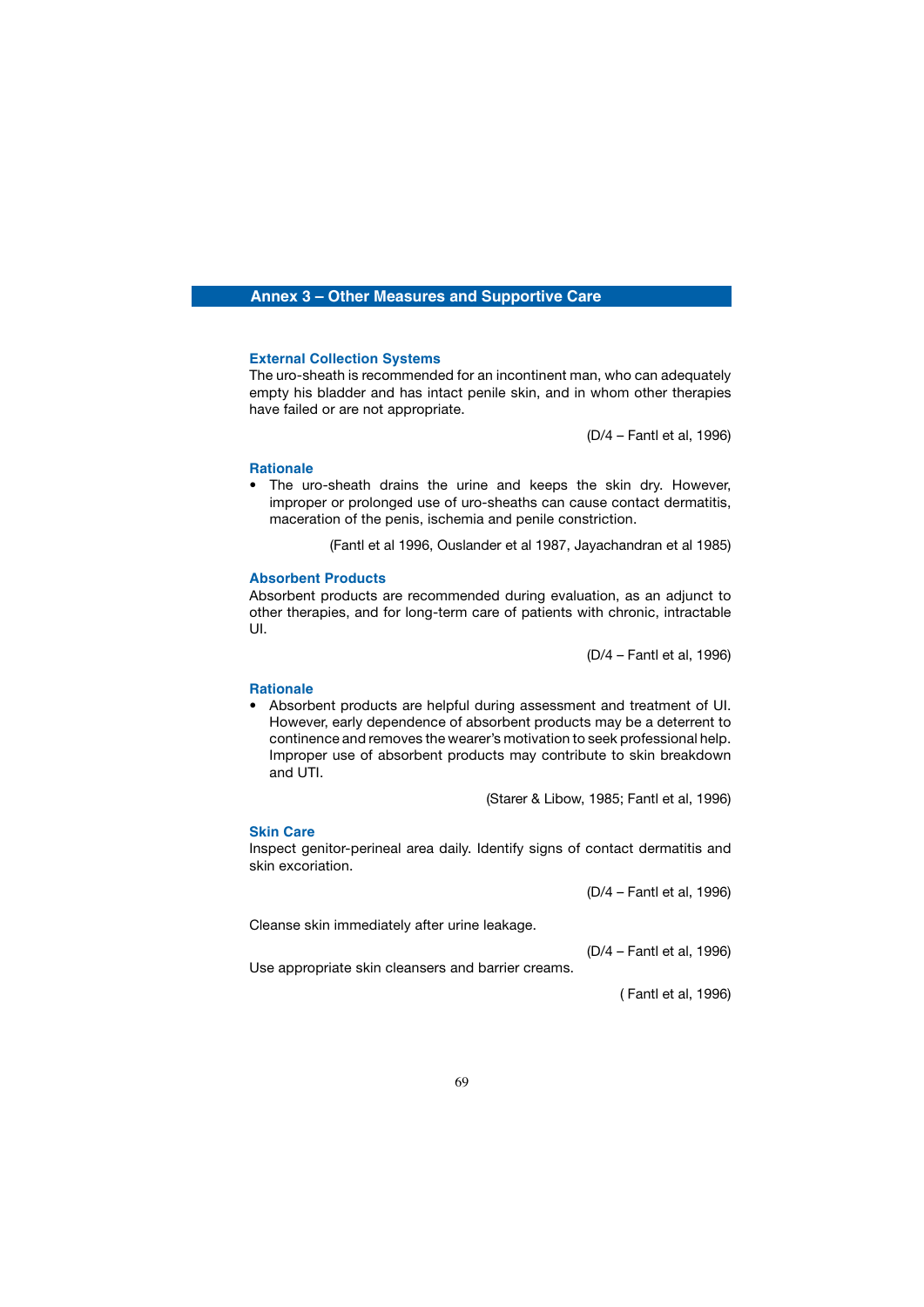# Annex 3 – Other Measures and Supportive Care

### External Collection Systems

The uro-sheath is recommended for an incontinent man, who can adequately empty his bladder and has intact penile skin, and in whom other therapies have failed or are not appropriate.

(D/4 – Fantl et al, 1996)

### Rationale

- The uro-sheath drains the urine and keeps the skin dry. However, improper or prolonged use of uro-sheaths can cause contact dermatitis, maceration of the penis, ischemia and penile constriction.

(Fantl et al 1996, Ouslander et al 1987, Jayachandran et al 1985)

### Absorbent Products

Absorbent products are recommended during evaluation, as an adjunct to other therapies, and for long-term care of patients with chronic, intractable UI.

(D/4 – Fantl et al, 1996)

### Rationale

- Absorbent products are helpful during assessment and treatment of UI. However, early dependence of absorbent products may be a deterrent to continence and removes the wearer's motivation to seek professional help. Improper use of absorbent products may contribute to skin breakdown and UTI.

(Starer & Libow, 1985; Fantl et al, 1996)

### Skin Care

Inspect genitor-perineal area daily. Identify signs of contact dermatitis and skin excoriation.

(D/4 – Fantl et al, 1996)

Cleanse skin immediately after urine leakage.

(D/4 – Fantl et al, 1996)

Use appropriate skin cleansers and barrier creams.

( Fantl et al, 1996)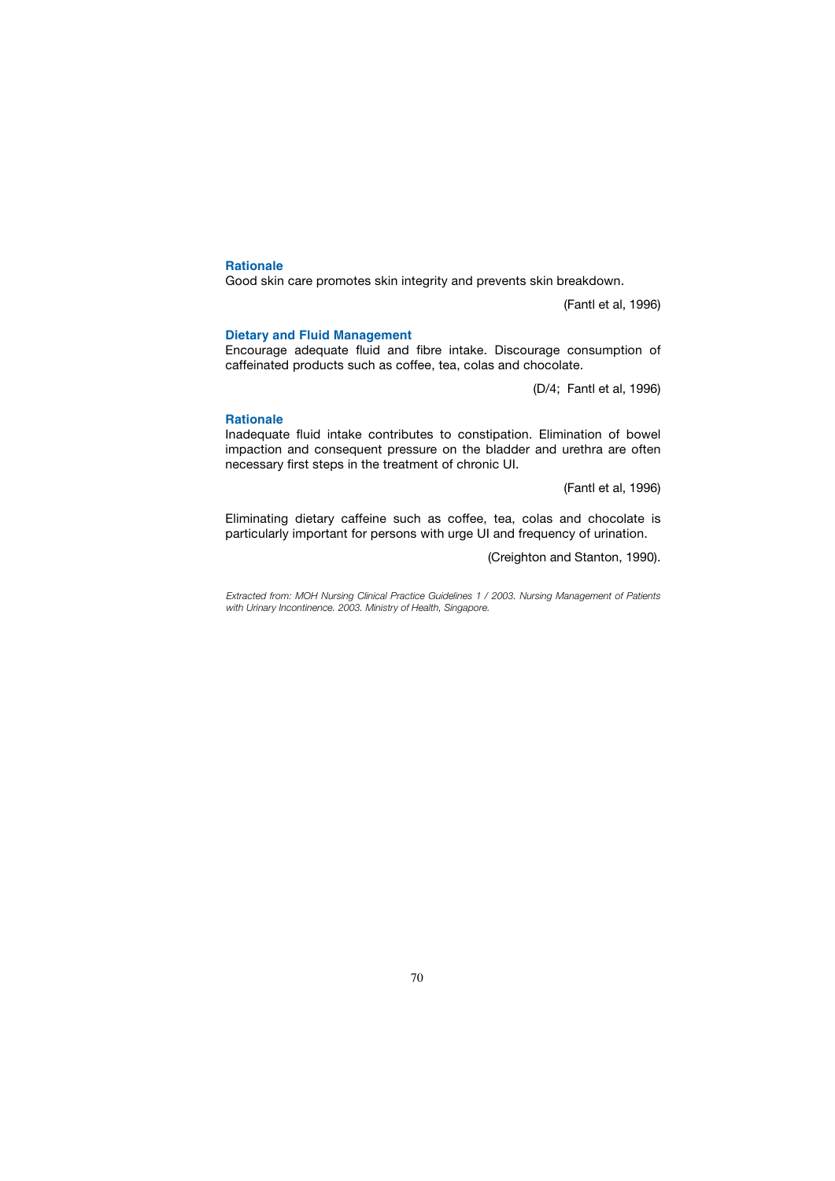### Rationale

Good skin care promotes skin integrity and prevents skin breakdown.

(Fantl et al, 1996)

### Dietary and Fluid Management

Encourage adequate fluid and fibre intake. Discourage consumption of caffeinated products such as coffee, tea, colas and chocolate.

(D/4; Fantl et al, 1996)

### Rationale

Inadequate fluid intake contributes to constipation. Elimination of bowel impaction and consequent pressure on the bladder and urethra are often necessary first steps in the treatment of chronic UI.

(Fantl et al, 1996)

Eliminating dietary caffeine such as coffee, tea, colas and chocolate is particularly important for persons with urge UI and frequency of urination.

(Creighton and Stanton, 1990).

*Extracted from: MOH Nursing Clinical Practice Guidelines 1 / 2003. Nursing Management of Patients with Urinary Incontinence. 2003. Ministry of Health, Singapore.*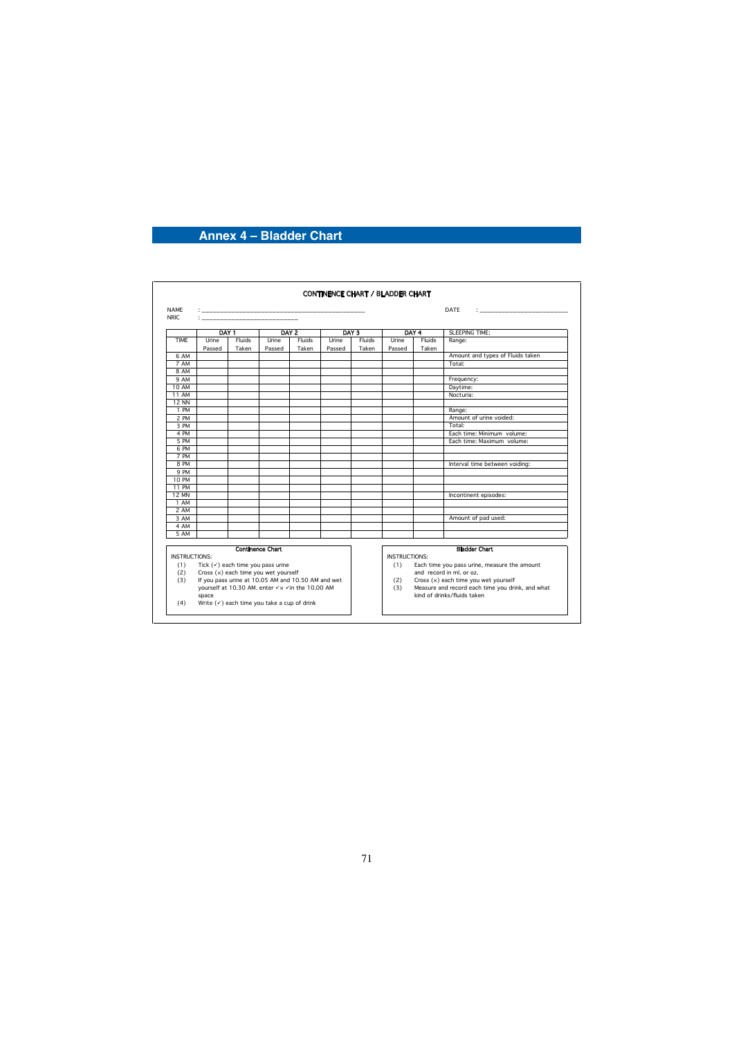## Annex 4 – Bladder Chart

**CONTINENCE CHART / BLADDER CHART**

NAME : ______________________________ DATE : ______________________

NRIC : ______________________

| | DAY 1 | | DAY 2 | | DAY 3 | | DAY 4 | | SLEEPING TIME: |
|---|---|---|---|---|---|---|---|---|---|
| TIME | Urine Passed | Fluids Taken | Urine Passed | Fluids Taken | Urine Passed | Fluids Taken | Urine Passed | Fluids Taken | Range: |
| 6 AM | | | | | | | | | Amount and types of Fluids taken |
| 7 AM | | | | | | | | | Total: |
| 8 AM | | | | | | | | | |
| 9 AM | | | | | | | | | Frequency: |
| 10 AM | | | | | | | | | Daytime: |
| 11 AM | | | | | | | | | Nocturia: |
| 12 NN | | | | | | | | | |
| 1 PM | | | | | | | | | Range: |
| 2 PM | | | | | | | | | Amount of urine voided: |
| 3 PM | | | | | | | | | Total: |
| 4 PM | | | | | | | | | Each time: Minimum volume: |
| 5 PM | | | | | | | | | Each time: Maximum volume: |
| 6 PM | | | | | | | | | |
| 7 PM | | | | | | | | | |
| 8 PM | | | | | | | | | Interval time between voiding: |
| 9 PM | | | | | | | | | |
| 10 PM | | | | | | | | | |
| 11 PM | | | | | | | | | |
| 12 MN | | | | | | | | | Incontinent episodes: |
| 1 AM | | | | | | | | | |
| 2 AM | | | | | | | | | |
| 3 AM | | | | | | | | | Amount of pad used: |
| 4 AM | | | | | | | | | |
| 5 AM | | | | | | | | | |

**Continence Chart**

INSTRUCTIONS:

(1) Tick (✓) each time you pass urine
(2) Cross (×) each time you wet yourself
(3) If you pass urine at 10.05 AM and 10.50 AM and wet yourself at 10.30 AM. enter ✓× ✓in the 10.00 AM space
(4) Write (✓) each time you take a cup of drink

**Bladder Chart**

INSTRUCTIONS:

(1) Each time you pass urine, measure the amount and record in ml. or oz.
(2) Cross (×) each time you wet yourself
(3) Measure and record each time you drink, and what kind of drinks/fluids taken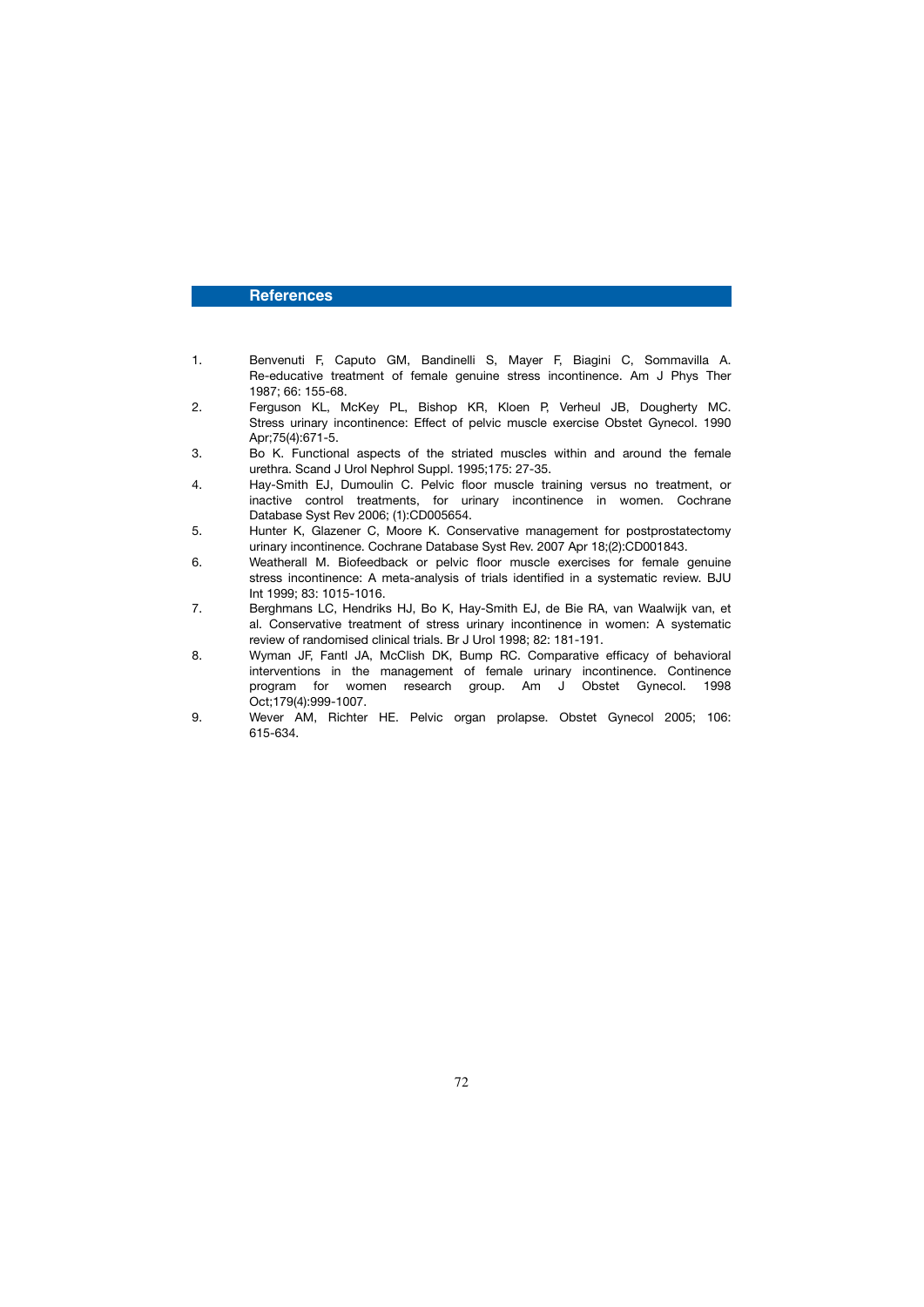## References

1. Benvenuti F, Caputo GM, Bandinelli S, Mayer F, Biagini C, Sommavilla A. Re-educative treatment of female genuine stress incontinence. Am J Phys Ther 1987; 66: 155-68.
2. Ferguson KL, McKey PL, Bishop KR, Kloen P, Verheul JB, Dougherty MC. Stress urinary incontinence: Effect of pelvic muscle exercise Obstet Gynecol. 1990 Apr;75(4):671-5.
3. Bo K. Functional aspects of the striated muscles within and around the female urethra. Scand J Urol Nephrol Suppl. 1995;175: 27-35.
4. Hay-Smith EJ, Dumoulin C. Pelvic floor muscle training versus no treatment, or inactive control treatments, for urinary incontinence in women. Cochrane Database Syst Rev 2006; (1):CD005654.
5. Hunter K, Glazener C, Moore K. Conservative management for postprostatectomy urinary incontinence. Cochrane Database Syst Rev. 2007 Apr 18;(2):CD001843.
6. Weatherall M. Biofeedback or pelvic floor muscle exercises for female genuine stress incontinence: A meta-analysis of trials identified in a systematic review. BJU Int 1999; 83: 1015-1016.
7. Berghmans LC, Hendriks HJ, Bo K, Hay-Smith EJ, de Bie RA, van Waalwijk van, et al. Conservative treatment of stress urinary incontinence in women: A systematic review of randomised clinical trials. Br J Urol 1998; 82: 181-191.
8. Wyman JF, Fantl JA, McClish DK, Bump RC. Comparative efficacy of behavioral interventions in the management of female urinary incontinence. Continence program for women research group. Am J Obstet Gynecol. 1998 Oct;179(4):999-1007.
9. Wever AM, Richter HE. Pelvic organ prolapse. Obstet Gynecol 2005; 106: 615-634.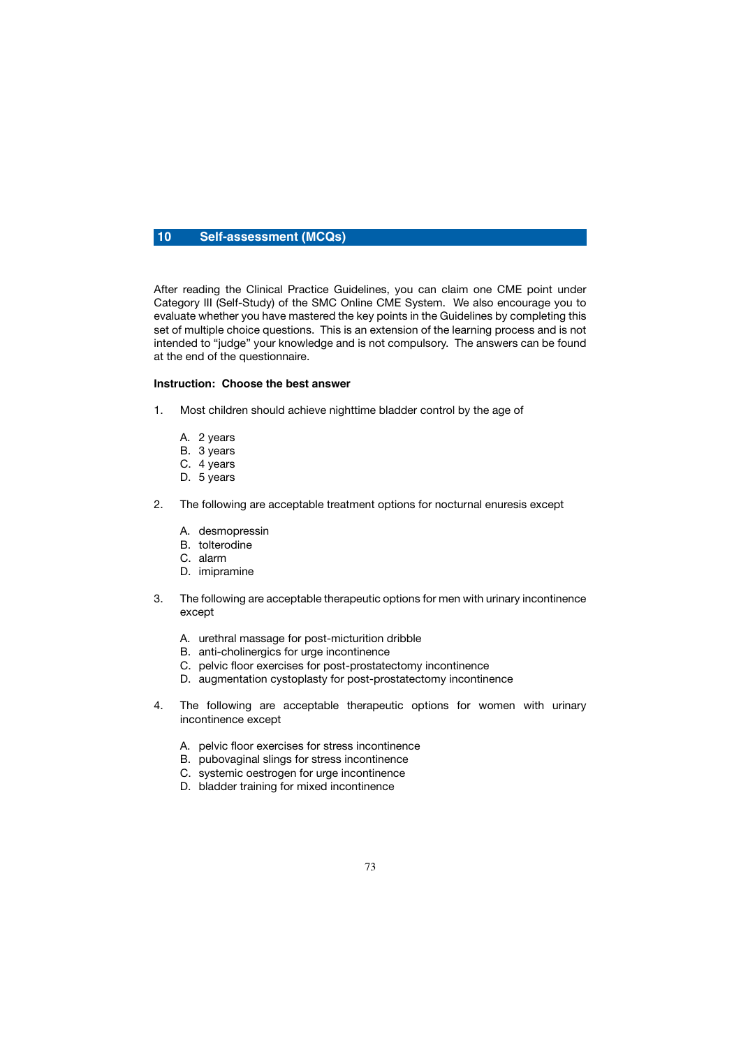# 10 Self-assessment (MCQs)

After reading the Clinical Practice Guidelines, you can claim one CME point under Category III (Self-Study) of the SMC Online CME System. We also encourage you to evaluate whether you have mastered the key points in the Guidelines by completing this set of multiple choice questions. This is an extension of the learning process and is not intended to "judge" your knowledge and is not compulsory. The answers can be found at the end of the questionnaire.

**Instruction: Choose the best answer**

1. Most children should achieve nighttime bladder control by the age of

   A. 2 years
   B. 3 years
   C. 4 years
   D. 5 years

2. The following are acceptable treatment options for nocturnal enuresis except

   A. desmopressin
   B. tolterodine
   C. alarm
   D. imipramine

3. The following are acceptable therapeutic options for men with urinary incontinence except

   A. urethral massage for post-micturition dribble
   B. anti-cholinergics for urge incontinence
   C. pelvic floor exercises for post-prostatectomy incontinence
   D. augmentation cystoplasty for post-prostatectomy incontinence

4. The following are acceptable therapeutic options for women with urinary incontinence except

   A. pelvic floor exercises for stress incontinence
   B. pubovaginal slings for stress incontinence
   C. systemic oestrogen for urge incontinence
   D. bladder training for mixed incontinence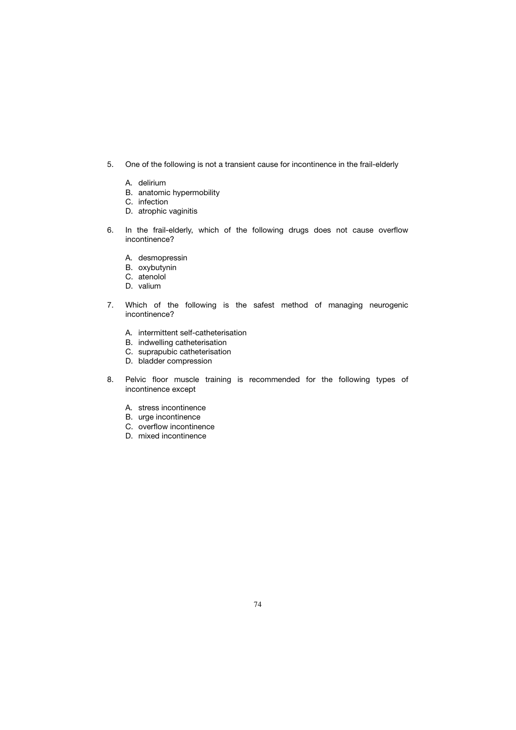5. One of the following is not a transient cause for incontinence in the frail-elderly

    A. delirium
    B. anatomic hypermobility
    C. infection
    D. atrophic vaginitis

6. In the frail-elderly, which of the following drugs does not cause overflow incontinence?

    A. desmopressin
    B. oxybutynin
    C. atenolol
    D. valium

7. Which of the following is the safest method of managing neurogenic incontinence?

    A. intermittent self-catheterisation
    B. indwelling catheterisation
    C. suprapubic catheterisation
    D. bladder compression

8. Pelvic floor muscle training is recommended for the following types of incontinence except

    A. stress incontinence
    B. urge incontinence
    C. overflow incontinence
    D. mixed incontinence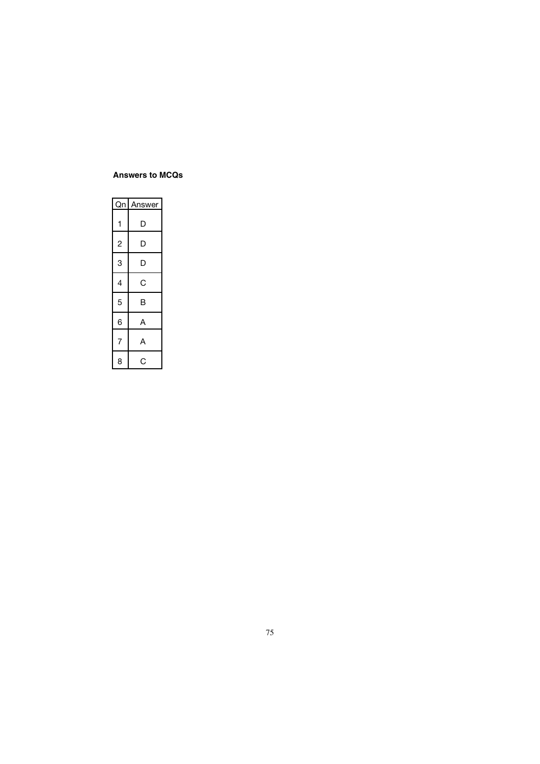**Answers to MCQs**

| Qn | Answer |
|---|---|
| 1 | D |
| 2 | D |
| 3 | D |
| 4 | C |
| 5 | B |
| 6 | A |
| 7 | A |
| 8 | C |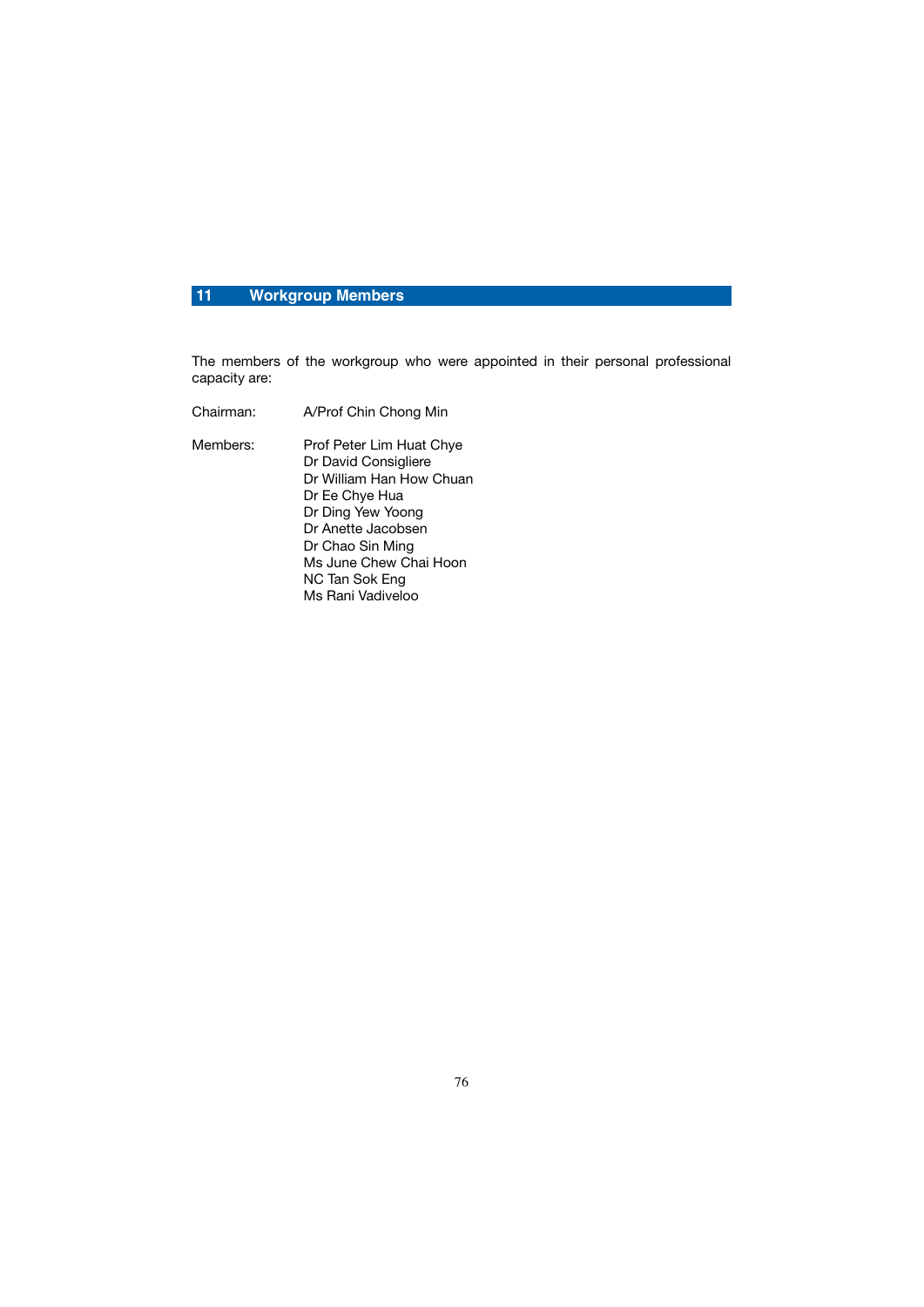# 11 Workgroup Members

The members of the workgroup who were appointed in their personal professional capacity are:

Chairman: A/Prof Chin Chong Min

Members:
- Prof Peter Lim Huat Chye
- Dr David Consigliere
- Dr William Han How Chuan
- Dr Ee Chye Hua
- Dr Ding Yew Yoong
- Dr Anette Jacobsen
- Dr Chao Sin Ming
- Ms June Chew Chai Hoon
- NC Tan Sok Eng
- Ms Rani Vadiveloo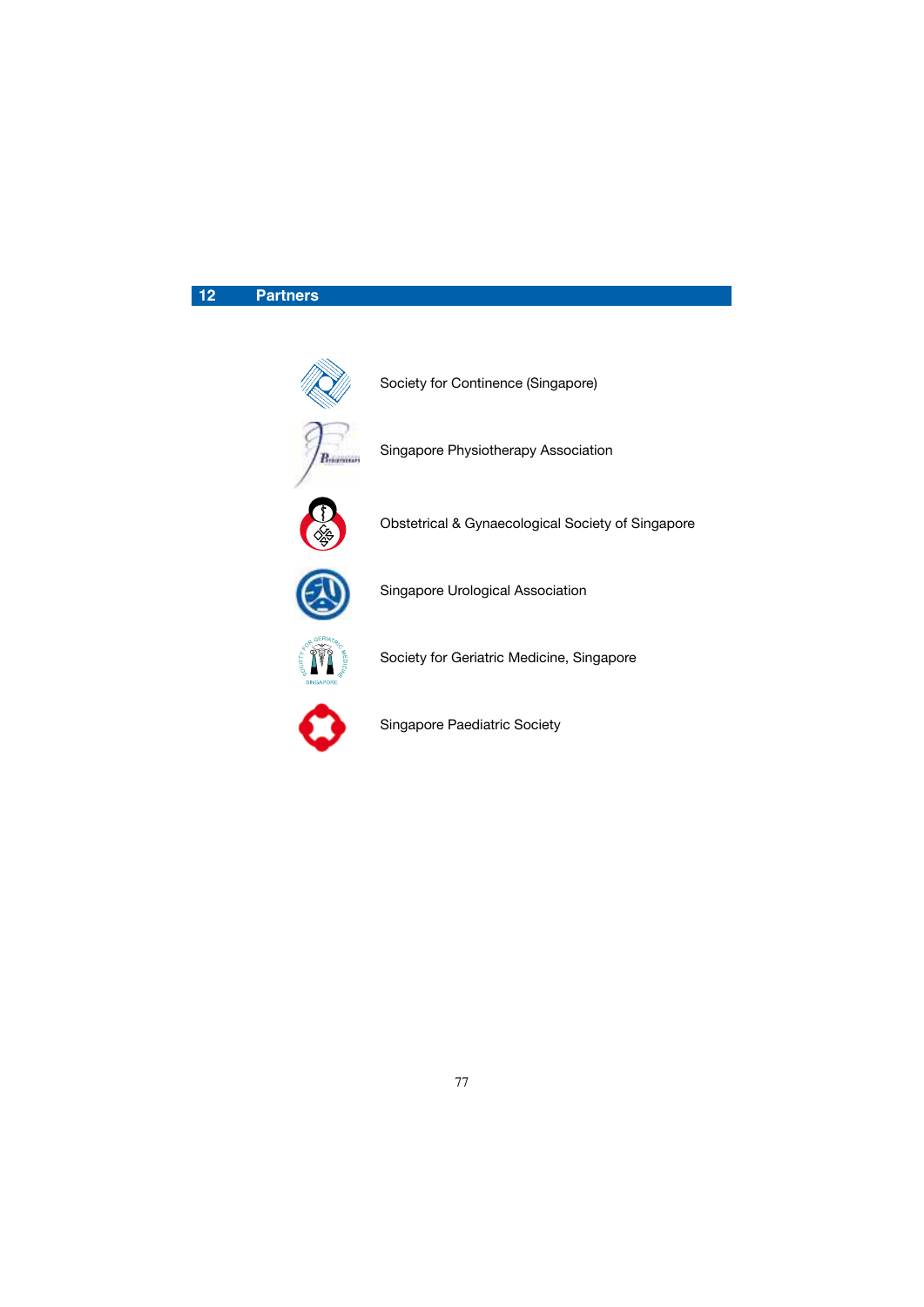## 12 Partners

Society for Continence (Singapore)

Singapore Physiotherapy Association

Obstetrical & Gynaecological Society of Singapore

Singapore Urological Association

Society for Geriatric Medicine, Singapore

Singapore Paediatric Society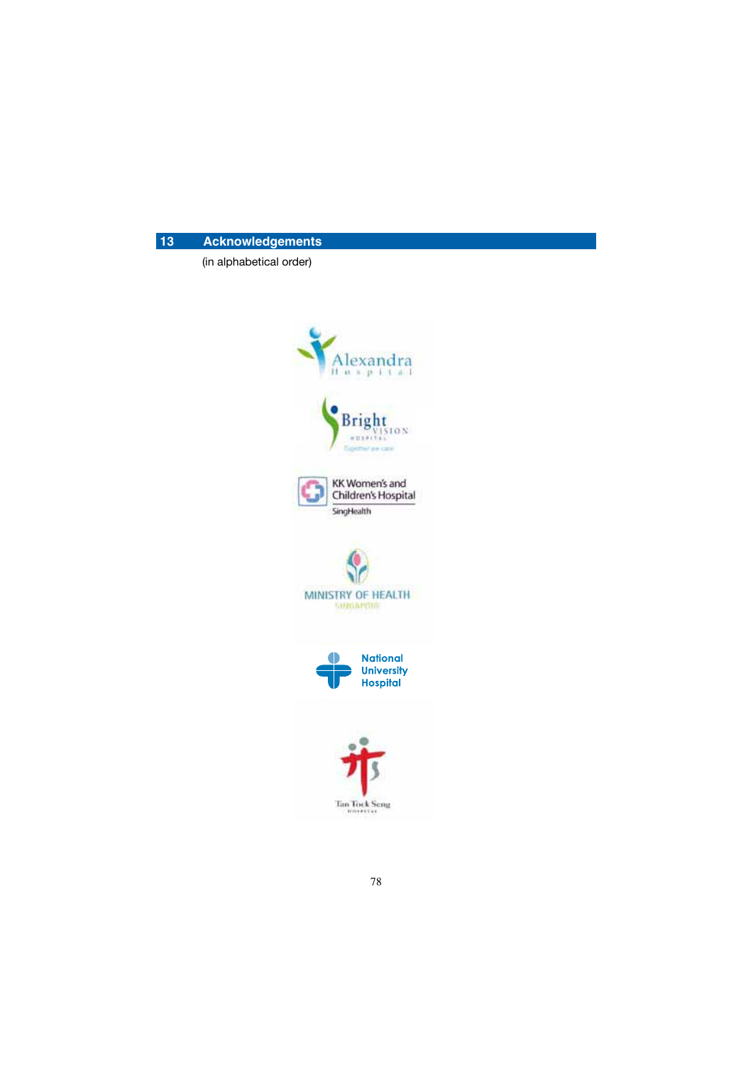## 13 Acknowledgements

(in alphabetical order)

Alexandra Hospital

Bright Vision Hospital

KK Women's and Children's Hospital
SingHealth

Ministry of Health
Singapore

National University Hospital

Tan Tock Seng Hospital